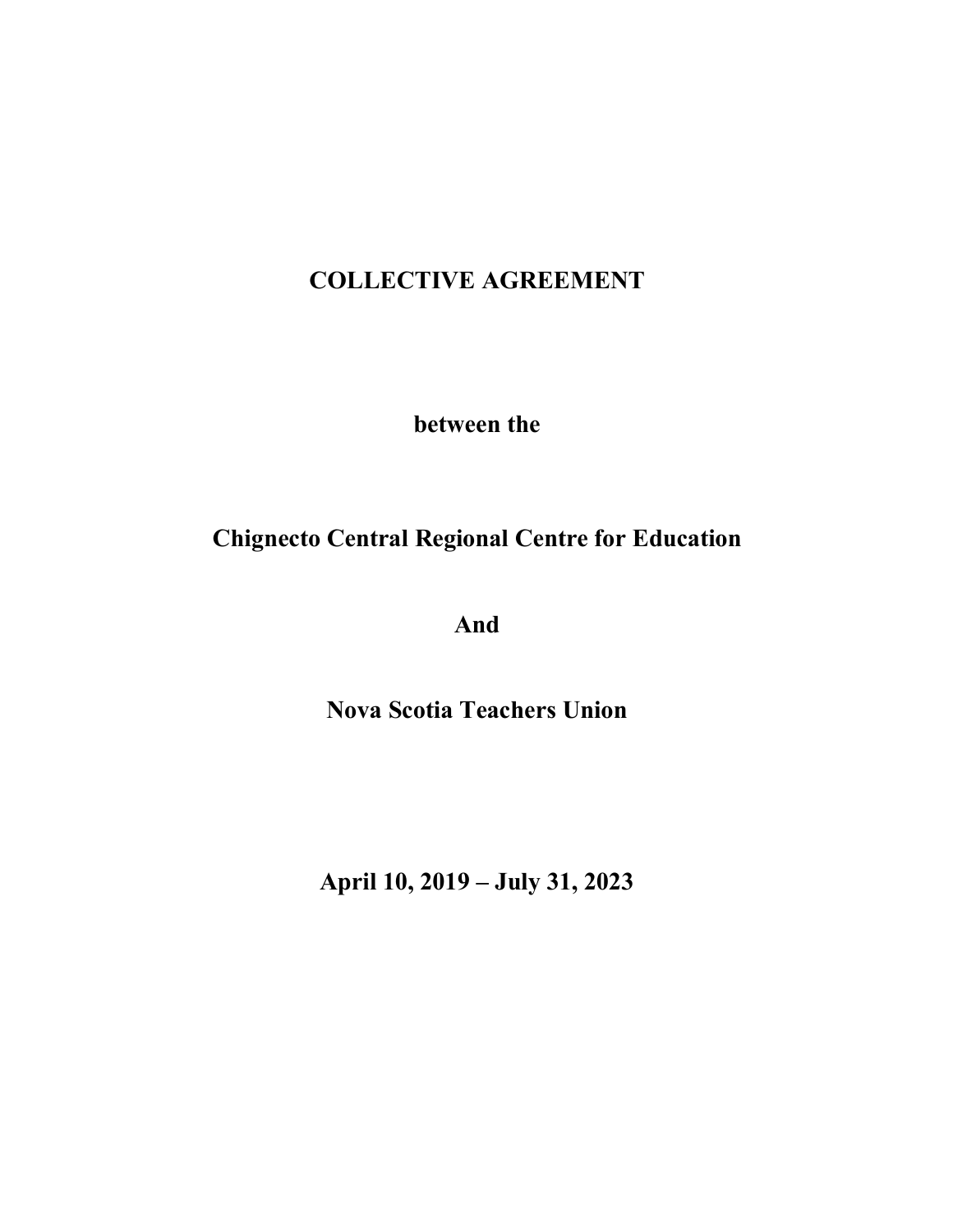# COLLECTIVE AGREEMENT

**between the**

**Chignecto Central Regional Centre for Education**

**And**

**Nova Scotia Teachers Union**

**April 10, 2019 – July 31, 2023**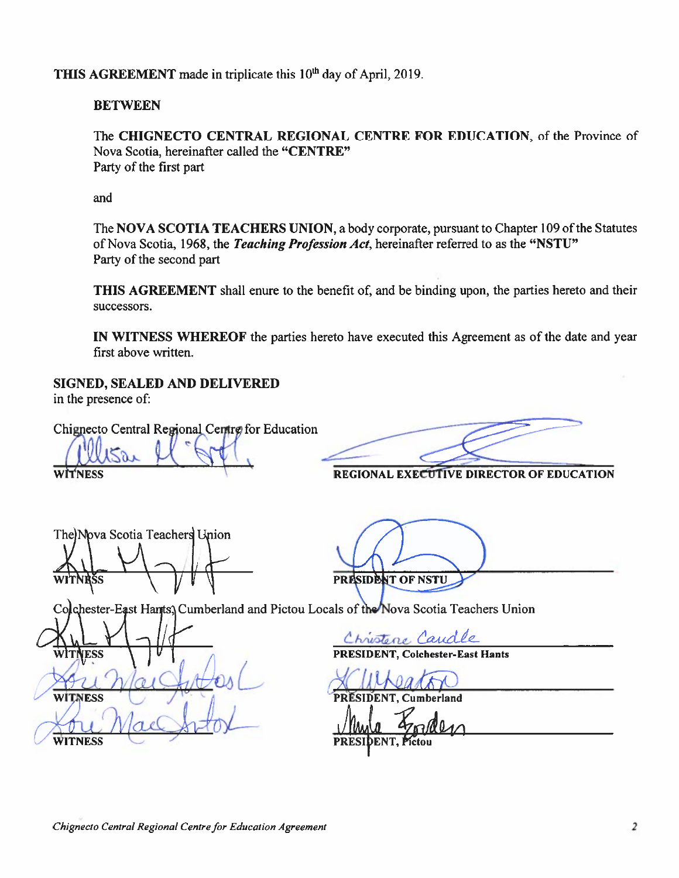**THIS AGREEMENT** made in triplicate this 10th day of April, 2019.

**BETWEEN**

The **CHIGNECTO CENTRAL REGIONAL CENTRE FOR EDUCATION**, of the Province of Nova Scotia, hereinafter called the **"CENTRE"**
Party of the first part

and

The **NOVA SCOTIA TEACHERS UNION**, a body corporate, pursuant to Chapter 109 of the Statutes of Nova Scotia, 1968, the ***Teaching Profession Act***, hereinafter referred to as the **"NSTU"**
Party of the second part

**THIS AGREEMENT** shall enure to the benefit of, and be binding upon, the parties hereto and their successors.

**IN WITNESS WHEREOF** the parties hereto have executed this Agreement as of the date and year first above written.

**SIGNED, SEALED AND DELIVERED**
in the presence of:

Chignecto Central Regional Centre for Education

| | |
|---|---|
| **WITNESS** | **REGIONAL EXECUTIVE DIRECTOR OF EDUCATION** |

The Nova Scotia Teachers Union

| | |
|---|---|
| **WITNESS** | **PRESIDENT OF NSTU** |

Colchester-East Hants, Cumberland and Pictou Locals of the Nova Scotia Teachers Union

| | |
|---|---|
| **WITNESS** | **PRESIDENT, Colchester-East Hants** |
| **WITNESS** | **PRESIDENT, Cumberland** |
| **WITNESS** | **PRESIDENT, Pictou** |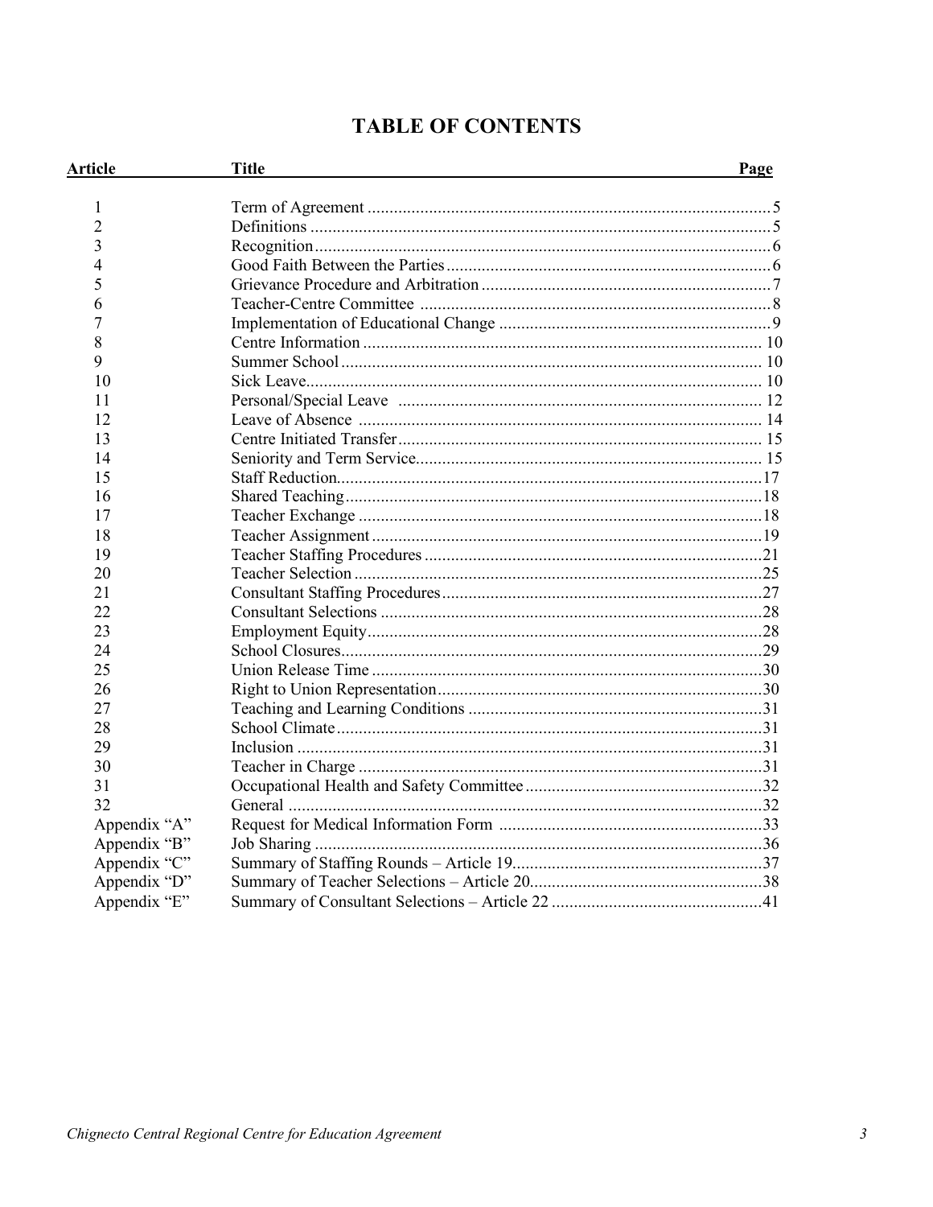# TABLE OF CONTENTS

| Article | Title | Page |
|---|---|---|
| 1 | Term of Agreement | 5 |
| 2 | Definitions | 5 |
| 3 | Recognition | 6 |
| 4 | Good Faith Between the Parties | 6 |
| 5 | Grievance Procedure and Arbitration | 7 |
| 6 | Teacher-Centre Committee | 8 |
| 7 | Implementation of Educational Change | 9 |
| 8 | Centre Information | 10 |
| 9 | Summer School | 10 |
| 10 | Sick Leave | 10 |
| 11 | Personal/Special Leave | 12 |
| 12 | Leave of Absence | 14 |
| 13 | Centre Initiated Transfer | 15 |
| 14 | Seniority and Term Service | 15 |
| 15 | Staff Reduction | 17 |
| 16 | Shared Teaching | 18 |
| 17 | Teacher Exchange | 18 |
| 18 | Teacher Assignment | 19 |
| 19 | Teacher Staffing Procedures | 21 |
| 20 | Teacher Selection | 25 |
| 21 | Consultant Staffing Procedures | 27 |
| 22 | Consultant Selections | 28 |
| 23 | Employment Equity | 28 |
| 24 | School Closures | 29 |
| 25 | Union Release Time | 30 |
| 26 | Right to Union Representation | 30 |
| 27 | Teaching and Learning Conditions | 31 |
| 28 | School Climate | 31 |
| 29 | Inclusion | 31 |
| 30 | Teacher in Charge | 31 |
| 31 | Occupational Health and Safety Committee | 32 |
| 32 | General | 32 |
| Appendix "A" | Request for Medical Information Form | 33 |
| Appendix "B" | Job Sharing | 36 |
| Appendix "C" | Summary of Staffing Rounds – Article 19 | 37 |
| Appendix "D" | Summary of Teacher Selections – Article 20 | 38 |
| Appendix "E" | Summary of Consultant Selections – Article 22 | 41 |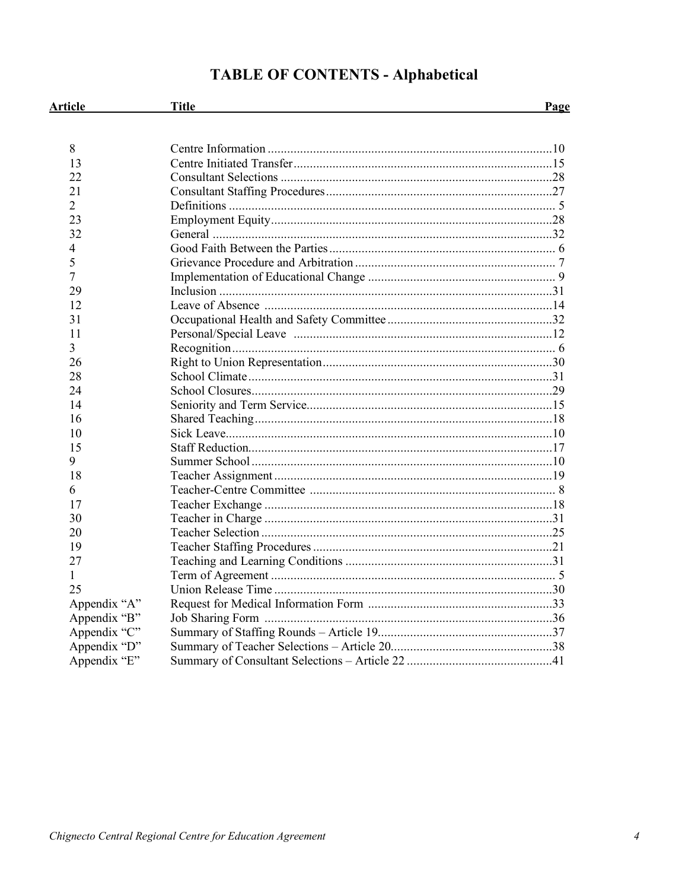# TABLE OF CONTENTS - Alphabetical

| Article | Title | Page |
|---|---|---|
| 8 | Centre Information | 10 |
| 13 | Centre Initiated Transfer | 15 |
| 22 | Consultant Selections | 28 |
| 21 | Consultant Staffing Procedures | 27 |
| 2 | Definitions | 5 |
| 23 | Employment Equity | 28 |
| 32 | General | 32 |
| 4 | Good Faith Between the Parties | 6 |
| 5 | Grievance Procedure and Arbitration | 7 |
| 7 | Implementation of Educational Change | 9 |
| 29 | Inclusion | 31 |
| 12 | Leave of Absence | 14 |
| 31 | Occupational Health and Safety Committee | 32 |
| 11 | Personal/Special Leave | 12 |
| 3 | Recognition | 6 |
| 26 | Right to Union Representation | 30 |
| 28 | School Climate | 31 |
| 24 | School Closures | 29 |
| 14 | Seniority and Term Service | 15 |
| 16 | Shared Teaching | 18 |
| 10 | Sick Leave | 10 |
| 15 | Staff Reduction | 17 |
| 9 | Summer School | 10 |
| 18 | Teacher Assignment | 19 |
| 6 | Teacher-Centre Committee | 8 |
| 17 | Teacher Exchange | 18 |
| 30 | Teacher in Charge | 31 |
| 20 | Teacher Selection | 25 |
| 19 | Teacher Staffing Procedures | 21 |
| 27 | Teaching and Learning Conditions | 31 |
| 1 | Term of Agreement | 5 |
| 25 | Union Release Time | 30 |
| Appendix "A" | Request for Medical Information Form | 33 |
| Appendix "B" | Job Sharing Form | 36 |
| Appendix "C" | Summary of Staffing Rounds – Article 19 | 37 |
| Appendix "D" | Summary of Teacher Selections – Article 20 | 38 |
| Appendix "E" | Summary of Consultant Selections – Article 22 | 41 |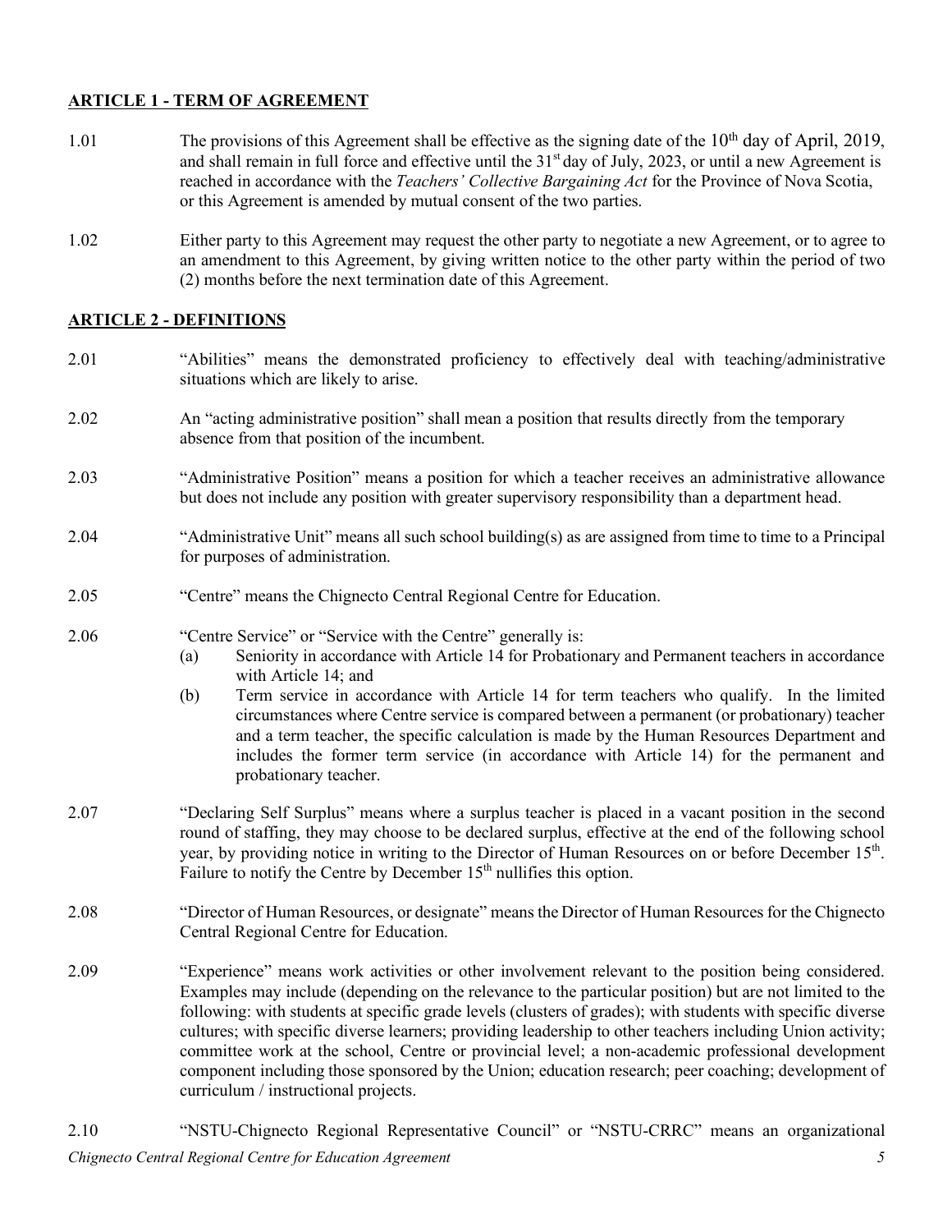## ARTICLE 1 - TERM OF AGREEMENT

1.01 The provisions of this Agreement shall be effective as the signing date of the 10th day of April, 2019, and shall remain in full force and effective until the 31st day of July, 2023, or until a new Agreement is reached in accordance with the *Teachers' Collective Bargaining Act* for the Province of Nova Scotia, or this Agreement is amended by mutual consent of the two parties.

1.02 Either party to this Agreement may request the other party to negotiate a new Agreement, or to agree to an amendment to this Agreement, by giving written notice to the other party within the period of two (2) months before the next termination date of this Agreement.

## ARTICLE 2 - DEFINITIONS

2.01 "Abilities" means the demonstrated proficiency to effectively deal with teaching/administrative situations which are likely to arise.

2.02 An "acting administrative position" shall mean a position that results directly from the temporary absence from that position of the incumbent.

2.03 "Administrative Position" means a position for which a teacher receives an administrative allowance but does not include any position with greater supervisory responsibility than a department head.

2.04 "Administrative Unit" means all such school building(s) as are assigned from time to time to a Principal for purposes of administration.

2.05 "Centre" means the Chignecto Central Regional Centre for Education.

2.06 "Centre Service" or "Service with the Centre" generally is:

(a) Seniority in accordance with Article 14 for Probationary and Permanent teachers in accordance with Article 14; and

(b) Term service in accordance with Article 14 for term teachers who qualify. In the limited circumstances where Centre service is compared between a permanent (or probationary) teacher and a term teacher, the specific calculation is made by the Human Resources Department and includes the former term service (in accordance with Article 14) for the permanent and probationary teacher.

2.07 "Declaring Self Surplus" means where a surplus teacher is placed in a vacant position in the second round of staffing, they may choose to be declared surplus, effective at the end of the following school year, by providing notice in writing to the Director of Human Resources on or before December 15th. Failure to notify the Centre by December 15th nullifies this option.

2.08 "Director of Human Resources, or designate" means the Director of Human Resources for the Chignecto Central Regional Centre for Education.

2.09 "Experience" means work activities or other involvement relevant to the position being considered. Examples may include (depending on the relevance to the particular position) but are not limited to the following: with students at specific grade levels (clusters of grades); with students with specific diverse cultures; with specific diverse learners; providing leadership to other teachers including Union activity; committee work at the school, Centre or provincial level; a non-academic professional development component including those sponsored by the Union; education research; peer coaching; development of curriculum / instructional projects.

2.10 "NSTU-Chignecto Regional Representative Council" or "NSTU-CRRC" means an organizational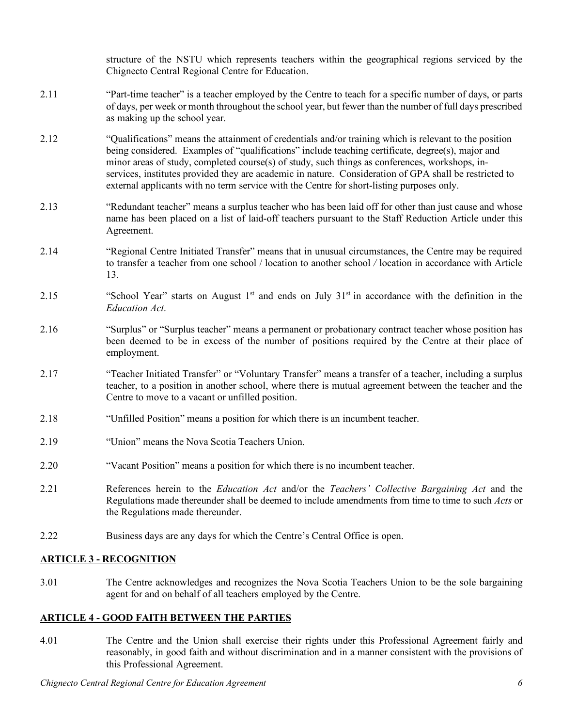structure of the NSTU which represents teachers within the geographical regions serviced by the Chignecto Central Regional Centre for Education.

2.11 "Part-time teacher" is a teacher employed by the Centre to teach for a specific number of days, or parts of days, per week or month throughout the school year, but fewer than the number of full days prescribed as making up the school year.

2.12 "Qualifications" means the attainment of credentials and/or training which is relevant to the position being considered. Examples of "qualifications" include teaching certificate, degree(s), major and minor areas of study, completed course(s) of study, such things as conferences, workshops, in-services, institutes provided they are academic in nature. Consideration of GPA shall be restricted to external applicants with no term service with the Centre for short-listing purposes only.

2.13 "Redundant teacher" means a surplus teacher who has been laid off for other than just cause and whose name has been placed on a list of laid-off teachers pursuant to the Staff Reduction Article under this Agreement.

2.14 "Regional Centre Initiated Transfer" means that in unusual circumstances, the Centre may be required to transfer a teacher from one school / location to another school / location in accordance with Article 13.

2.15 "School Year" starts on August 1st and ends on July 31st in accordance with the definition in the *Education Act*.

2.16 "Surplus" or "Surplus teacher" means a permanent or probationary contract teacher whose position has been deemed to be in excess of the number of positions required by the Centre at their place of employment.

2.17 "Teacher Initiated Transfer" or "Voluntary Transfer" means a transfer of a teacher, including a surplus teacher, to a position in another school, where there is mutual agreement between the teacher and the Centre to move to a vacant or unfilled position.

2.18 "Unfilled Position" means a position for which there is an incumbent teacher.

2.19 "Union" means the Nova Scotia Teachers Union.

2.20 "Vacant Position" means a position for which there is no incumbent teacher.

2.21 References herein to the *Education Act* and/or the *Teachers' Collective Bargaining Act* and the Regulations made thereunder shall be deemed to include amendments from time to time to such *Acts* or the Regulations made thereunder.

2.22 Business days are any days for which the Centre's Central Office is open.

## ARTICLE 3 - RECOGNITION

3.01 The Centre acknowledges and recognizes the Nova Scotia Teachers Union to be the sole bargaining agent for and on behalf of all teachers employed by the Centre.

## ARTICLE 4 - GOOD FAITH BETWEEN THE PARTIES

4.01 The Centre and the Union shall exercise their rights under this Professional Agreement fairly and reasonably, in good faith and without discrimination and in a manner consistent with the provisions of this Professional Agreement.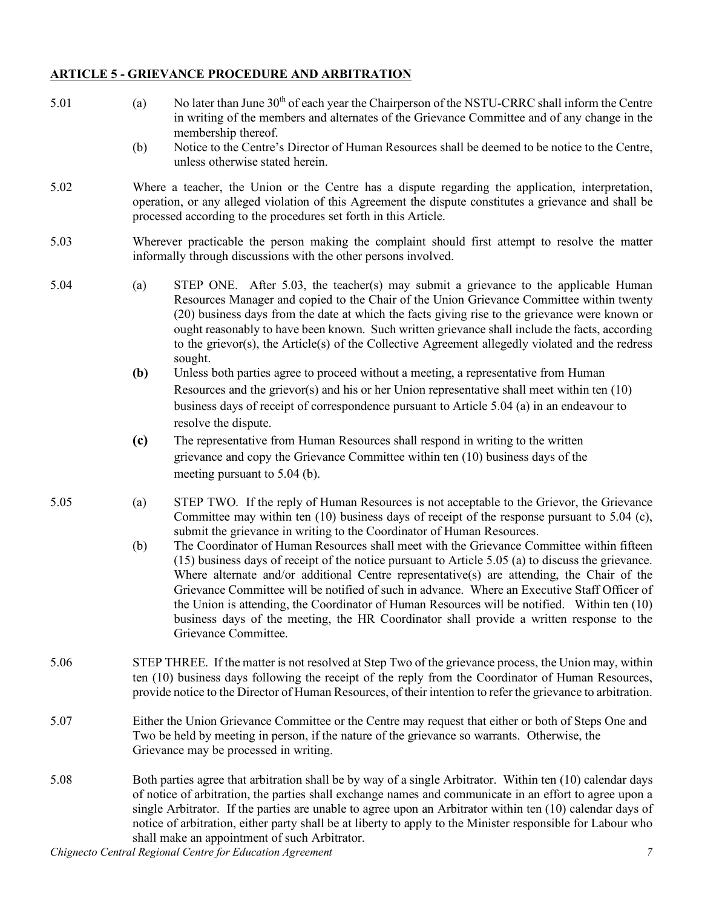## ARTICLE 5 - GRIEVANCE PROCEDURE AND ARBITRATION

5.01 (a) No later than June 30th of each year the Chairperson of the NSTU-CRRC shall inform the Centre in writing of the members and alternates of the Grievance Committee and of any change in the membership thereof.

(b) Notice to the Centre's Director of Human Resources shall be deemed to be notice to the Centre, unless otherwise stated herein.

5.02 Where a teacher, the Union or the Centre has a dispute regarding the application, interpretation, operation, or any alleged violation of this Agreement the dispute constitutes a grievance and shall be processed according to the procedures set forth in this Article.

5.03 Wherever practicable the person making the complaint should first attempt to resolve the matter informally through discussions with the other persons involved.

5.04 (a) STEP ONE. After 5.03, the teacher(s) may submit a grievance to the applicable Human Resources Manager and copied to the Chair of the Union Grievance Committee within twenty (20) business days from the date at which the facts giving rise to the grievance were known or ought reasonably to have been known. Such written grievance shall include the facts, according to the grievor(s), the Article(s) of the Collective Agreement allegedly violated and the redress sought.

**(b)** Unless both parties agree to proceed without a meeting, a representative from Human Resources and the grievor(s) and his or her Union representative shall meet within ten (10) business days of receipt of correspondence pursuant to Article 5.04 (a) in an endeavour to resolve the dispute.

**(c)** The representative from Human Resources shall respond in writing to the written grievance and copy the Grievance Committee within ten (10) business days of the meeting pursuant to 5.04 (b).

5.05 (a) STEP TWO. If the reply of Human Resources is not acceptable to the Grievor, the Grievance Committee may within ten (10) business days of receipt of the response pursuant to 5.04 (c), submit the grievance in writing to the Coordinator of Human Resources.

(b) The Coordinator of Human Resources shall meet with the Grievance Committee within fifteen (15) business days of receipt of the notice pursuant to Article 5.05 (a) to discuss the grievance. Where alternate and/or additional Centre representative(s) are attending, the Chair of the Grievance Committee will be notified of such in advance. Where an Executive Staff Officer of the Union is attending, the Coordinator of Human Resources will be notified. Within ten (10) business days of the meeting, the HR Coordinator shall provide a written response to the Grievance Committee.

5.06 STEP THREE. If the matter is not resolved at Step Two of the grievance process, the Union may, within ten (10) business days following the receipt of the reply from the Coordinator of Human Resources, provide notice to the Director of Human Resources, of their intention to refer the grievance to arbitration.

5.07 Either the Union Grievance Committee or the Centre may request that either or both of Steps One and Two be held by meeting in person, if the nature of the grievance so warrants. Otherwise, the Grievance may be processed in writing.

5.08 Both parties agree that arbitration shall be by way of a single Arbitrator. Within ten (10) calendar days of notice of arbitration, the parties shall exchange names and communicate in an effort to agree upon a single Arbitrator. If the parties are unable to agree upon an Arbitrator within ten (10) calendar days of notice of arbitration, either party shall be at liberty to apply to the Minister responsible for Labour who shall make an appointment of such Arbitrator.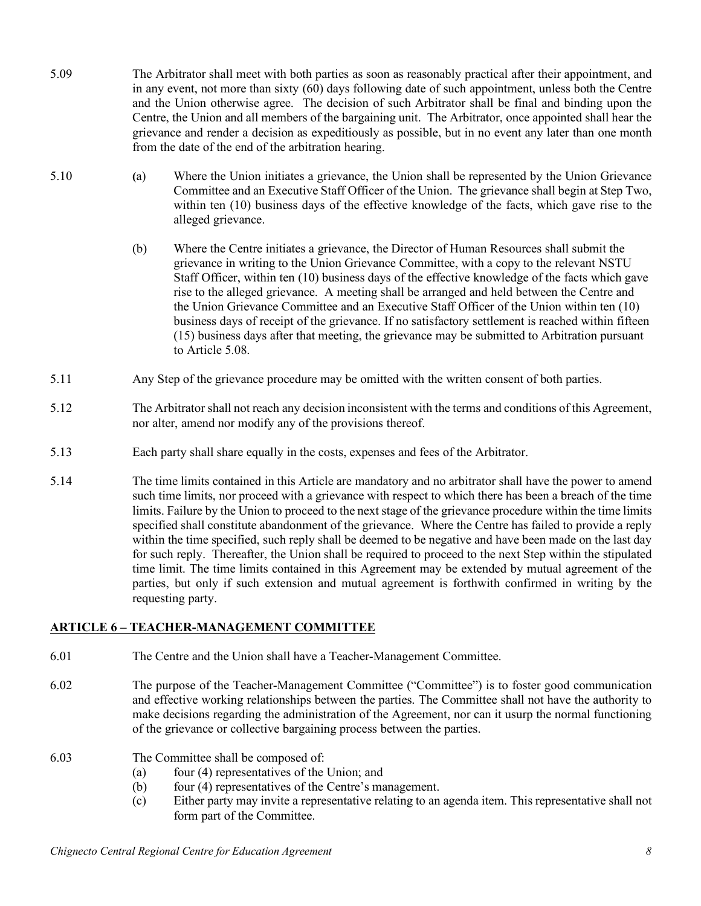5.09 The Arbitrator shall meet with both parties as soon as reasonably practical after their appointment, and in any event, not more than sixty (60) days following date of such appointment, unless both the Centre and the Union otherwise agree. The decision of such Arbitrator shall be final and binding upon the Centre, the Union and all members of the bargaining unit. The Arbitrator, once appointed shall hear the grievance and render a decision as expeditiously as possible, but in no event any later than one month from the date of the end of the arbitration hearing.

5.10 (a) Where the Union initiates a grievance, the Union shall be represented by the Union Grievance Committee and an Executive Staff Officer of the Union. The grievance shall begin at Step Two, within ten (10) business days of the effective knowledge of the facts, which gave rise to the alleged grievance.

(b) Where the Centre initiates a grievance, the Director of Human Resources shall submit the grievance in writing to the Union Grievance Committee, with a copy to the relevant NSTU Staff Officer, within ten (10) business days of the effective knowledge of the facts which gave rise to the alleged grievance. A meeting shall be arranged and held between the Centre and the Union Grievance Committee and an Executive Staff Officer of the Union within ten (10) business days of receipt of the grievance. If no satisfactory settlement is reached within fifteen (15) business days after that meeting, the grievance may be submitted to Arbitration pursuant to Article 5.08.

5.11 Any Step of the grievance procedure may be omitted with the written consent of both parties.

5.12 The Arbitrator shall not reach any decision inconsistent with the terms and conditions of this Agreement, nor alter, amend nor modify any of the provisions thereof.

5.13 Each party shall share equally in the costs, expenses and fees of the Arbitrator.

5.14 The time limits contained in this Article are mandatory and no arbitrator shall have the power to amend such time limits, nor proceed with a grievance with respect to which there has been a breach of the time limits. Failure by the Union to proceed to the next stage of the grievance procedure within the time limits specified shall constitute abandonment of the grievance. Where the Centre has failed to provide a reply within the time specified, such reply shall be deemed to be negative and have been made on the last day for such reply. Thereafter, the Union shall be required to proceed to the next Step within the stipulated time limit. The time limits contained in this Agreement may be extended by mutual agreement of the parties, but only if such extension and mutual agreement is forthwith confirmed in writing by the requesting party.

## ARTICLE 6 – TEACHER-MANAGEMENT COMMITTEE

6.01 The Centre and the Union shall have a Teacher-Management Committee.

6.02 The purpose of the Teacher-Management Committee ("Committee") is to foster good communication and effective working relationships between the parties. The Committee shall not have the authority to make decisions regarding the administration of the Agreement, nor can it usurp the normal functioning of the grievance or collective bargaining process between the parties.

6.03 The Committee shall be composed of:

(a) four (4) representatives of the Union; and

(b) four (4) representatives of the Centre's management.

(c) Either party may invite a representative relating to an agenda item. This representative shall not form part of the Committee.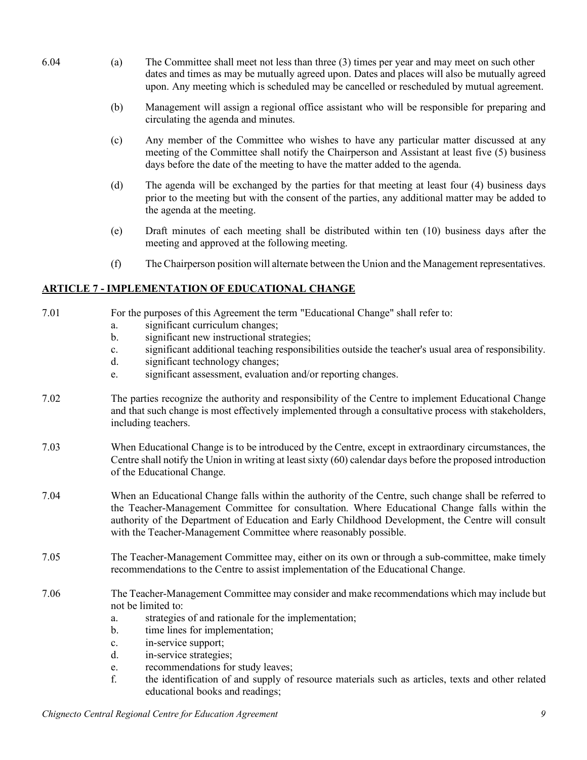6.04 (a) The Committee shall meet not less than three (3) times per year and may meet on such other dates and times as may be mutually agreed upon. Dates and places will also be mutually agreed upon. Any meeting which is scheduled may be cancelled or rescheduled by mutual agreement.

(b) Management will assign a regional office assistant who will be responsible for preparing and circulating the agenda and minutes.

(c) Any member of the Committee who wishes to have any particular matter discussed at any meeting of the Committee shall notify the Chairperson and Assistant at least five (5) business days before the date of the meeting to have the matter added to the agenda.

(d) The agenda will be exchanged by the parties for that meeting at least four (4) business days prior to the meeting but with the consent of the parties, any additional matter may be added to the agenda at the meeting.

(e) Draft minutes of each meeting shall be distributed within ten (10) business days after the meeting and approved at the following meeting.

(f) The Chairperson position will alternate between the Union and the Management representatives.

## ARTICLE 7 - IMPLEMENTATION OF EDUCATIONAL CHANGE

7.01 For the purposes of this Agreement the term "Educational Change" shall refer to:

a. significant curriculum changes;
b. significant new instructional strategies;
c. significant additional teaching responsibilities outside the teacher's usual area of responsibility.
d. significant technology changes;
e. significant assessment, evaluation and/or reporting changes.

7.02 The parties recognize the authority and responsibility of the Centre to implement Educational Change and that such change is most effectively implemented through a consultative process with stakeholders, including teachers.

7.03 When Educational Change is to be introduced by the Centre, except in extraordinary circumstances, the Centre shall notify the Union in writing at least sixty (60) calendar days before the proposed introduction of the Educational Change.

7.04 When an Educational Change falls within the authority of the Centre, such change shall be referred to the Teacher-Management Committee for consultation. Where Educational Change falls within the authority of the Department of Education and Early Childhood Development, the Centre will consult with the Teacher-Management Committee where reasonably possible.

7.05 The Teacher-Management Committee may, either on its own or through a sub-committee, make timely recommendations to the Centre to assist implementation of the Educational Change.

7.06 The Teacher-Management Committee may consider and make recommendations which may include but not be limited to:

a. strategies of and rationale for the implementation;
b. time lines for implementation;
c. in-service support;
d. in-service strategies;
e. recommendations for study leaves;
f. the identification of and supply of resource materials such as articles, texts and other related educational books and readings;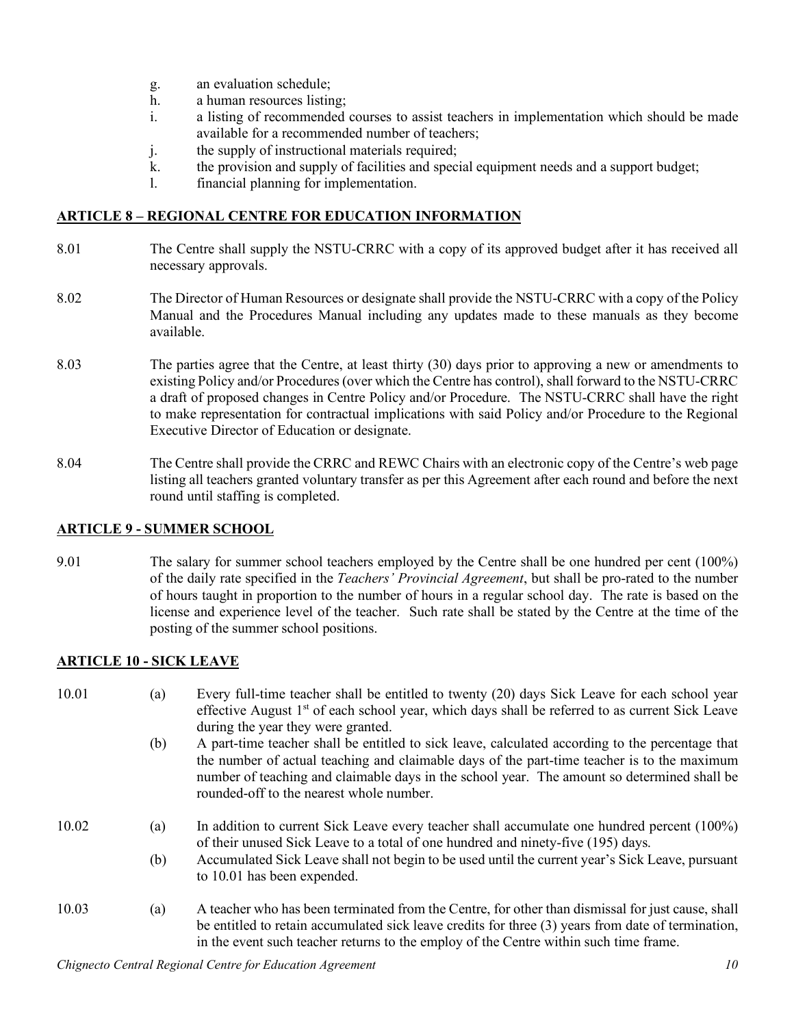g. an evaluation schedule;
h. a human resources listing;
i. a listing of recommended courses to assist teachers in implementation which should be made available for a recommended number of teachers;
j. the supply of instructional materials required;
k. the provision and supply of facilities and special equipment needs and a support budget;
l. financial planning for implementation.

## ARTICLE 8 – REGIONAL CENTRE FOR EDUCATION INFORMATION

8.01 The Centre shall supply the NSTU-CRRC with a copy of its approved budget after it has received all necessary approvals.

8.02 The Director of Human Resources or designate shall provide the NSTU-CRRC with a copy of the Policy Manual and the Procedures Manual including any updates made to these manuals as they become available.

8.03 The parties agree that the Centre, at least thirty (30) days prior to approving a new or amendments to existing Policy and/or Procedures (over which the Centre has control), shall forward to the NSTU-CRRC a draft of proposed changes in Centre Policy and/or Procedure. The NSTU-CRRC shall have the right to make representation for contractual implications with said Policy and/or Procedure to the Regional Executive Director of Education or designate.

8.04 The Centre shall provide the CRRC and REWC Chairs with an electronic copy of the Centre's web page listing all teachers granted voluntary transfer as per this Agreement after each round and before the next round until staffing is completed.

## ARTICLE 9 - SUMMER SCHOOL

9.01 The salary for summer school teachers employed by the Centre shall be one hundred per cent (100%) of the daily rate specified in the *Teachers' Provincial Agreement*, but shall be pro-rated to the number of hours taught in proportion to the number of hours in a regular school day. The rate is based on the license and experience level of the teacher. Such rate shall be stated by the Centre at the time of the posting of the summer school positions.

## ARTICLE 10 - SICK LEAVE

10.01 (a) Every full-time teacher shall be entitled to twenty (20) days Sick Leave for each school year effective August 1st of each school year, which days shall be referred to as current Sick Leave during the year they were granted.

(b) A part-time teacher shall be entitled to sick leave, calculated according to the percentage that the number of actual teaching and claimable days of the part-time teacher is to the maximum number of teaching and claimable days in the school year. The amount so determined shall be rounded-off to the nearest whole number.

10.02 (a) In addition to current Sick Leave every teacher shall accumulate one hundred percent (100%) of their unused Sick Leave to a total of one hundred and ninety-five (195) days.

(b) Accumulated Sick Leave shall not begin to be used until the current year's Sick Leave, pursuant to 10.01 has been expended.

10.03 (a) A teacher who has been terminated from the Centre, for other than dismissal for just cause, shall be entitled to retain accumulated sick leave credits for three (3) years from date of termination, in the event such teacher returns to the employ of the Centre within such time frame.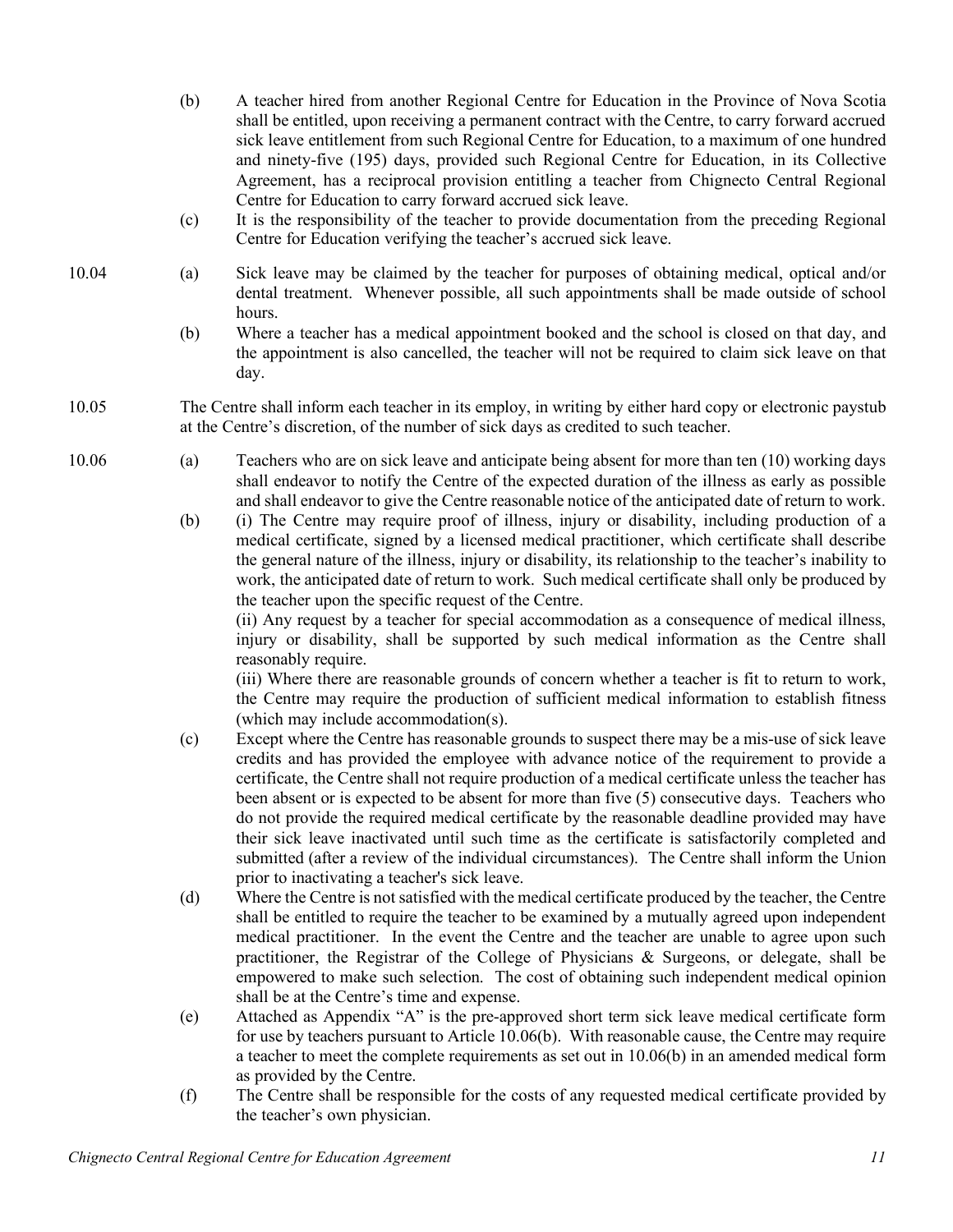(b) A teacher hired from another Regional Centre for Education in the Province of Nova Scotia shall be entitled, upon receiving a permanent contract with the Centre, to carry forward accrued sick leave entitlement from such Regional Centre for Education, to a maximum of one hundred and ninety-five (195) days, provided such Regional Centre for Education, in its Collective Agreement, has a reciprocal provision entitling a teacher from Chignecto Central Regional Centre for Education to carry forward accrued sick leave.

(c) It is the responsibility of the teacher to provide documentation from the preceding Regional Centre for Education verifying the teacher's accrued sick leave.

10.04 (a) Sick leave may be claimed by the teacher for purposes of obtaining medical, optical and/or dental treatment. Whenever possible, all such appointments shall be made outside of school hours.

(b) Where a teacher has a medical appointment booked and the school is closed on that day, and the appointment is also cancelled, the teacher will not be required to claim sick leave on that day.

10.05 The Centre shall inform each teacher in its employ, in writing by either hard copy or electronic paystub at the Centre's discretion, of the number of sick days as credited to such teacher.

10.06 (a) Teachers who are on sick leave and anticipate being absent for more than ten (10) working days shall endeavor to notify the Centre of the expected duration of the illness as early as possible and shall endeavor to give the Centre reasonable notice of the anticipated date of return to work.

(b) (i) The Centre may require proof of illness, injury or disability, including production of a medical certificate, signed by a licensed medical practitioner, which certificate shall describe the general nature of the illness, injury or disability, its relationship to the teacher's inability to work, the anticipated date of return to work. Such medical certificate shall only be produced by the teacher upon the specific request of the Centre.

(ii) Any request by a teacher for special accommodation as a consequence of medical illness, injury or disability, shall be supported by such medical information as the Centre shall reasonably require.

(iii) Where there are reasonable grounds of concern whether a teacher is fit to return to work, the Centre may require the production of sufficient medical information to establish fitness (which may include accommodation(s).

(c) Except where the Centre has reasonable grounds to suspect there may be a mis-use of sick leave credits and has provided the employee with advance notice of the requirement to provide a certificate, the Centre shall not require production of a medical certificate unless the teacher has been absent or is expected to be absent for more than five (5) consecutive days. Teachers who do not provide the required medical certificate by the reasonable deadline provided may have their sick leave inactivated until such time as the certificate is satisfactorily completed and submitted (after a review of the individual circumstances). The Centre shall inform the Union prior to inactivating a teacher's sick leave.

(d) Where the Centre is not satisfied with the medical certificate produced by the teacher, the Centre shall be entitled to require the teacher to be examined by a mutually agreed upon independent medical practitioner. In the event the Centre and the teacher are unable to agree upon such practitioner, the Registrar of the College of Physicians & Surgeons, or delegate, shall be empowered to make such selection. The cost of obtaining such independent medical opinion shall be at the Centre's time and expense.

(e) Attached as Appendix "A" is the pre-approved short term sick leave medical certificate form for use by teachers pursuant to Article 10.06(b). With reasonable cause, the Centre may require a teacher to meet the complete requirements as set out in 10.06(b) in an amended medical form as provided by the Centre.

(f) The Centre shall be responsible for the costs of any requested medical certificate provided by the teacher's own physician.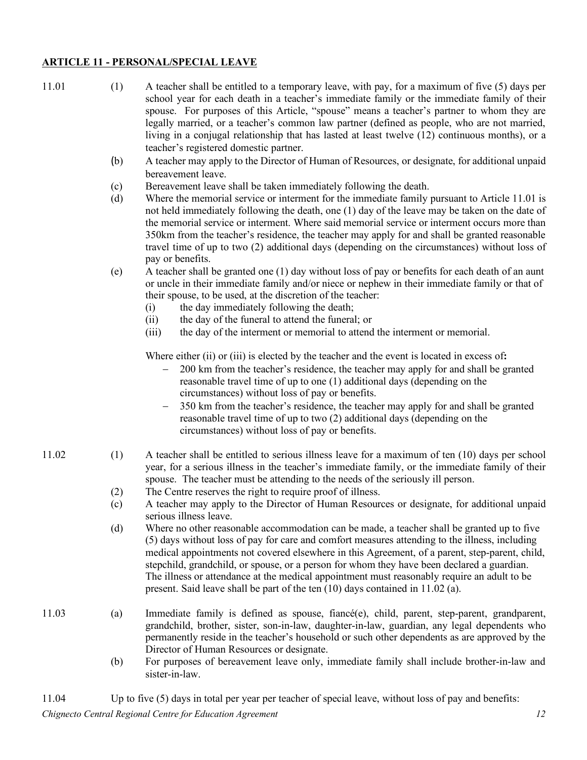## ARTICLE 11 - PERSONAL/SPECIAL LEAVE

11.01 (1) A teacher shall be entitled to a temporary leave, with pay, for a maximum of five (5) days per school year for each death in a teacher's immediate family or the immediate family of their spouse. For purposes of this Article, "spouse" means a teacher's partner to whom they are legally married, or a teacher's common law partner (defined as people, who are not married, living in a conjugal relationship that has lasted at least twelve (12) continuous months), or a teacher's registered domestic partner.

(b) A teacher may apply to the Director of Human of Resources, or designate, for additional unpaid bereavement leave.

(c) Bereavement leave shall be taken immediately following the death.

(d) Where the memorial service or interment for the immediate family pursuant to Article 11.01 is not held immediately following the death, one (1) day of the leave may be taken on the date of the memorial service or interment. Where said memorial service or interment occurs more than 350km from the teacher's residence, the teacher may apply for and shall be granted reasonable travel time of up to two (2) additional days (depending on the circumstances) without loss of pay or benefits.

(e) A teacher shall be granted one (1) day without loss of pay or benefits for each death of an aunt or uncle in their immediate family and/or niece or nephew in their immediate family or that of their spouse, to be used, at the discretion of the teacher:

(i) the day immediately following the death;
(ii) the day of the funeral to attend the funeral; or
(iii) the day of the interment or memorial to attend the interment or memorial.

Where either (ii) or (iii) is elected by the teacher and the event is located in excess of**:**

- 200 km from the teacher's residence, the teacher may apply for and shall be granted reasonable travel time of up to one (1) additional days (depending on the circumstances) without loss of pay or benefits.
- 350 km from the teacher's residence, the teacher may apply for and shall be granted reasonable travel time of up to two (2) additional days (depending on the circumstances) without loss of pay or benefits.

11.02 (1) A teacher shall be entitled to serious illness leave for a maximum of ten (10) days per school year, for a serious illness in the teacher's immediate family, or the immediate family of their spouse. The teacher must be attending to the needs of the seriously ill person.

(2) The Centre reserves the right to require proof of illness.

(c) A teacher may apply to the Director of Human Resources or designate, for additional unpaid serious illness leave.

(d) Where no other reasonable accommodation can be made, a teacher shall be granted up to five (5) days without loss of pay for care and comfort measures attending to the illness, including medical appointments not covered elsewhere in this Agreement, of a parent, step-parent, child, stepchild, grandchild, or spouse, or a person for whom they have been declared a guardian. The illness or attendance at the medical appointment must reasonably require an adult to be present. Said leave shall be part of the ten (10) days contained in 11.02 (a).

11.03 (a) Immediate family is defined as spouse, fiancé(e), child, parent, step-parent, grandparent, grandchild, brother, sister, son-in-law, daughter-in-law, guardian, any legal dependents who permanently reside in the teacher's household or such other dependents as are approved by the Director of Human Resources or designate.

(b) For purposes of bereavement leave only, immediate family shall include brother-in-law and sister-in-law.

11.04 Up to five (5) days in total per year per teacher of special leave, without loss of pay and benefits: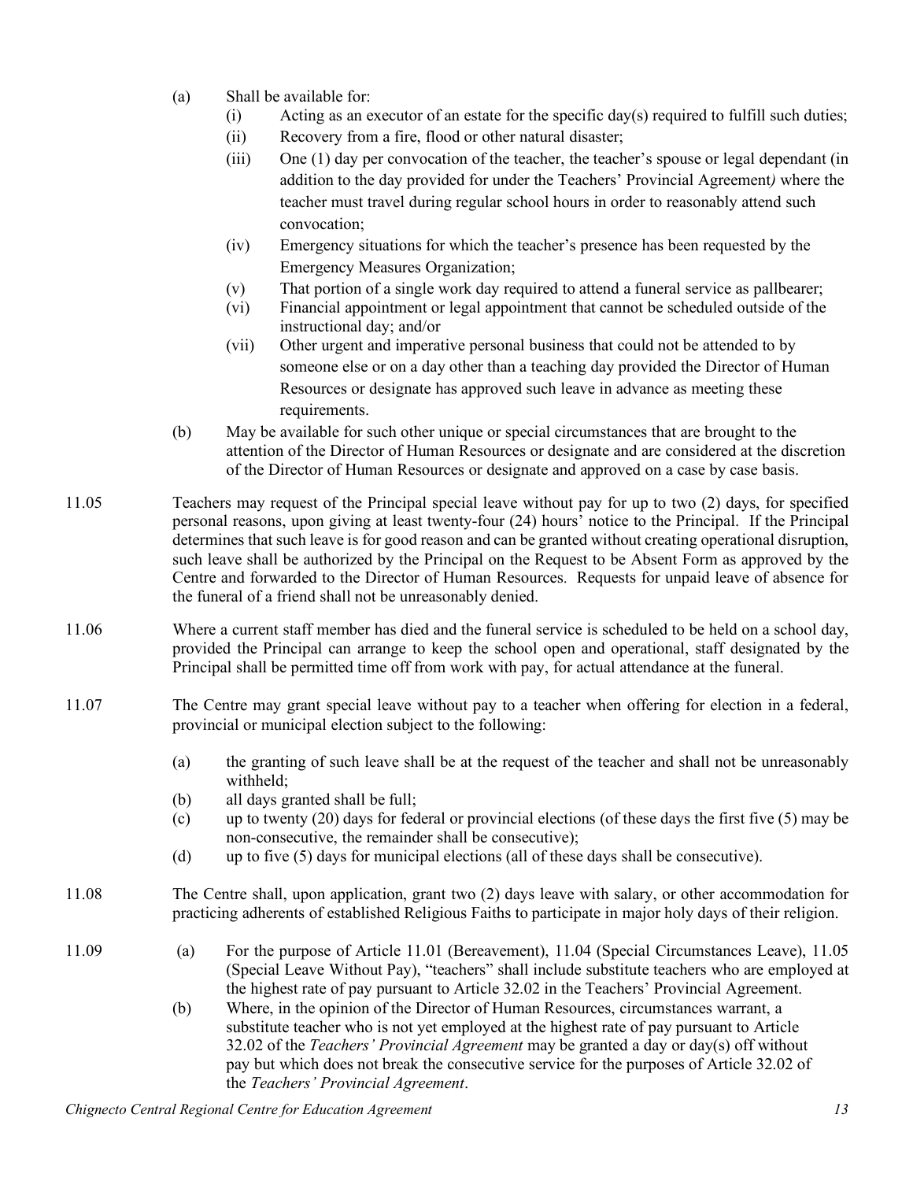(a) Shall be available for:

  (i) Acting as an executor of an estate for the specific day(s) required to fulfill such duties;

  (ii) Recovery from a fire, flood or other natural disaster;

  (iii) One (1) day per convocation of the teacher, the teacher's spouse or legal dependant (in addition to the day provided for under the Teachers' Provincial Agreement*)* where the teacher must travel during regular school hours in order to reasonably attend such convocation;

  (iv) Emergency situations for which the teacher's presence has been requested by the Emergency Measures Organization;

  (v) That portion of a single work day required to attend a funeral service as pallbearer;

  (vi) Financial appointment or legal appointment that cannot be scheduled outside of the instructional day; and/or

  (vii) Other urgent and imperative personal business that could not be attended to by someone else or on a day other than a teaching day provided the Director of Human Resources or designate has approved such leave in advance as meeting these requirements.

(b) May be available for such other unique or special circumstances that are brought to the attention of the Director of Human Resources or designate and are considered at the discretion of the Director of Human Resources or designate and approved on a case by case basis.

11.05 Teachers may request of the Principal special leave without pay for up to two (2) days, for specified personal reasons, upon giving at least twenty-four (24) hours' notice to the Principal. If the Principal determines that such leave is for good reason and can be granted without creating operational disruption, such leave shall be authorized by the Principal on the Request to be Absent Form as approved by the Centre and forwarded to the Director of Human Resources. Requests for unpaid leave of absence for the funeral of a friend shall not be unreasonably denied.

11.06 Where a current staff member has died and the funeral service is scheduled to be held on a school day, provided the Principal can arrange to keep the school open and operational, staff designated by the Principal shall be permitted time off from work with pay, for actual attendance at the funeral.

11.07 The Centre may grant special leave without pay to a teacher when offering for election in a federal, provincial or municipal election subject to the following:

(a) the granting of such leave shall be at the request of the teacher and shall not be unreasonably withheld;

(b) all days granted shall be full;

(c) up to twenty (20) days for federal or provincial elections (of these days the first five (5) may be non-consecutive, the remainder shall be consecutive);

(d) up to five (5) days for municipal elections (all of these days shall be consecutive).

11.08 The Centre shall, upon application, grant two (2) days leave with salary, or other accommodation for practicing adherents of established Religious Faiths to participate in major holy days of their religion.

11.09 (a) For the purpose of Article 11.01 (Bereavement), 11.04 (Special Circumstances Leave), 11.05 (Special Leave Without Pay), "teachers" shall include substitute teachers who are employed at the highest rate of pay pursuant to Article 32.02 in the Teachers' Provincial Agreement.

(b) Where, in the opinion of the Director of Human Resources, circumstances warrant, a substitute teacher who is not yet employed at the highest rate of pay pursuant to Article 32.02 of the *Teachers' Provincial Agreement* may be granted a day or day(s) off without pay but which does not break the consecutive service for the purposes of Article 32.02 of the *Teachers' Provincial Agreement*.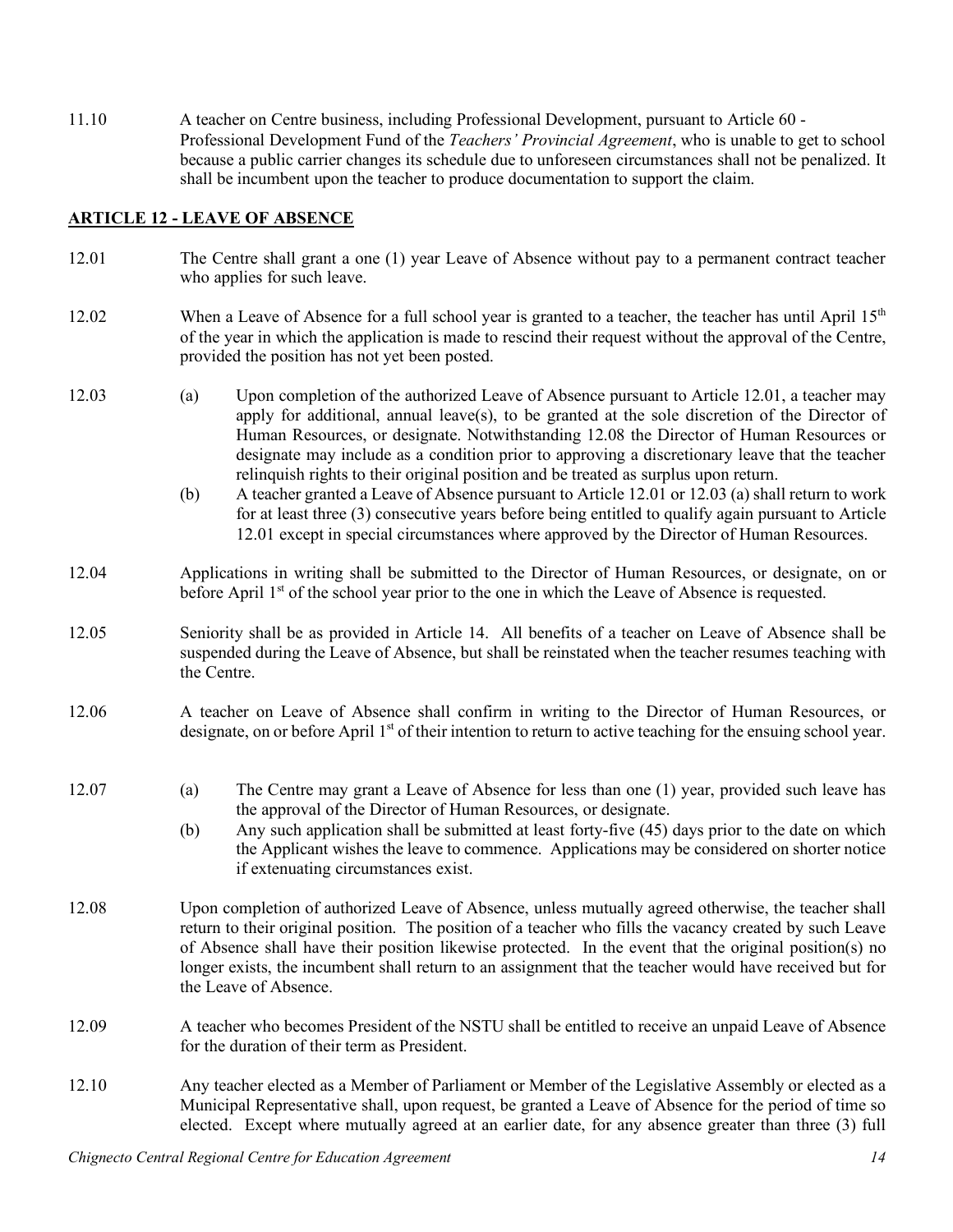11.10 A teacher on Centre business, including Professional Development, pursuant to Article 60 - Professional Development Fund of the *Teachers' Provincial Agreement*, who is unable to get to school because a public carrier changes its schedule due to unforeseen circumstances shall not be penalized. It shall be incumbent upon the teacher to produce documentation to support the claim.

## ARTICLE 12 - LEAVE OF ABSENCE

12.01 The Centre shall grant a one (1) year Leave of Absence without pay to a permanent contract teacher who applies for such leave.

12.02 When a Leave of Absence for a full school year is granted to a teacher, the teacher has until April 15th of the year in which the application is made to rescind their request without the approval of the Centre, provided the position has not yet been posted.

12.03 (a) Upon completion of the authorized Leave of Absence pursuant to Article 12.01, a teacher may apply for additional, annual leave(s), to be granted at the sole discretion of the Director of Human Resources, or designate. Notwithstanding 12.08 the Director of Human Resources or designate may include as a condition prior to approving a discretionary leave that the teacher relinquish rights to their original position and be treated as surplus upon return.

(b) A teacher granted a Leave of Absence pursuant to Article 12.01 or 12.03 (a) shall return to work for at least three (3) consecutive years before being entitled to qualify again pursuant to Article 12.01 except in special circumstances where approved by the Director of Human Resources.

12.04 Applications in writing shall be submitted to the Director of Human Resources, or designate, on or before April 1st of the school year prior to the one in which the Leave of Absence is requested.

12.05 Seniority shall be as provided in Article 14. All benefits of a teacher on Leave of Absence shall be suspended during the Leave of Absence, but shall be reinstated when the teacher resumes teaching with the Centre.

12.06 A teacher on Leave of Absence shall confirm in writing to the Director of Human Resources, or designate, on or before April 1st of their intention to return to active teaching for the ensuing school year.

12.07 (a) The Centre may grant a Leave of Absence for less than one (1) year, provided such leave has the approval of the Director of Human Resources, or designate.

(b) Any such application shall be submitted at least forty-five (45) days prior to the date on which the Applicant wishes the leave to commence. Applications may be considered on shorter notice if extenuating circumstances exist.

12.08 Upon completion of authorized Leave of Absence, unless mutually agreed otherwise, the teacher shall return to their original position. The position of a teacher who fills the vacancy created by such Leave of Absence shall have their position likewise protected. In the event that the original position(s) no longer exists, the incumbent shall return to an assignment that the teacher would have received but for the Leave of Absence.

12.09 A teacher who becomes President of the NSTU shall be entitled to receive an unpaid Leave of Absence for the duration of their term as President.

12.10 Any teacher elected as a Member of Parliament or Member of the Legislative Assembly or elected as a Municipal Representative shall, upon request, be granted a Leave of Absence for the period of time so elected. Except where mutually agreed at an earlier date, for any absence greater than three (3) full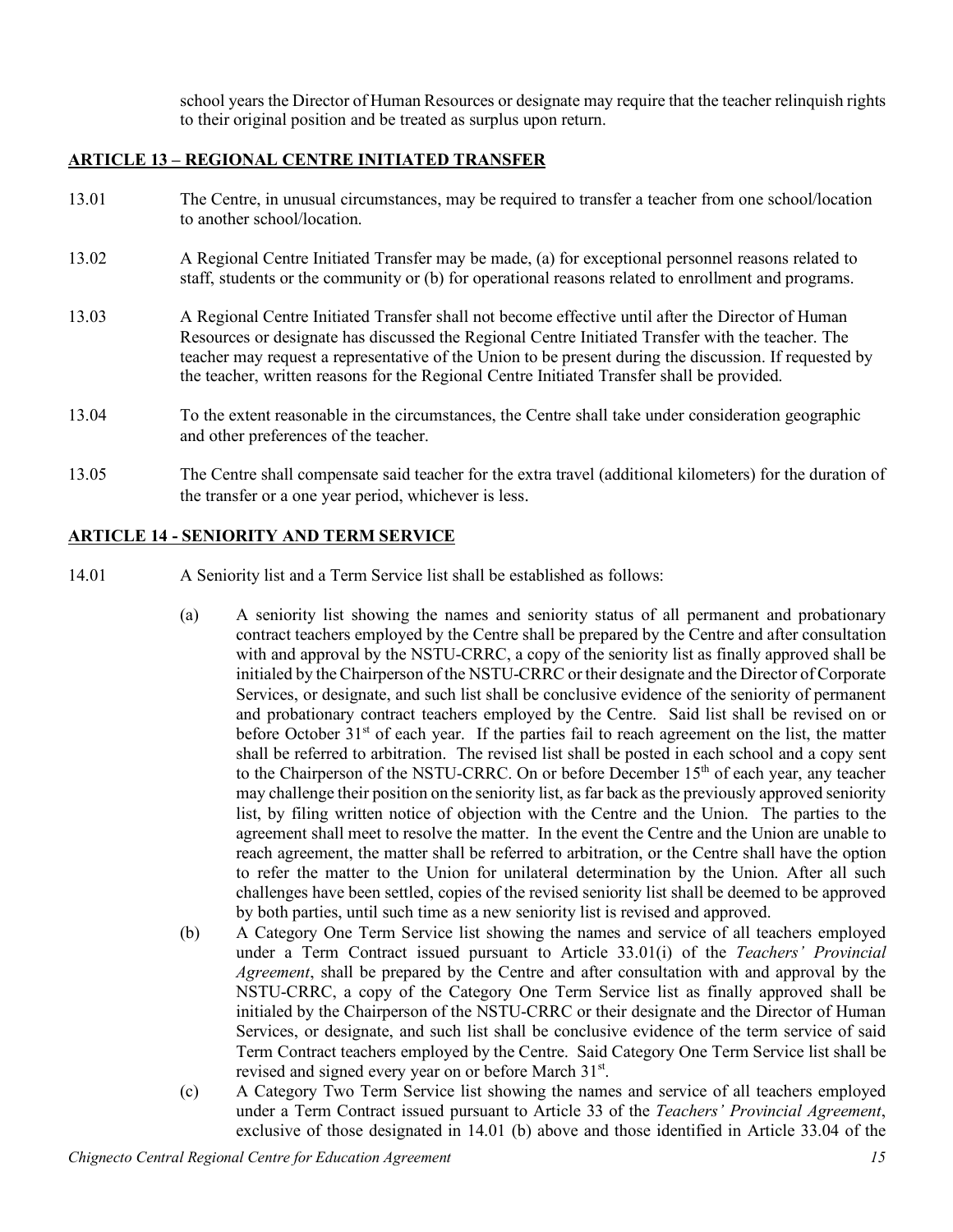school years the Director of Human Resources or designate may require that the teacher relinquish rights to their original position and be treated as surplus upon return.

## ARTICLE 13 – REGIONAL CENTRE INITIATED TRANSFER

13.01 The Centre, in unusual circumstances, may be required to transfer a teacher from one school/location to another school/location.

13.02 A Regional Centre Initiated Transfer may be made, (a) for exceptional personnel reasons related to staff, students or the community or (b) for operational reasons related to enrollment and programs.

13.03 A Regional Centre Initiated Transfer shall not become effective until after the Director of Human Resources or designate has discussed the Regional Centre Initiated Transfer with the teacher. The teacher may request a representative of the Union to be present during the discussion. If requested by the teacher, written reasons for the Regional Centre Initiated Transfer shall be provided.

13.04 To the extent reasonable in the circumstances, the Centre shall take under consideration geographic and other preferences of the teacher.

13.05 The Centre shall compensate said teacher for the extra travel (additional kilometers) for the duration of the transfer or a one year period, whichever is less.

## ARTICLE 14 - SENIORITY AND TERM SERVICE

14.01 A Seniority list and a Term Service list shall be established as follows:

(a) A seniority list showing the names and seniority status of all permanent and probationary contract teachers employed by the Centre shall be prepared by the Centre and after consultation with and approval by the NSTU-CRRC, a copy of the seniority list as finally approved shall be initialed by the Chairperson of the NSTU-CRRC or their designate and the Director of Corporate Services, or designate, and such list shall be conclusive evidence of the seniority of permanent and probationary contract teachers employed by the Centre. Said list shall be revised on or before October 31st of each year. If the parties fail to reach agreement on the list, the matter shall be referred to arbitration. The revised list shall be posted in each school and a copy sent to the Chairperson of the NSTU-CRRC. On or before December 15th of each year, any teacher may challenge their position on the seniority list, as far back as the previously approved seniority list, by filing written notice of objection with the Centre and the Union. The parties to the agreement shall meet to resolve the matter. In the event the Centre and the Union are unable to reach agreement, the matter shall be referred to arbitration, or the Centre shall have the option to refer the matter to the Union for unilateral determination by the Union. After all such challenges have been settled, copies of the revised seniority list shall be deemed to be approved by both parties, until such time as a new seniority list is revised and approved.

(b) A Category One Term Service list showing the names and service of all teachers employed under a Term Contract issued pursuant to Article 33.01(i) of the *Teachers' Provincial Agreement*, shall be prepared by the Centre and after consultation with and approval by the NSTU-CRRC, a copy of the Category One Term Service list as finally approved shall be initialed by the Chairperson of the NSTU-CRRC or their designate and the Director of Human Services, or designate, and such list shall be conclusive evidence of the term service of said Term Contract teachers employed by the Centre. Said Category One Term Service list shall be revised and signed every year on or before March 31st.

(c) A Category Two Term Service list showing the names and service of all teachers employed under a Term Contract issued pursuant to Article 33 of the *Teachers' Provincial Agreement*, exclusive of those designated in 14.01 (b) above and those identified in Article 33.04 of the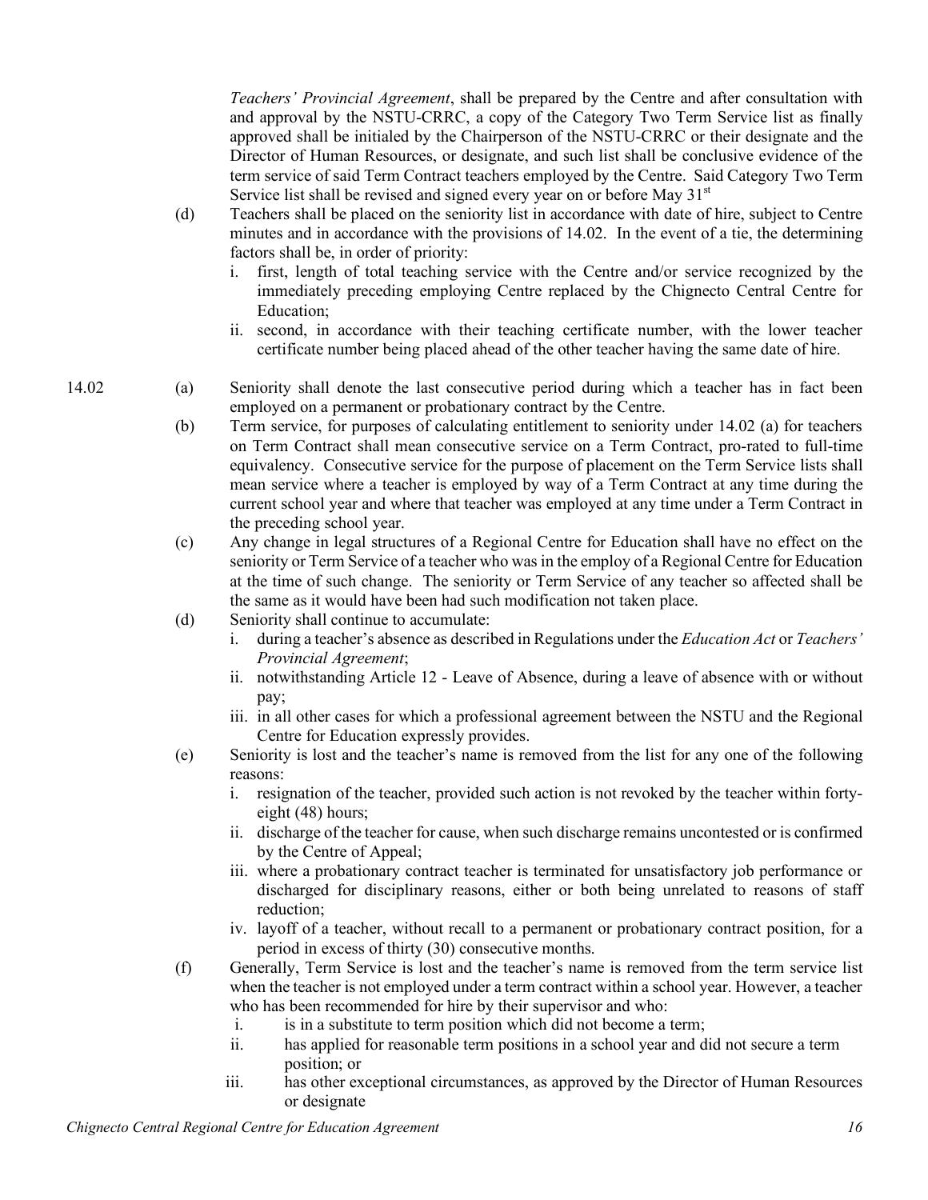*Teachers' Provincial Agreement*, shall be prepared by the Centre and after consultation with and approval by the NSTU-CRRC, a copy of the Category Two Term Service list as finally approved shall be initialed by the Chairperson of the NSTU-CRRC or their designate and the Director of Human Resources, or designate, and such list shall be conclusive evidence of the term service of said Term Contract teachers employed by the Centre. Said Category Two Term Service list shall be revised and signed every year on or before May 31st

(d) Teachers shall be placed on the seniority list in accordance with date of hire, subject to Centre minutes and in accordance with the provisions of 14.02. In the event of a tie, the determining factors shall be, in order of priority:

i. first, length of total teaching service with the Centre and/or service recognized by the immediately preceding employing Centre replaced by the Chignecto Central Centre for Education;

ii. second, in accordance with their teaching certificate number, with the lower teacher certificate number being placed ahead of the other teacher having the same date of hire.

14.02 (a) Seniority shall denote the last consecutive period during which a teacher has in fact been employed on a permanent or probationary contract by the Centre.

(b) Term service, for purposes of calculating entitlement to seniority under 14.02 (a) for teachers on Term Contract shall mean consecutive service on a Term Contract, pro-rated to full-time equivalency. Consecutive service for the purpose of placement on the Term Service lists shall mean service where a teacher is employed by way of a Term Contract at any time during the current school year and where that teacher was employed at any time under a Term Contract in the preceding school year.

(c) Any change in legal structures of a Regional Centre for Education shall have no effect on the seniority or Term Service of a teacher who was in the employ of a Regional Centre for Education at the time of such change. The seniority or Term Service of any teacher so affected shall be the same as it would have been had such modification not taken place.

(d) Seniority shall continue to accumulate:

i. during a teacher's absence as described in Regulations under the *Education Act* or *Teachers' Provincial Agreement*;

ii. notwithstanding Article 12 - Leave of Absence, during a leave of absence with or without pay;

iii. in all other cases for which a professional agreement between the NSTU and the Regional Centre for Education expressly provides.

(e) Seniority is lost and the teacher's name is removed from the list for any one of the following reasons:

i. resignation of the teacher, provided such action is not revoked by the teacher within forty-eight (48) hours;

ii. discharge of the teacher for cause, when such discharge remains uncontested or is confirmed by the Centre of Appeal;

iii. where a probationary contract teacher is terminated for unsatisfactory job performance or discharged for disciplinary reasons, either or both being unrelated to reasons of staff reduction;

iv. layoff of a teacher, without recall to a permanent or probationary contract position, for a period in excess of thirty (30) consecutive months.

(f) Generally, Term Service is lost and the teacher's name is removed from the term service list when the teacher is not employed under a term contract within a school year. However, a teacher who has been recommended for hire by their supervisor and who:

i. is in a substitute to term position which did not become a term;

ii. has applied for reasonable term positions in a school year and did not secure a term position; or

iii. has other exceptional circumstances, as approved by the Director of Human Resources or designate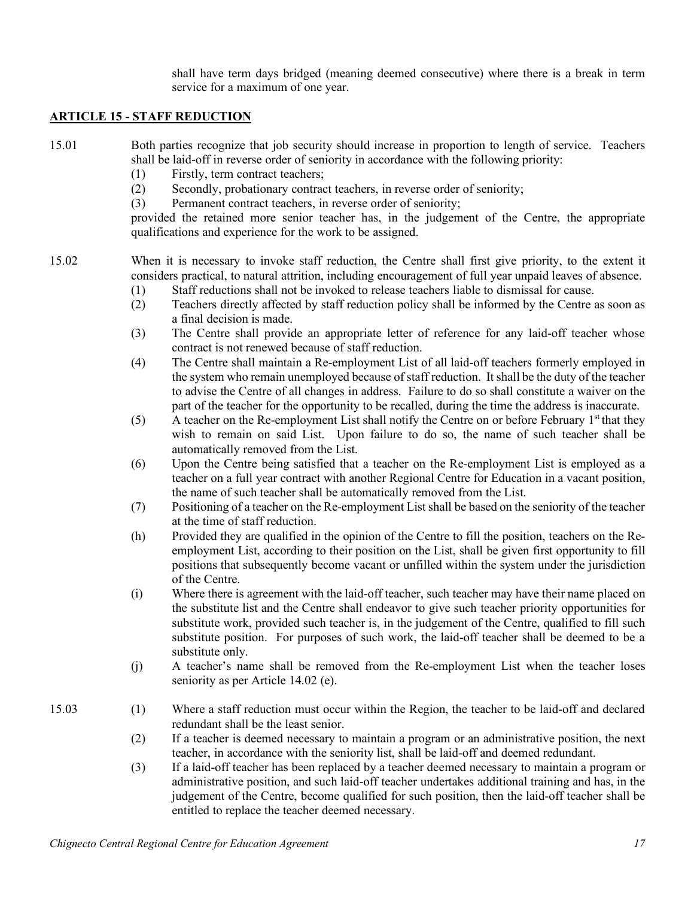shall have term days bridged (meaning deemed consecutive) where there is a break in term service for a maximum of one year.

## ARTICLE 15 - STAFF REDUCTION

15.01 Both parties recognize that job security should increase in proportion to length of service. Teachers shall be laid-off in reverse order of seniority in accordance with the following priority:

(1) Firstly, term contract teachers;
(2) Secondly, probationary contract teachers, in reverse order of seniority;
(3) Permanent contract teachers, in reverse order of seniority;

provided the retained more senior teacher has, in the judgement of the Centre, the appropriate qualifications and experience for the work to be assigned.

15.02 When it is necessary to invoke staff reduction, the Centre shall first give priority, to the extent it considers practical, to natural attrition, including encouragement of full year unpaid leaves of absence.

(1) Staff reductions shall not be invoked to release teachers liable to dismissal for cause.
(2) Teachers directly affected by staff reduction policy shall be informed by the Centre as soon as a final decision is made.
(3) The Centre shall provide an appropriate letter of reference for any laid-off teacher whose contract is not renewed because of staff reduction.
(4) The Centre shall maintain a Re-employment List of all laid-off teachers formerly employed in the system who remain unemployed because of staff reduction. It shall be the duty of the teacher to advise the Centre of all changes in address. Failure to do so shall constitute a waiver on the part of the teacher for the opportunity to be recalled, during the time the address is inaccurate.
(5) A teacher on the Re-employment List shall notify the Centre on or before February 1st that they wish to remain on said List. Upon failure to do so, the name of such teacher shall be automatically removed from the List.
(6) Upon the Centre being satisfied that a teacher on the Re-employment List is employed as a teacher on a full year contract with another Regional Centre for Education in a vacant position, the name of such teacher shall be automatically removed from the List.
(7) Positioning of a teacher on the Re-employment List shall be based on the seniority of the teacher at the time of staff reduction.
(h) Provided they are qualified in the opinion of the Centre to fill the position, teachers on the Re-employment List, according to their position on the List, shall be given first opportunity to fill positions that subsequently become vacant or unfilled within the system under the jurisdiction of the Centre.
(i) Where there is agreement with the laid-off teacher, such teacher may have their name placed on the substitute list and the Centre shall endeavor to give such teacher priority opportunities for substitute work, provided such teacher is, in the judgement of the Centre, qualified to fill such substitute position. For purposes of such work, the laid-off teacher shall be deemed to be a substitute only.
(j) A teacher's name shall be removed from the Re-employment List when the teacher loses seniority as per Article 14.02 (e).

15.03

(1) Where a staff reduction must occur within the Region, the teacher to be laid-off and declared redundant shall be the least senior.
(2) If a teacher is deemed necessary to maintain a program or an administrative position, the next teacher, in accordance with the seniority list, shall be laid-off and deemed redundant.
(3) If a laid-off teacher has been replaced by a teacher deemed necessary to maintain a program or administrative position, and such laid-off teacher undertakes additional training and has, in the judgement of the Centre, become qualified for such position, then the laid-off teacher shall be entitled to replace the teacher deemed necessary.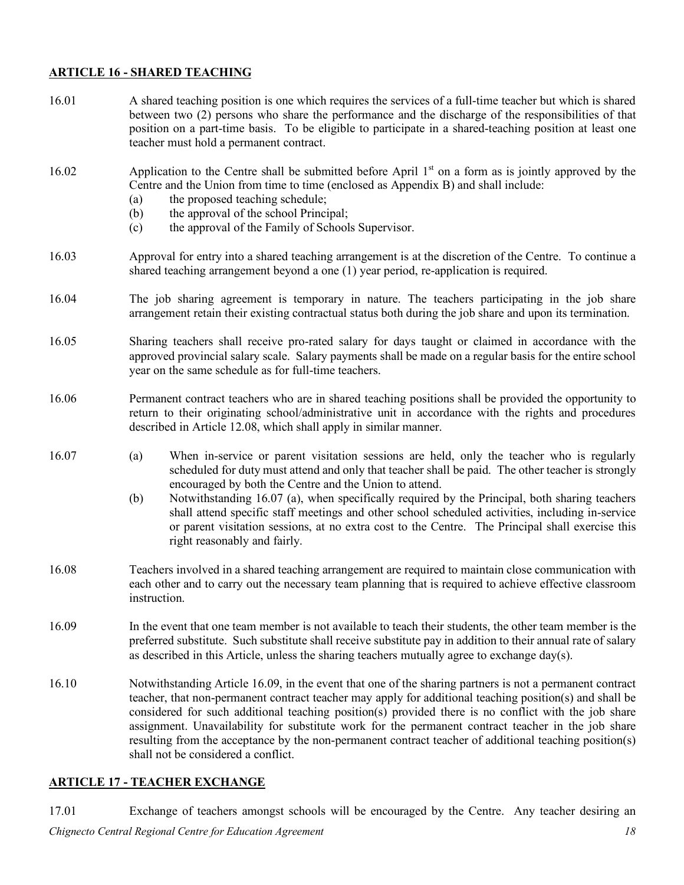## ARTICLE 16 - SHARED TEACHING

16.01 A shared teaching position is one which requires the services of a full-time teacher but which is shared between two (2) persons who share the performance and the discharge of the responsibilities of that position on a part-time basis. To be eligible to participate in a shared-teaching position at least one teacher must hold a permanent contract.

16.02 Application to the Centre shall be submitted before April 1st on a form as is jointly approved by the Centre and the Union from time to time (enclosed as Appendix B) and shall include:

(a) the proposed teaching schedule;
(b) the approval of the school Principal;
(c) the approval of the Family of Schools Supervisor.

16.03 Approval for entry into a shared teaching arrangement is at the discretion of the Centre. To continue a shared teaching arrangement beyond a one (1) year period, re-application is required.

16.04 The job sharing agreement is temporary in nature. The teachers participating in the job share arrangement retain their existing contractual status both during the job share and upon its termination.

16.05 Sharing teachers shall receive pro-rated salary for days taught or claimed in accordance with the approved provincial salary scale. Salary payments shall be made on a regular basis for the entire school year on the same schedule as for full-time teachers.

16.06 Permanent contract teachers who are in shared teaching positions shall be provided the opportunity to return to their originating school/administrative unit in accordance with the rights and procedures described in Article 12.08, which shall apply in similar manner.

16.07 (a) When in-service or parent visitation sessions are held, only the teacher who is regularly scheduled for duty must attend and only that teacher shall be paid. The other teacher is strongly encouraged by both the Centre and the Union to attend.

(b) Notwithstanding 16.07 (a), when specifically required by the Principal, both sharing teachers shall attend specific staff meetings and other school scheduled activities, including in-service or parent visitation sessions, at no extra cost to the Centre. The Principal shall exercise this right reasonably and fairly.

16.08 Teachers involved in a shared teaching arrangement are required to maintain close communication with each other and to carry out the necessary team planning that is required to achieve effective classroom instruction.

16.09 In the event that one team member is not available to teach their students, the other team member is the preferred substitute. Such substitute shall receive substitute pay in addition to their annual rate of salary as described in this Article, unless the sharing teachers mutually agree to exchange day(s).

16.10 Notwithstanding Article 16.09, in the event that one of the sharing partners is not a permanent contract teacher, that non-permanent contract teacher may apply for additional teaching position(s) and shall be considered for such additional teaching position(s) provided there is no conflict with the job share assignment. Unavailability for substitute work for the permanent contract teacher in the job share resulting from the acceptance by the non-permanent contract teacher of additional teaching position(s) shall not be considered a conflict.

## ARTICLE 17 - TEACHER EXCHANGE

17.01 Exchange of teachers amongst schools will be encouraged by the Centre. Any teacher desiring an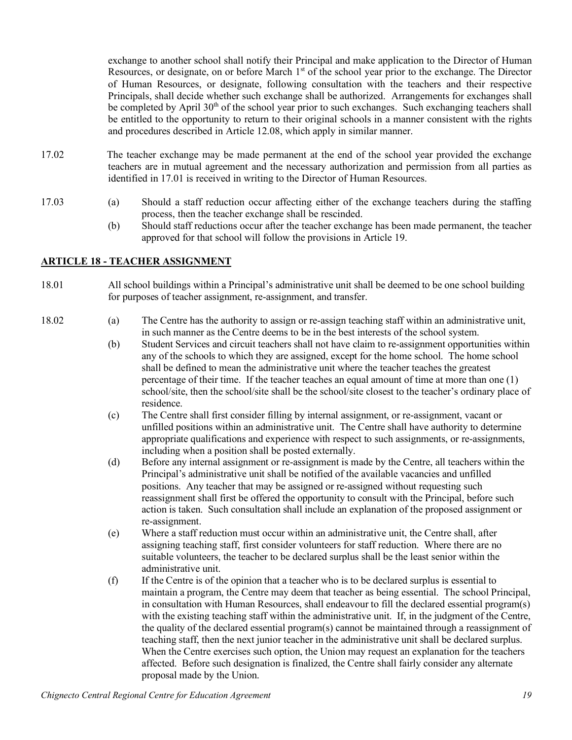exchange to another school shall notify their Principal and make application to the Director of Human Resources, or designate, on or before March 1st of the school year prior to the exchange. The Director of Human Resources, or designate, following consultation with the teachers and their respective Principals, shall decide whether such exchange shall be authorized. Arrangements for exchanges shall be completed by April 30th of the school year prior to such exchanges. Such exchanging teachers shall be entitled to the opportunity to return to their original schools in a manner consistent with the rights and procedures described in Article 12.08, which apply in similar manner.

17.02 The teacher exchange may be made permanent at the end of the school year provided the exchange teachers are in mutual agreement and the necessary authorization and permission from all parties as identified in 17.01 is received in writing to the Director of Human Resources.

17.03
(a) Should a staff reduction occur affecting either of the exchange teachers during the staffing process, then the teacher exchange shall be rescinded.
(b) Should staff reductions occur after the teacher exchange has been made permanent, the teacher approved for that school will follow the provisions in Article 19.

## ARTICLE 18 - TEACHER ASSIGNMENT

18.01 All school buildings within a Principal's administrative unit shall be deemed to be one school building for purposes of teacher assignment, re-assignment, and transfer.

18.02
(a) The Centre has the authority to assign or re-assign teaching staff within an administrative unit, in such manner as the Centre deems to be in the best interests of the school system.
(b) Student Services and circuit teachers shall not have claim to re-assignment opportunities within any of the schools to which they are assigned, except for the home school. The home school shall be defined to mean the administrative unit where the teacher teaches the greatest percentage of their time. If the teacher teaches an equal amount of time at more than one (1) school/site, then the school/site shall be the school/site closest to the teacher's ordinary place of residence.
(c) The Centre shall first consider filling by internal assignment, or re-assignment, vacant or unfilled positions within an administrative unit. The Centre shall have authority to determine appropriate qualifications and experience with respect to such assignments, or re-assignments, including when a position shall be posted externally.
(d) Before any internal assignment or re-assignment is made by the Centre, all teachers within the Principal's administrative unit shall be notified of the available vacancies and unfilled positions. Any teacher that may be assigned or re-assigned without requesting such reassignment shall first be offered the opportunity to consult with the Principal, before such action is taken. Such consultation shall include an explanation of the proposed assignment or re-assignment.
(e) Where a staff reduction must occur within an administrative unit, the Centre shall, after assigning teaching staff, first consider volunteers for staff reduction. Where there are no suitable volunteers, the teacher to be declared surplus shall be the least senior within the administrative unit.
(f) If the Centre is of the opinion that a teacher who is to be declared surplus is essential to maintain a program, the Centre may deem that teacher as being essential. The school Principal, in consultation with Human Resources, shall endeavour to fill the declared essential program(s) with the existing teaching staff within the administrative unit. If, in the judgment of the Centre, the quality of the declared essential program(s) cannot be maintained through a reassignment of teaching staff, then the next junior teacher in the administrative unit shall be declared surplus. When the Centre exercises such option, the Union may request an explanation for the teachers affected. Before such designation is finalized, the Centre shall fairly consider any alternate proposal made by the Union.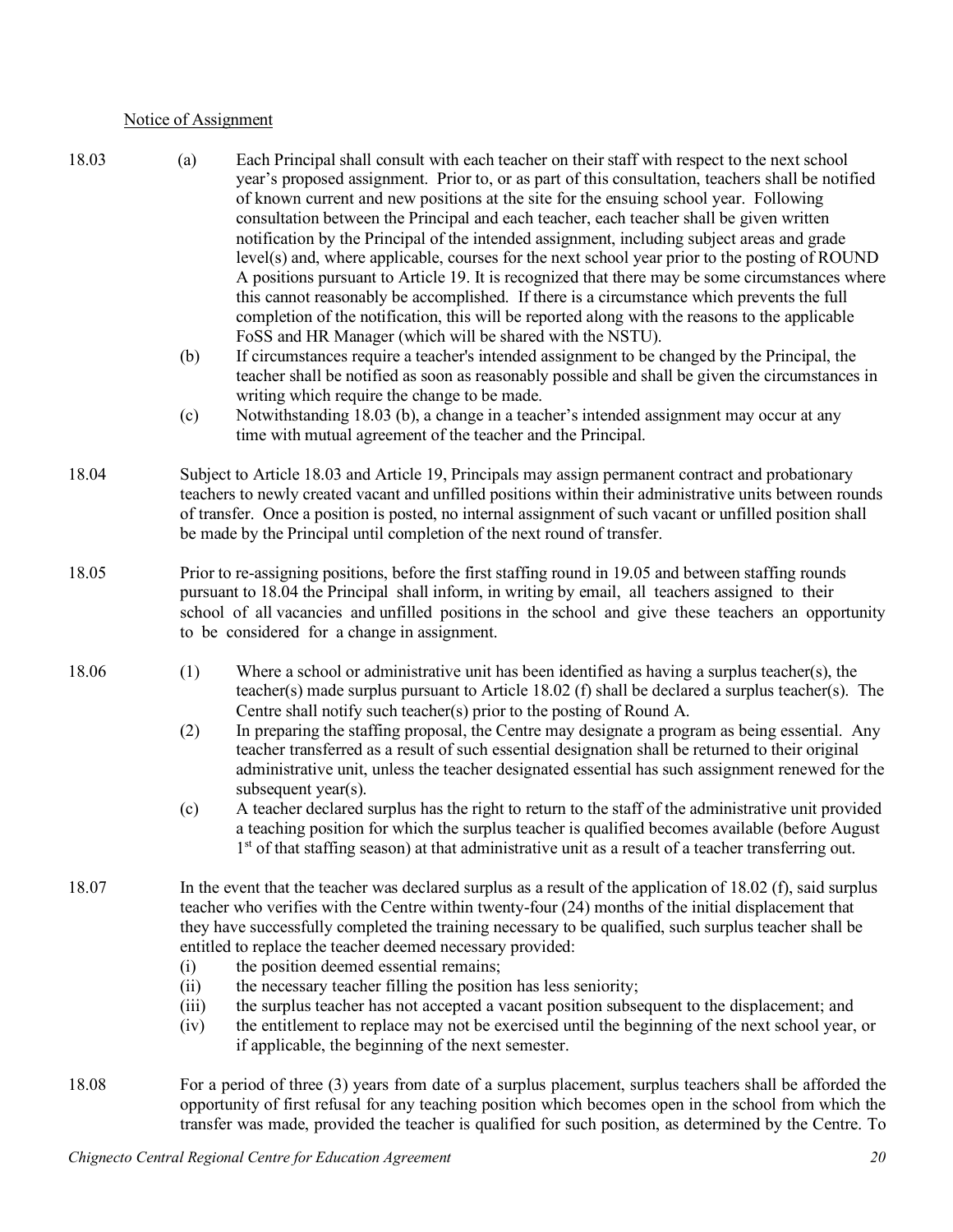Notice of Assignment

18.03 (a) Each Principal shall consult with each teacher on their staff with respect to the next school year's proposed assignment. Prior to, or as part of this consultation, teachers shall be notified of known current and new positions at the site for the ensuing school year. Following consultation between the Principal and each teacher, each teacher shall be given written notification by the Principal of the intended assignment, including subject areas and grade level(s) and, where applicable, courses for the next school year prior to the posting of ROUND A positions pursuant to Article 19. It is recognized that there may be some circumstances where this cannot reasonably be accomplished. If there is a circumstance which prevents the full completion of the notification, this will be reported along with the reasons to the applicable FoSS and HR Manager (which will be shared with the NSTU).

(b) If circumstances require a teacher's intended assignment to be changed by the Principal, the teacher shall be notified as soon as reasonably possible and shall be given the circumstances in writing which require the change to be made.

(c) Notwithstanding 18.03 (b), a change in a teacher's intended assignment may occur at any time with mutual agreement of the teacher and the Principal.

18.04 Subject to Article 18.03 and Article 19, Principals may assign permanent contract and probationary teachers to newly created vacant and unfilled positions within their administrative units between rounds of transfer. Once a position is posted, no internal assignment of such vacant or unfilled position shall be made by the Principal until completion of the next round of transfer.

18.05 Prior to re-assigning positions, before the first staffing round in 19.05 and between staffing rounds pursuant to 18.04 the Principal shall inform, in writing by email, all teachers assigned to their school of all vacancies and unfilled positions in the school and give these teachers an opportunity to be considered for a change in assignment.

18.06 (1) Where a school or administrative unit has been identified as having a surplus teacher(s), the teacher(s) made surplus pursuant to Article 18.02 (f) shall be declared a surplus teacher(s). The Centre shall notify such teacher(s) prior to the posting of Round A.

(2) In preparing the staffing proposal, the Centre may designate a program as being essential. Any teacher transferred as a result of such essential designation shall be returned to their original administrative unit, unless the teacher designated essential has such assignment renewed for the subsequent year(s).

(c) A teacher declared surplus has the right to return to the staff of the administrative unit provided a teaching position for which the surplus teacher is qualified becomes available (before August 1st of that staffing season) at that administrative unit as a result of a teacher transferring out.

18.07 In the event that the teacher was declared surplus as a result of the application of 18.02 (f), said surplus teacher who verifies with the Centre within twenty-four (24) months of the initial displacement that they have successfully completed the training necessary to be qualified, such surplus teacher shall be entitled to replace the teacher deemed necessary provided:

(i) the position deemed essential remains;
(ii) the necessary teacher filling the position has less seniority;
(iii) the surplus teacher has not accepted a vacant position subsequent to the displacement; and
(iv) the entitlement to replace may not be exercised until the beginning of the next school year, or if applicable, the beginning of the next semester.

18.08 For a period of three (3) years from date of a surplus placement, surplus teachers shall be afforded the opportunity of first refusal for any teaching position which becomes open in the school from which the transfer was made, provided the teacher is qualified for such position, as determined by the Centre. To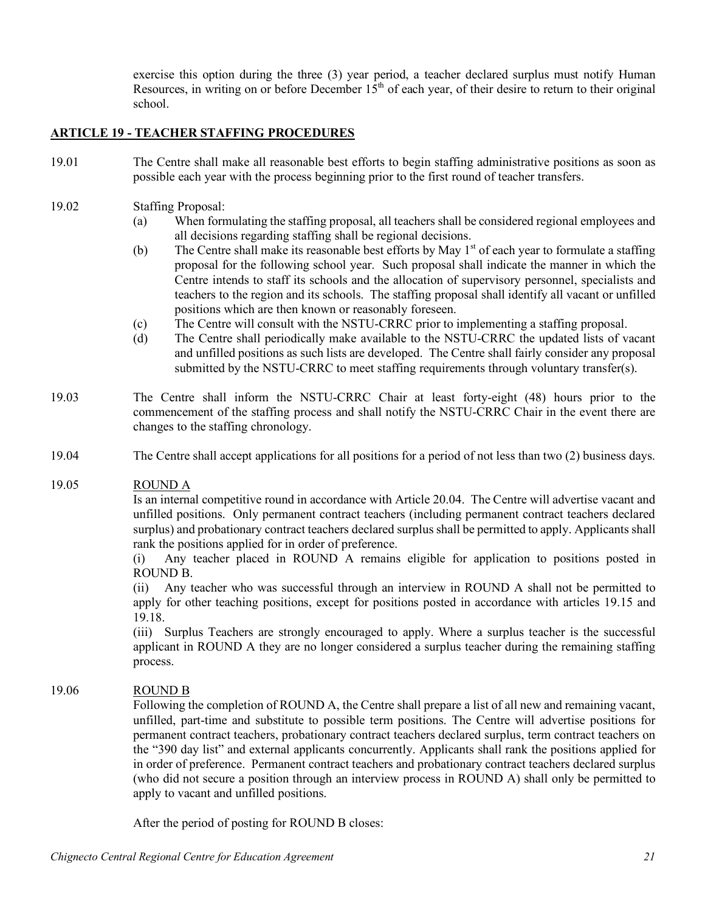exercise this option during the three (3) year period, a teacher declared surplus must notify Human Resources, in writing on or before December 15th of each year, of their desire to return to their original school.

## ARTICLE 19 - TEACHER STAFFING PROCEDURES

19.01 The Centre shall make all reasonable best efforts to begin staffing administrative positions as soon as possible each year with the process beginning prior to the first round of teacher transfers.

19.02 Staffing Proposal:

(a) When formulating the staffing proposal, all teachers shall be considered regional employees and all decisions regarding staffing shall be regional decisions.

(b) The Centre shall make its reasonable best efforts by May 1st of each year to formulate a staffing proposal for the following school year. Such proposal shall indicate the manner in which the Centre intends to staff its schools and the allocation of supervisory personnel, specialists and teachers to the region and its schools. The staffing proposal shall identify all vacant or unfilled positions which are then known or reasonably foreseen.

(c) The Centre will consult with the NSTU-CRRC prior to implementing a staffing proposal.

(d) The Centre shall periodically make available to the NSTU-CRRC the updated lists of vacant and unfilled positions as such lists are developed. The Centre shall fairly consider any proposal submitted by the NSTU-CRRC to meet staffing requirements through voluntary transfer(s).

19.03 The Centre shall inform the NSTU-CRRC Chair at least forty-eight (48) hours prior to the commencement of the staffing process and shall notify the NSTU-CRRC Chair in the event there are changes to the staffing chronology.

19.04 The Centre shall accept applications for all positions for a period of not less than two (2) business days.

19.05 ROUND A

Is an internal competitive round in accordance with Article 20.04. The Centre will advertise vacant and unfilled positions. Only permanent contract teachers (including permanent contract teachers declared surplus) and probationary contract teachers declared surplus shall be permitted to apply. Applicants shall rank the positions applied for in order of preference.

(i) Any teacher placed in ROUND A remains eligible for application to positions posted in ROUND B.

(ii) Any teacher who was successful through an interview in ROUND A shall not be permitted to apply for other teaching positions, except for positions posted in accordance with articles 19.15 and 19.18.

(iii) Surplus Teachers are strongly encouraged to apply. Where a surplus teacher is the successful applicant in ROUND A they are no longer considered a surplus teacher during the remaining staffing process.

19.06 ROUND B

Following the completion of ROUND A, the Centre shall prepare a list of all new and remaining vacant, unfilled, part-time and substitute to possible term positions. The Centre will advertise positions for permanent contract teachers, probationary contract teachers declared surplus, term contract teachers on the "390 day list" and external applicants concurrently. Applicants shall rank the positions applied for in order of preference. Permanent contract teachers and probationary contract teachers declared surplus (who did not secure a position through an interview process in ROUND A) shall only be permitted to apply to vacant and unfilled positions.

After the period of posting for ROUND B closes: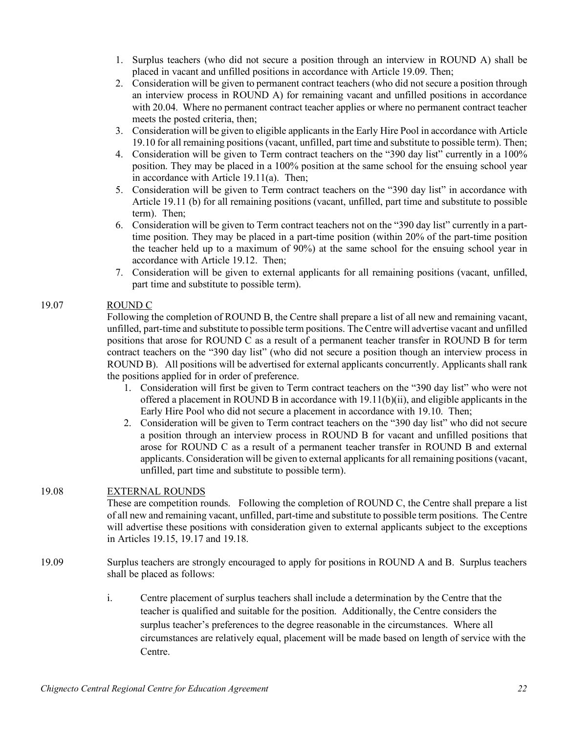1. Surplus teachers (who did not secure a position through an interview in ROUND A) shall be placed in vacant and unfilled positions in accordance with Article 19.09. Then;
2. Consideration will be given to permanent contract teachers (who did not secure a position through an interview process in ROUND A) for remaining vacant and unfilled positions in accordance with 20.04. Where no permanent contract teacher applies or where no permanent contract teacher meets the posted criteria, then;
3. Consideration will be given to eligible applicants in the Early Hire Pool in accordance with Article 19.10 for all remaining positions (vacant, unfilled, part time and substitute to possible term). Then;
4. Consideration will be given to Term contract teachers on the "390 day list" currently in a 100% position. They may be placed in a 100% position at the same school for the ensuing school year in accordance with Article 19.11(a). Then;
5. Consideration will be given to Term contract teachers on the "390 day list" in accordance with Article 19.11 (b) for all remaining positions (vacant, unfilled, part time and substitute to possible term). Then;
6. Consideration will be given to Term contract teachers not on the "390 day list" currently in a part-time position. They may be placed in a part-time position (within 20% of the part-time position the teacher held up to a maximum of 90%) at the same school for the ensuing school year in accordance with Article 19.12. Then;
7. Consideration will be given to external applicants for all remaining positions (vacant, unfilled, part time and substitute to possible term).

19.07 ROUND C

Following the completion of ROUND B, the Centre shall prepare a list of all new and remaining vacant, unfilled, part-time and substitute to possible term positions. The Centre will advertise vacant and unfilled positions that arose for ROUND C as a result of a permanent teacher transfer in ROUND B for term contract teachers on the "390 day list" (who did not secure a position though an interview process in ROUND B). All positions will be advertised for external applicants concurrently. Applicants shall rank the positions applied for in order of preference.

1. Consideration will first be given to Term contract teachers on the "390 day list" who were not offered a placement in ROUND B in accordance with 19.11(b)(ii), and eligible applicants in the Early Hire Pool who did not secure a placement in accordance with 19.10. Then;
2. Consideration will be given to Term contract teachers on the "390 day list" who did not secure a position through an interview process in ROUND B for vacant and unfilled positions that arose for ROUND C as a result of a permanent teacher transfer in ROUND B and external applicants. Consideration will be given to external applicants for all remaining positions (vacant, unfilled, part time and substitute to possible term).

19.08 EXTERNAL ROUNDS

These are competition rounds. Following the completion of ROUND C, the Centre shall prepare a list of all new and remaining vacant, unfilled, part-time and substitute to possible term positions. The Centre will advertise these positions with consideration given to external applicants subject to the exceptions in Articles 19.15, 19.17 and 19.18.

19.09 Surplus teachers are strongly encouraged to apply for positions in ROUND A and B. Surplus teachers shall be placed as follows:

i. Centre placement of surplus teachers shall include a determination by the Centre that the teacher is qualified and suitable for the position. Additionally, the Centre considers the surplus teacher's preferences to the degree reasonable in the circumstances. Where all circumstances are relatively equal, placement will be made based on length of service with the Centre.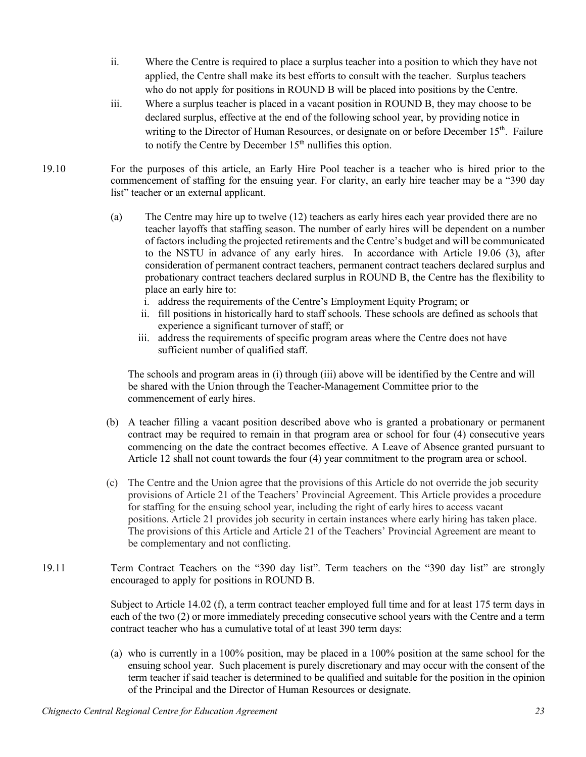ii. Where the Centre is required to place a surplus teacher into a position to which they have not applied, the Centre shall make its best efforts to consult with the teacher. Surplus teachers who do not apply for positions in ROUND B will be placed into positions by the Centre.

iii. Where a surplus teacher is placed in a vacant position in ROUND B, they may choose to be declared surplus, effective at the end of the following school year, by providing notice in writing to the Director of Human Resources, or designate on or before December 15th. Failure to notify the Centre by December 15th nullifies this option.

19.10 For the purposes of this article, an Early Hire Pool teacher is a teacher who is hired prior to the commencement of staffing for the ensuing year. For clarity, an early hire teacher may be a "390 day list" teacher or an external applicant.

(a) The Centre may hire up to twelve (12) teachers as early hires each year provided there are no teacher layoffs that staffing season. The number of early hires will be dependent on a number of factors including the projected retirements and the Centre's budget and will be communicated to the NSTU in advance of any early hires. In accordance with Article 19.06 (3), after consideration of permanent contract teachers, permanent contract teachers declared surplus and probationary contract teachers declared surplus in ROUND B, the Centre has the flexibility to place an early hire to:

   i. address the requirements of the Centre's Employment Equity Program; or
   ii. fill positions in historically hard to staff schools. These schools are defined as schools that experience a significant turnover of staff; or
   iii. address the requirements of specific program areas where the Centre does not have sufficient number of qualified staff.

The schools and program areas in (i) through (iii) above will be identified by the Centre and will be shared with the Union through the Teacher-Management Committee prior to the commencement of early hires.

(b) A teacher filling a vacant position described above who is granted a probationary or permanent contract may be required to remain in that program area or school for four (4) consecutive years commencing on the date the contract becomes effective. A Leave of Absence granted pursuant to Article 12 shall not count towards the four (4) year commitment to the program area or school.

(c) The Centre and the Union agree that the provisions of this Article do not override the job security provisions of Article 21 of the Teachers' Provincial Agreement. This Article provides a procedure for staffing for the ensuing school year, including the right of early hires to access vacant positions. Article 21 provides job security in certain instances where early hiring has taken place. The provisions of this Article and Article 21 of the Teachers' Provincial Agreement are meant to be complementary and not conflicting.

19.11 Term Contract Teachers on the "390 day list". Term teachers on the "390 day list" are strongly encouraged to apply for positions in ROUND B.

Subject to Article 14.02 (f), a term contract teacher employed full time and for at least 175 term days in each of the two (2) or more immediately preceding consecutive school years with the Centre and a term contract teacher who has a cumulative total of at least 390 term days:

(a) who is currently in a 100% position, may be placed in a 100% position at the same school for the ensuing school year. Such placement is purely discretionary and may occur with the consent of the term teacher if said teacher is determined to be qualified and suitable for the position in the opinion of the Principal and the Director of Human Resources or designate.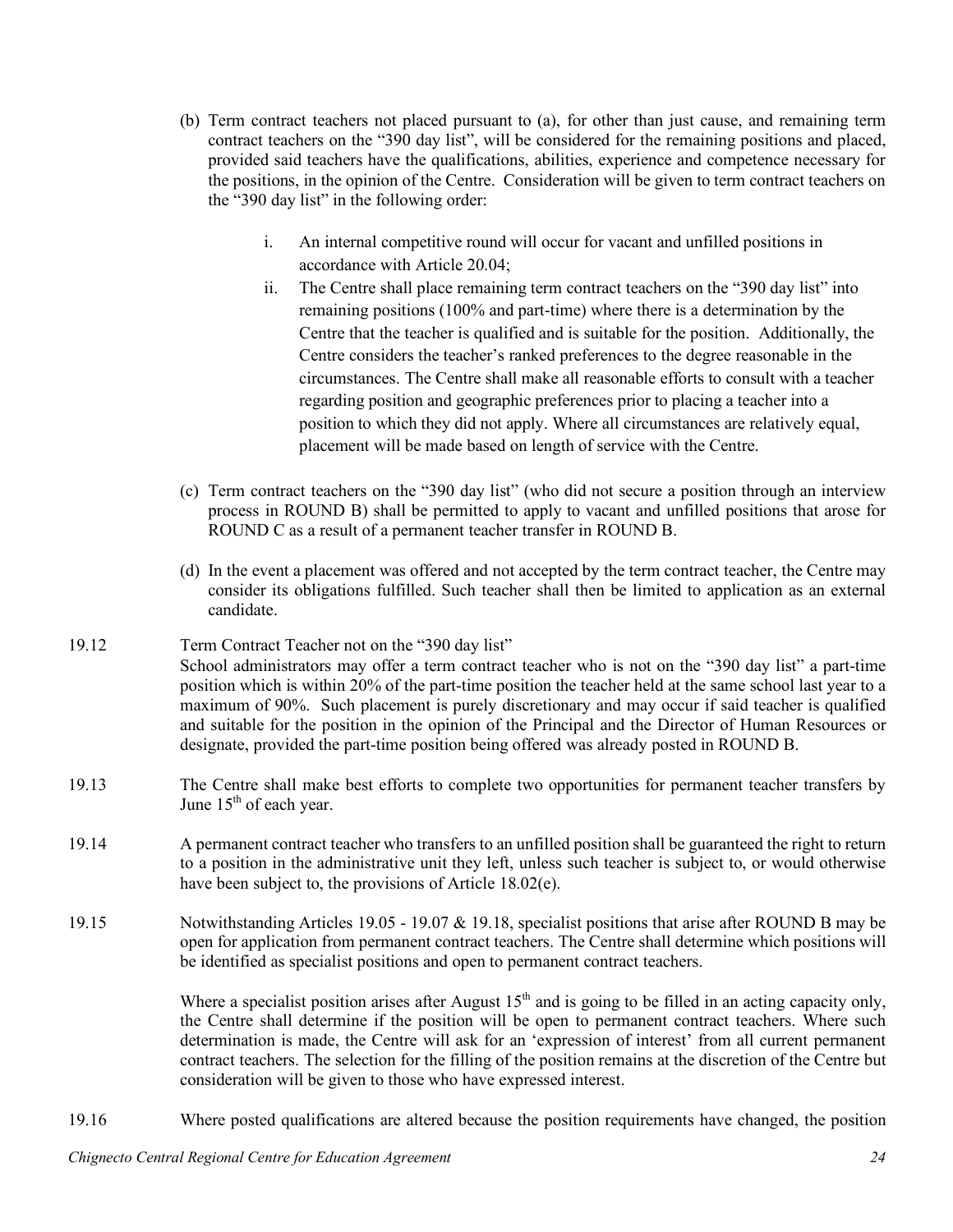(b) Term contract teachers not placed pursuant to (a), for other than just cause, and remaining term contract teachers on the "390 day list", will be considered for the remaining positions and placed, provided said teachers have the qualifications, abilities, experience and competence necessary for the positions, in the opinion of the Centre. Consideration will be given to term contract teachers on the "390 day list" in the following order:

i. An internal competitive round will occur for vacant and unfilled positions in accordance with Article 20.04;

ii. The Centre shall place remaining term contract teachers on the "390 day list" into remaining positions (100% and part-time) where there is a determination by the Centre that the teacher is qualified and is suitable for the position. Additionally, the Centre considers the teacher's ranked preferences to the degree reasonable in the circumstances. The Centre shall make all reasonable efforts to consult with a teacher regarding position and geographic preferences prior to placing a teacher into a position to which they did not apply. Where all circumstances are relatively equal, placement will be made based on length of service with the Centre.

(c) Term contract teachers on the "390 day list" (who did not secure a position through an interview process in ROUND B) shall be permitted to apply to vacant and unfilled positions that arose for ROUND C as a result of a permanent teacher transfer in ROUND B.

(d) In the event a placement was offered and not accepted by the term contract teacher, the Centre may consider its obligations fulfilled. Such teacher shall then be limited to application as an external candidate.

19.12 Term Contract Teacher not on the "390 day list"
School administrators may offer a term contract teacher who is not on the "390 day list" a part-time position which is within 20% of the part-time position the teacher held at the same school last year to a maximum of 90%. Such placement is purely discretionary and may occur if said teacher is qualified and suitable for the position in the opinion of the Principal and the Director of Human Resources or designate, provided the part-time position being offered was already posted in ROUND B.

19.13 The Centre shall make best efforts to complete two opportunities for permanent teacher transfers by June 15th of each year.

19.14 A permanent contract teacher who transfers to an unfilled position shall be guaranteed the right to return to a position in the administrative unit they left, unless such teacher is subject to, or would otherwise have been subject to, the provisions of Article 18.02(e).

19.15 Notwithstanding Articles 19.05 - 19.07 & 19.18, specialist positions that arise after ROUND B may be open for application from permanent contract teachers. The Centre shall determine which positions will be identified as specialist positions and open to permanent contract teachers.

Where a specialist position arises after August 15th and is going to be filled in an acting capacity only, the Centre shall determine if the position will be open to permanent contract teachers. Where such determination is made, the Centre will ask for an 'expression of interest' from all current permanent contract teachers. The selection for the filling of the position remains at the discretion of the Centre but consideration will be given to those who have expressed interest.

19.16 Where posted qualifications are altered because the position requirements have changed, the position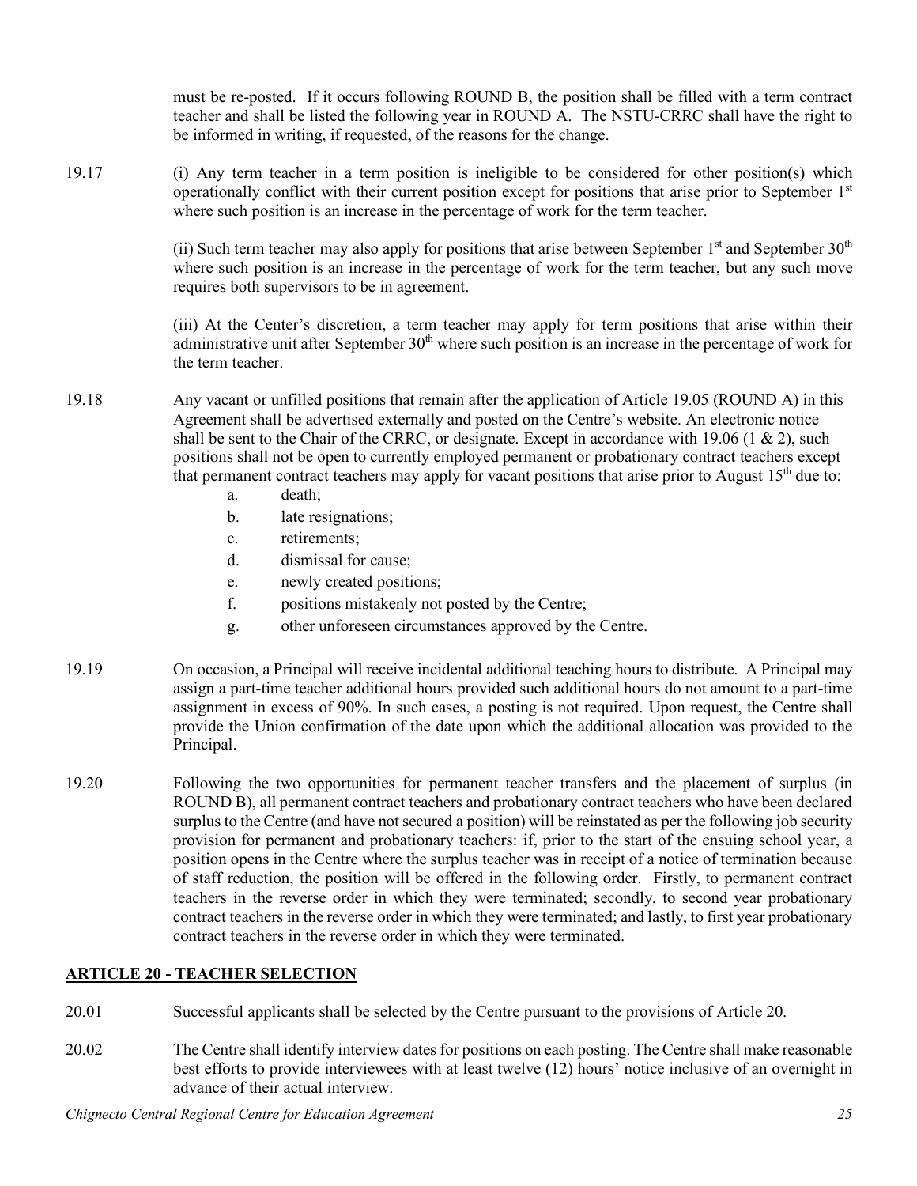must be re-posted. If it occurs following ROUND B, the position shall be filled with a term contract teacher and shall be listed the following year in ROUND A. The NSTU-CRRC shall have the right to be informed in writing, if requested, of the reasons for the change.

19.17 (i) Any term teacher in a term position is ineligible to be considered for other position(s) which operationally conflict with their current position except for positions that arise prior to September 1st where such position is an increase in the percentage of work for the term teacher.

(ii) Such term teacher may also apply for positions that arise between September 1st and September 30th where such position is an increase in the percentage of work for the term teacher, but any such move requires both supervisors to be in agreement.

(iii) At the Center's discretion, a term teacher may apply for term positions that arise within their administrative unit after September 30th where such position is an increase in the percentage of work for the term teacher.

19.18 Any vacant or unfilled positions that remain after the application of Article 19.05 (ROUND A) in this Agreement shall be advertised externally and posted on the Centre's website. An electronic notice shall be sent to the Chair of the CRRC, or designate. Except in accordance with 19.06 (1 & 2), such positions shall not be open to currently employed permanent or probationary contract teachers except that permanent contract teachers may apply for vacant positions that arise prior to August 15th due to:

a. death;
b. late resignations;
c. retirements;
d. dismissal for cause;
e. newly created positions;
f. positions mistakenly not posted by the Centre;
g. other unforeseen circumstances approved by the Centre.

19.19 On occasion, a Principal will receive incidental additional teaching hours to distribute. A Principal may assign a part-time teacher additional hours provided such additional hours do not amount to a part-time assignment in excess of 90%. In such cases, a posting is not required. Upon request, the Centre shall provide the Union confirmation of the date upon which the additional allocation was provided to the Principal.

19.20 Following the two opportunities for permanent teacher transfers and the placement of surplus (in ROUND B), all permanent contract teachers and probationary contract teachers who have been declared surplus to the Centre (and have not secured a position) will be reinstated as per the following job security provision for permanent and probationary teachers: if, prior to the start of the ensuing school year, a position opens in the Centre where the surplus teacher was in receipt of a notice of termination because of staff reduction, the position will be offered in the following order. Firstly, to permanent contract teachers in the reverse order in which they were terminated; secondly, to second year probationary contract teachers in the reverse order in which they were terminated; and lastly, to first year probationary contract teachers in the reverse order in which they were terminated.

## ARTICLE 20 - TEACHER SELECTION

20.01 Successful applicants shall be selected by the Centre pursuant to the provisions of Article 20.

20.02 The Centre shall identify interview dates for positions on each posting. The Centre shall make reasonable best efforts to provide interviewees with at least twelve (12) hours' notice inclusive of an overnight in advance of their actual interview.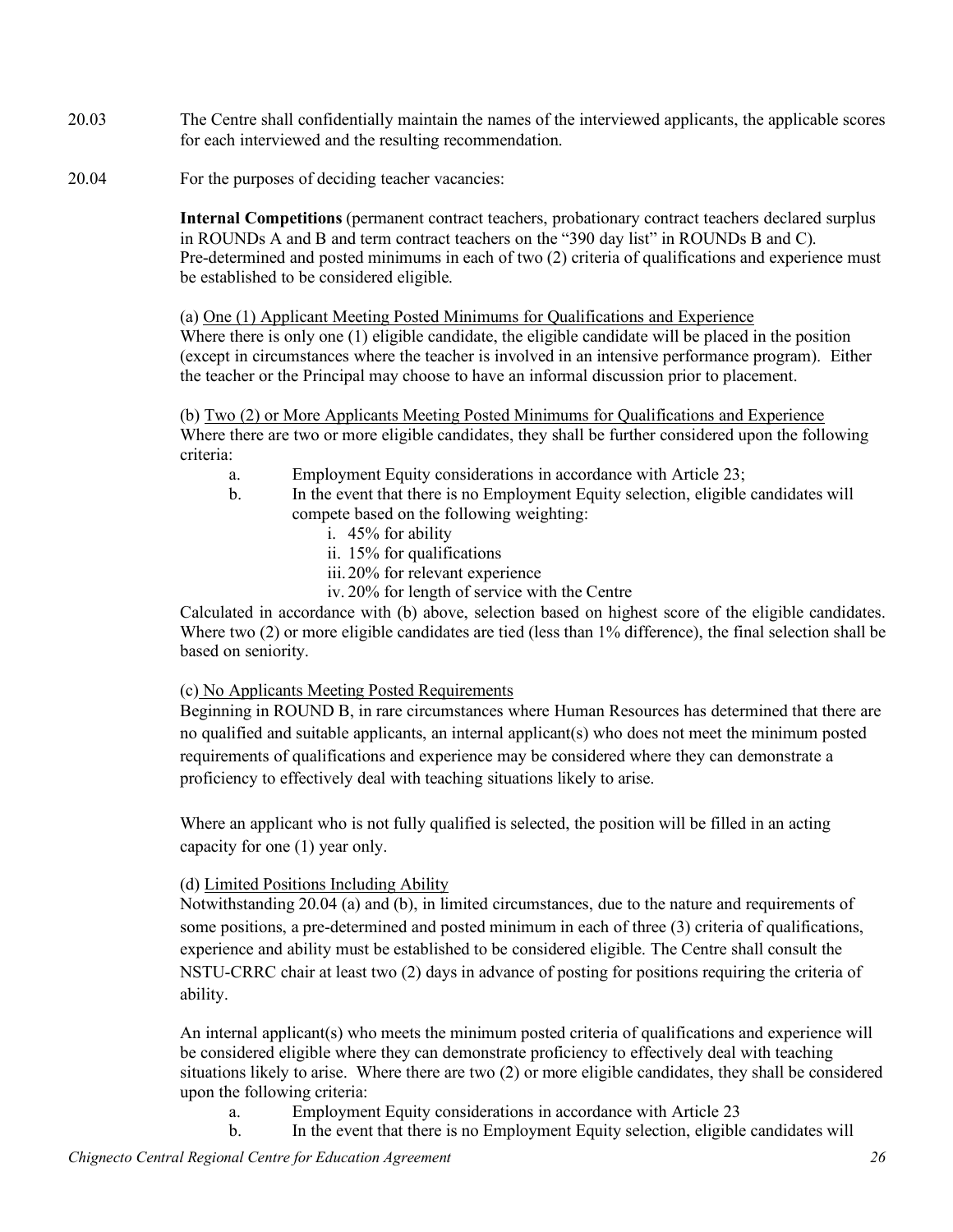20.03 The Centre shall confidentially maintain the names of the interviewed applicants, the applicable scores for each interviewed and the resulting recommendation.

20.04 For the purposes of deciding teacher vacancies:

**Internal Competitions** (permanent contract teachers, probationary contract teachers declared surplus in ROUNDs A and B and term contract teachers on the "390 day list" in ROUNDs B and C). Pre-determined and posted minimums in each of two (2) criteria of qualifications and experience must be established to be considered eligible.

(a) <u>One (1) Applicant Meeting Posted Minimums for Qualifications and Experience</u>
Where there is only one (1) eligible candidate, the eligible candidate will be placed in the position (except in circumstances where the teacher is involved in an intensive performance program). Either the teacher or the Principal may choose to have an informal discussion prior to placement.

(b) <u>Two (2) or More Applicants Meeting Posted Minimums for Qualifications and Experience</u>
Where there are two or more eligible candidates, they shall be further considered upon the following criteria:

a. Employment Equity considerations in accordance with Article 23;
b. In the event that there is no Employment Equity selection, eligible candidates will compete based on the following weighting:
   i. 45% for ability
   ii. 15% for qualifications
   iii. 20% for relevant experience
   iv. 20% for length of service with the Centre

Calculated in accordance with (b) above, selection based on highest score of the eligible candidates. Where two (2) or more eligible candidates are tied (less than 1% difference), the final selection shall be based on seniority.

(c) <u>No Applicants Meeting Posted Requirements</u>
Beginning in ROUND B, in rare circumstances where Human Resources has determined that there are no qualified and suitable applicants, an internal applicant(s) who does not meet the minimum posted requirements of qualifications and experience may be considered where they can demonstrate a proficiency to effectively deal with teaching situations likely to arise.

Where an applicant who is not fully qualified is selected, the position will be filled in an acting capacity for one (1) year only.

(d) <u>Limited Positions Including Ability</u>
Notwithstanding 20.04 (a) and (b), in limited circumstances, due to the nature and requirements of some positions, a pre-determined and posted minimum in each of three (3) criteria of qualifications, experience and ability must be established to be considered eligible. The Centre shall consult the NSTU-CRRC chair at least two (2) days in advance of posting for positions requiring the criteria of ability.

An internal applicant(s) who meets the minimum posted criteria of qualifications and experience will be considered eligible where they can demonstrate proficiency to effectively deal with teaching situations likely to arise. Where there are two (2) or more eligible candidates, they shall be considered upon the following criteria:

a. Employment Equity considerations in accordance with Article 23
b. In the event that there is no Employment Equity selection, eligible candidates will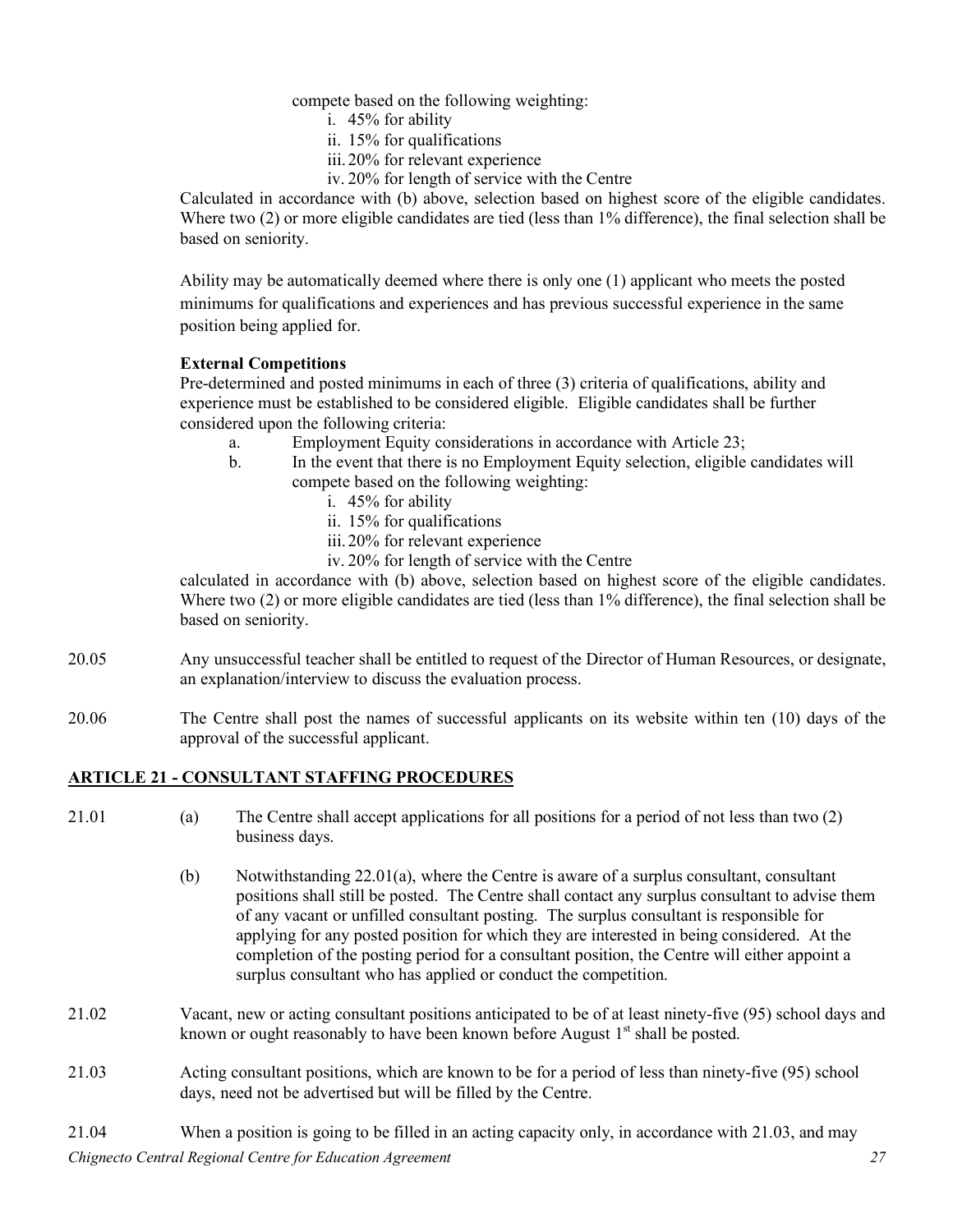compete based on the following weighting:

i. 45% for ability
ii. 15% for qualifications
iii. 20% for relevant experience
iv. 20% for length of service with the Centre

Calculated in accordance with (b) above, selection based on highest score of the eligible candidates. Where two (2) or more eligible candidates are tied (less than 1% difference), the final selection shall be based on seniority.

Ability may be automatically deemed where there is only one (1) applicant who meets the posted minimums for qualifications and experiences and has previous successful experience in the same position being applied for.

**External Competitions**

Pre-determined and posted minimums in each of three (3) criteria of qualifications, ability and experience must be established to be considered eligible. Eligible candidates shall be further considered upon the following criteria:

a. Employment Equity considerations in accordance with Article 23;
b. In the event that there is no Employment Equity selection, eligible candidates will compete based on the following weighting:
   i. 45% for ability
   ii. 15% for qualifications
   iii. 20% for relevant experience
   iv. 20% for length of service with the Centre

calculated in accordance with (b) above, selection based on highest score of the eligible candidates. Where two (2) or more eligible candidates are tied (less than 1% difference), the final selection shall be based on seniority.

20.05 Any unsuccessful teacher shall be entitled to request of the Director of Human Resources, or designate, an explanation/interview to discuss the evaluation process.

20.06 The Centre shall post the names of successful applicants on its website within ten (10) days of the approval of the successful applicant.

## ARTICLE 21 - CONSULTANT STAFFING PROCEDURES

21.01 (a) The Centre shall accept applications for all positions for a period of not less than two (2) business days.

(b) Notwithstanding 22.01(a), where the Centre is aware of a surplus consultant, consultant positions shall still be posted. The Centre shall contact any surplus consultant to advise them of any vacant or unfilled consultant posting. The surplus consultant is responsible for applying for any posted position for which they are interested in being considered. At the completion of the posting period for a consultant position, the Centre will either appoint a surplus consultant who has applied or conduct the competition.

21.02 Vacant, new or acting consultant positions anticipated to be of at least ninety-five (95) school days and known or ought reasonably to have been known before August 1st shall be posted.

21.03 Acting consultant positions, which are known to be for a period of less than ninety-five (95) school days, need not be advertised but will be filled by the Centre.

21.04 When a position is going to be filled in an acting capacity only, in accordance with 21.03, and may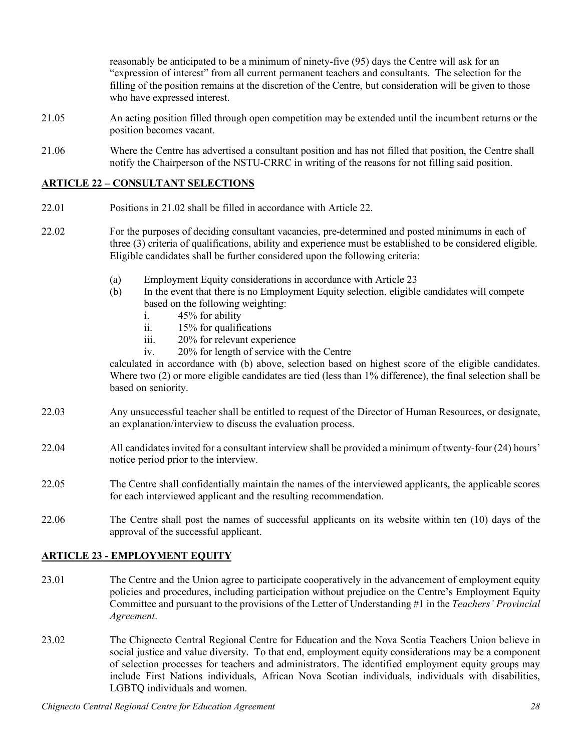reasonably be anticipated to be a minimum of ninety-five (95) days the Centre will ask for an "expression of interest" from all current permanent teachers and consultants. The selection for the filling of the position remains at the discretion of the Centre, but consideration will be given to those who have expressed interest.

21.05 An acting position filled through open competition may be extended until the incumbent returns or the position becomes vacant.

21.06 Where the Centre has advertised a consultant position and has not filled that position, the Centre shall notify the Chairperson of the NSTU-CRRC in writing of the reasons for not filling said position.

## ARTICLE 22 – CONSULTANT SELECTIONS

22.01 Positions in 21.02 shall be filled in accordance with Article 22.

22.02 For the purposes of deciding consultant vacancies, pre-determined and posted minimums in each of three (3) criteria of qualifications, ability and experience must be established to be considered eligible. Eligible candidates shall be further considered upon the following criteria:

(a) Employment Equity considerations in accordance with Article 23

(b) In the event that there is no Employment Equity selection, eligible candidates will compete based on the following weighting:

  i. 45% for ability
  ii. 15% for qualifications
  iii. 20% for relevant experience
  iv. 20% for length of service with the Centre

calculated in accordance with (b) above, selection based on highest score of the eligible candidates. Where two (2) or more eligible candidates are tied (less than 1% difference), the final selection shall be based on seniority.

22.03 Any unsuccessful teacher shall be entitled to request of the Director of Human Resources, or designate, an explanation/interview to discuss the evaluation process.

22.04 All candidates invited for a consultant interview shall be provided a minimum of twenty-four (24) hours' notice period prior to the interview.

22.05 The Centre shall confidentially maintain the names of the interviewed applicants, the applicable scores for each interviewed applicant and the resulting recommendation.

22.06 The Centre shall post the names of successful applicants on its website within ten (10) days of the approval of the successful applicant.

## ARTICLE 23 - EMPLOYMENT EQUITY

23.01 The Centre and the Union agree to participate cooperatively in the advancement of employment equity policies and procedures, including participation without prejudice on the Centre's Employment Equity Committee and pursuant to the provisions of the Letter of Understanding #1 in the *Teachers' Provincial Agreement*.

23.02 The Chignecto Central Regional Centre for Education and the Nova Scotia Teachers Union believe in social justice and value diversity. To that end, employment equity considerations may be a component of selection processes for teachers and administrators. The identified employment equity groups may include First Nations individuals, African Nova Scotian individuals, individuals with disabilities, LGBTQ individuals and women.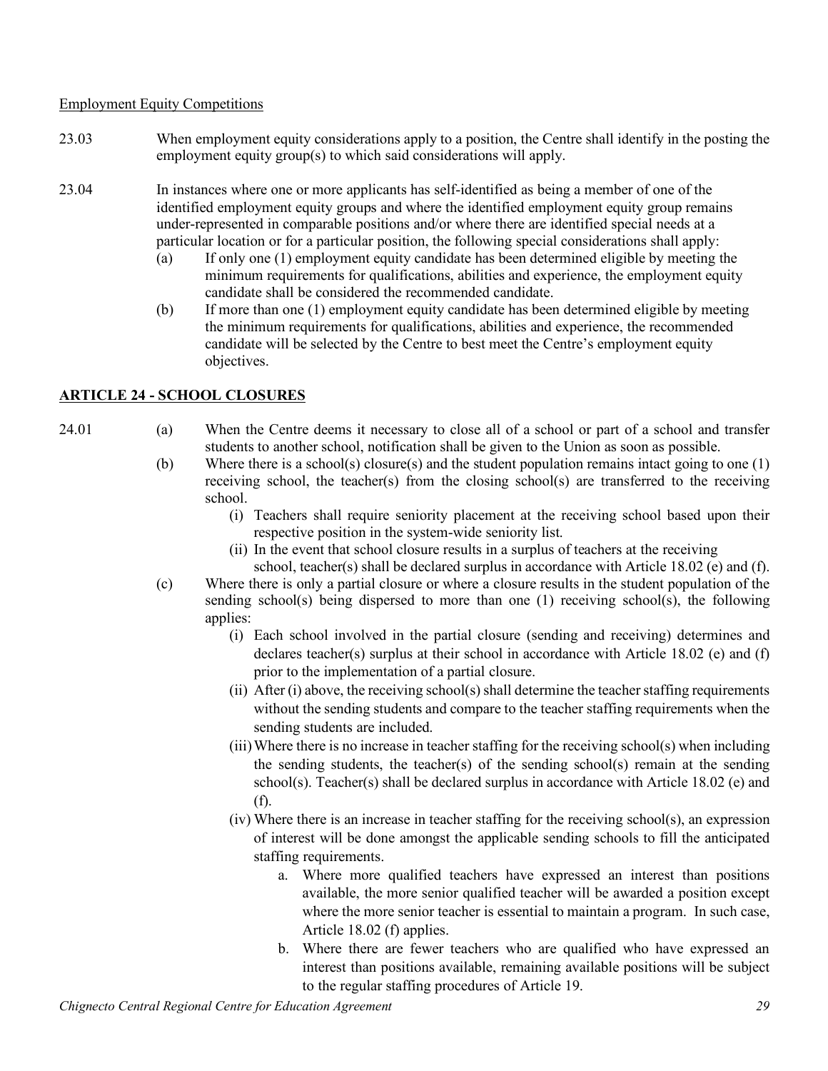Employment Equity Competitions

23.03 When employment equity considerations apply to a position, the Centre shall identify in the posting the employment equity group(s) to which said considerations will apply.

23.04 In instances where one or more applicants has self-identified as being a member of one of the identified employment equity groups and where the identified employment equity group remains under-represented in comparable positions and/or where there are identified special needs at a particular location or for a particular position, the following special considerations shall apply:

(a) If only one (1) employment equity candidate has been determined eligible by meeting the minimum requirements for qualifications, abilities and experience, the employment equity candidate shall be considered the recommended candidate.

(b) If more than one (1) employment equity candidate has been determined eligible by meeting the minimum requirements for qualifications, abilities and experience, the recommended candidate will be selected by the Centre to best meet the Centre's employment equity objectives.

## ARTICLE 24 - SCHOOL CLOSURES

24.01

(a) When the Centre deems it necessary to close all of a school or part of a school and transfer students to another school, notification shall be given to the Union as soon as possible.

(b) Where there is a school(s) closure(s) and the student population remains intact going to one (1) receiving school, the teacher(s) from the closing school(s) are transferred to the receiving school.

- (i) Teachers shall require seniority placement at the receiving school based upon their respective position in the system-wide seniority list.
- (ii) In the event that school closure results in a surplus of teachers at the receiving school, teacher(s) shall be declared surplus in accordance with Article 18.02 (e) and (f).

(c) Where there is only a partial closure or where a closure results in the student population of the sending school(s) being dispersed to more than one (1) receiving school(s), the following applies:

- (i) Each school involved in the partial closure (sending and receiving) determines and declares teacher(s) surplus at their school in accordance with Article 18.02 (e) and (f) prior to the implementation of a partial closure.
- (ii) After (i) above, the receiving school(s) shall determine the teacher staffing requirements without the sending students and compare to the teacher staffing requirements when the sending students are included.
- (iii) Where there is no increase in teacher staffing for the receiving school(s) when including the sending students, the teacher(s) of the sending school(s) remain at the sending school(s). Teacher(s) shall be declared surplus in accordance with Article 18.02 (e) and (f).
- (iv) Where there is an increase in teacher staffing for the receiving school(s), an expression of interest will be done amongst the applicable sending schools to fill the anticipated staffing requirements.
  - a. Where more qualified teachers have expressed an interest than positions available, the more senior qualified teacher will be awarded a position except where the more senior teacher is essential to maintain a program. In such case, Article 18.02 (f) applies.
  - b. Where there are fewer teachers who are qualified who have expressed an interest than positions available, remaining available positions will be subject to the regular staffing procedures of Article 19.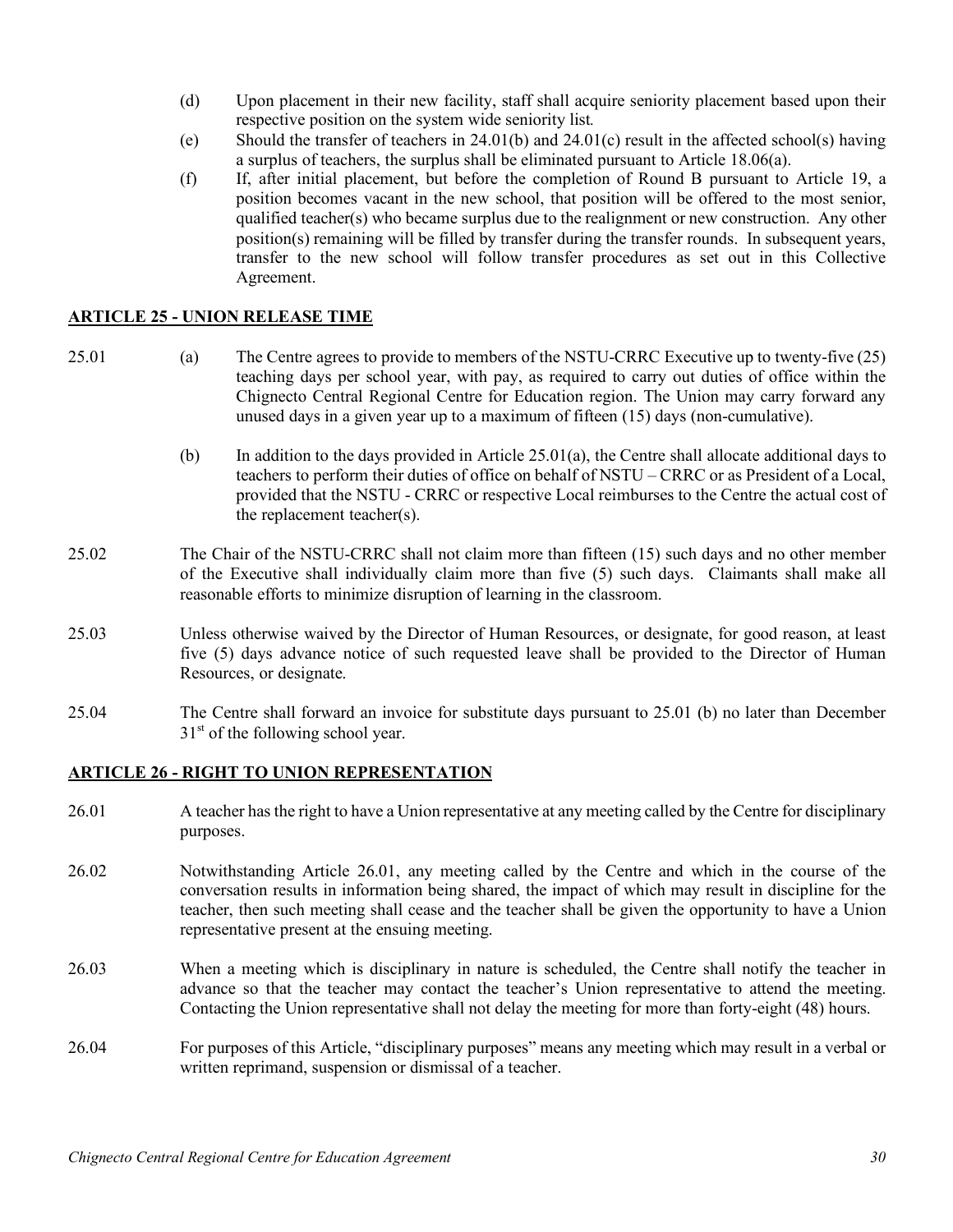(d) Upon placement in their new facility, staff shall acquire seniority placement based upon their respective position on the system wide seniority list.

(e) Should the transfer of teachers in 24.01(b) and 24.01(c) result in the affected school(s) having a surplus of teachers, the surplus shall be eliminated pursuant to Article 18.06(a).

(f) If, after initial placement, but before the completion of Round B pursuant to Article 19, a position becomes vacant in the new school, that position will be offered to the most senior, qualified teacher(s) who became surplus due to the realignment or new construction. Any other position(s) remaining will be filled by transfer during the transfer rounds. In subsequent years, transfer to the new school will follow transfer procedures as set out in this Collective Agreement.

## ARTICLE 25 - UNION RELEASE TIME

25.01 (a) The Centre agrees to provide to members of the NSTU-CRRC Executive up to twenty-five (25) teaching days per school year, with pay, as required to carry out duties of office within the Chignecto Central Regional Centre for Education region. The Union may carry forward any unused days in a given year up to a maximum of fifteen (15) days (non-cumulative).

(b) In addition to the days provided in Article 25.01(a), the Centre shall allocate additional days to teachers to perform their duties of office on behalf of NSTU – CRRC or as President of a Local, provided that the NSTU - CRRC or respective Local reimburses to the Centre the actual cost of the replacement teacher(s).

25.02 The Chair of the NSTU-CRRC shall not claim more than fifteen (15) such days and no other member of the Executive shall individually claim more than five (5) such days. Claimants shall make all reasonable efforts to minimize disruption of learning in the classroom.

25.03 Unless otherwise waived by the Director of Human Resources, or designate, for good reason, at least five (5) days advance notice of such requested leave shall be provided to the Director of Human Resources, or designate.

25.04 The Centre shall forward an invoice for substitute days pursuant to 25.01 (b) no later than December 31st of the following school year.

## ARTICLE 26 - RIGHT TO UNION REPRESENTATION

26.01 A teacher has the right to have a Union representative at any meeting called by the Centre for disciplinary purposes.

26.02 Notwithstanding Article 26.01, any meeting called by the Centre and which in the course of the conversation results in information being shared, the impact of which may result in discipline for the teacher, then such meeting shall cease and the teacher shall be given the opportunity to have a Union representative present at the ensuing meeting.

26.03 When a meeting which is disciplinary in nature is scheduled, the Centre shall notify the teacher in advance so that the teacher may contact the teacher's Union representative to attend the meeting. Contacting the Union representative shall not delay the meeting for more than forty-eight (48) hours.

26.04 For purposes of this Article, "disciplinary purposes" means any meeting which may result in a verbal or written reprimand, suspension or dismissal of a teacher.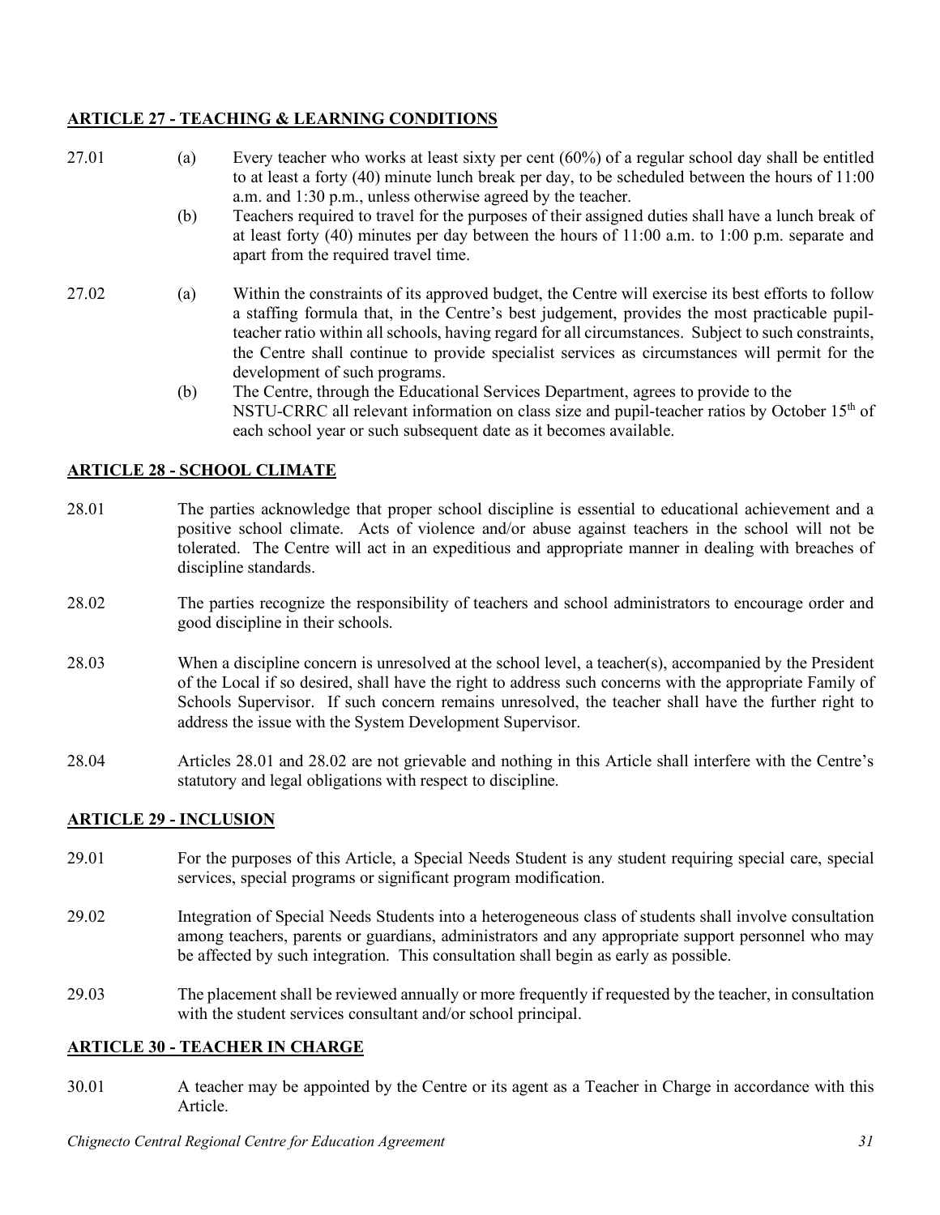## ARTICLE 27 - TEACHING & LEARNING CONDITIONS

27.01 (a) Every teacher who works at least sixty per cent (60%) of a regular school day shall be entitled to at least a forty (40) minute lunch break per day, to be scheduled between the hours of 11:00 a.m. and 1:30 p.m., unless otherwise agreed by the teacher.

(b) Teachers required to travel for the purposes of their assigned duties shall have a lunch break of at least forty (40) minutes per day between the hours of 11:00 a.m. to 1:00 p.m. separate and apart from the required travel time.

27.02 (a) Within the constraints of its approved budget, the Centre will exercise its best efforts to follow a staffing formula that, in the Centre's best judgement, provides the most practicable pupil-teacher ratio within all schools, having regard for all circumstances. Subject to such constraints, the Centre shall continue to provide specialist services as circumstances will permit for the development of such programs.

(b) The Centre, through the Educational Services Department, agrees to provide to the NSTU-CRRC all relevant information on class size and pupil-teacher ratios by October 15th of each school year or such subsequent date as it becomes available.

## ARTICLE 28 - SCHOOL CLIMATE

28.01 The parties acknowledge that proper school discipline is essential to educational achievement and a positive school climate. Acts of violence and/or abuse against teachers in the school will not be tolerated. The Centre will act in an expeditious and appropriate manner in dealing with breaches of discipline standards.

28.02 The parties recognize the responsibility of teachers and school administrators to encourage order and good discipline in their schools.

28.03 When a discipline concern is unresolved at the school level, a teacher(s), accompanied by the President of the Local if so desired, shall have the right to address such concerns with the appropriate Family of Schools Supervisor. If such concern remains unresolved, the teacher shall have the further right to address the issue with the System Development Supervisor.

28.04 Articles 28.01 and 28.02 are not grievable and nothing in this Article shall interfere with the Centre's statutory and legal obligations with respect to discipline.

## ARTICLE 29 - INCLUSION

29.01 For the purposes of this Article, a Special Needs Student is any student requiring special care, special services, special programs or significant program modification.

29.02 Integration of Special Needs Students into a heterogeneous class of students shall involve consultation among teachers, parents or guardians, administrators and any appropriate support personnel who may be affected by such integration. This consultation shall begin as early as possible.

29.03 The placement shall be reviewed annually or more frequently if requested by the teacher, in consultation with the student services consultant and/or school principal.

## ARTICLE 30 - TEACHER IN CHARGE

30.01 A teacher may be appointed by the Centre or its agent as a Teacher in Charge in accordance with this Article.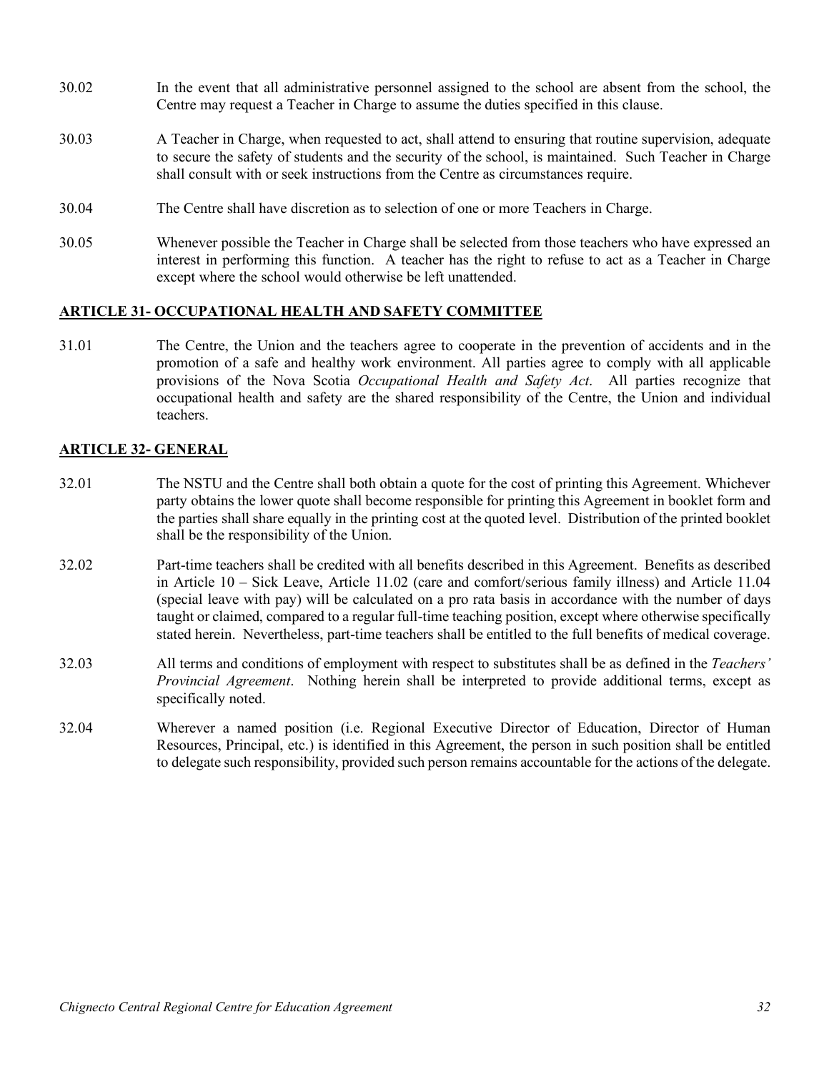30.02 In the event that all administrative personnel assigned to the school are absent from the school, the Centre may request a Teacher in Charge to assume the duties specified in this clause.

30.03 A Teacher in Charge, when requested to act, shall attend to ensuring that routine supervision, adequate to secure the safety of students and the security of the school, is maintained. Such Teacher in Charge shall consult with or seek instructions from the Centre as circumstances require.

30.04 The Centre shall have discretion as to selection of one or more Teachers in Charge.

30.05 Whenever possible the Teacher in Charge shall be selected from those teachers who have expressed an interest in performing this function. A teacher has the right to refuse to act as a Teacher in Charge except where the school would otherwise be left unattended.

## ARTICLE 31- OCCUPATIONAL HEALTH AND SAFETY COMMITTEE

31.01 The Centre, the Union and the teachers agree to cooperate in the prevention of accidents and in the promotion of a safe and healthy work environment. All parties agree to comply with all applicable provisions of the Nova Scotia *Occupational Health and Safety Act*. All parties recognize that occupational health and safety are the shared responsibility of the Centre, the Union and individual teachers.

## ARTICLE 32- GENERAL

32.01 The NSTU and the Centre shall both obtain a quote for the cost of printing this Agreement. Whichever party obtains the lower quote shall become responsible for printing this Agreement in booklet form and the parties shall share equally in the printing cost at the quoted level. Distribution of the printed booklet shall be the responsibility of the Union.

32.02 Part-time teachers shall be credited with all benefits described in this Agreement. Benefits as described in Article 10 – Sick Leave, Article 11.02 (care and comfort/serious family illness) and Article 11.04 (special leave with pay) will be calculated on a pro rata basis in accordance with the number of days taught or claimed, compared to a regular full-time teaching position, except where otherwise specifically stated herein. Nevertheless, part-time teachers shall be entitled to the full benefits of medical coverage.

32.03 All terms and conditions of employment with respect to substitutes shall be as defined in the *Teachers' Provincial Agreement*. Nothing herein shall be interpreted to provide additional terms, except as specifically noted.

32.04 Wherever a named position (i.e. Regional Executive Director of Education, Director of Human Resources, Principal, etc.) is identified in this Agreement, the person in such position shall be entitled to delegate such responsibility, provided such person remains accountable for the actions of the delegate.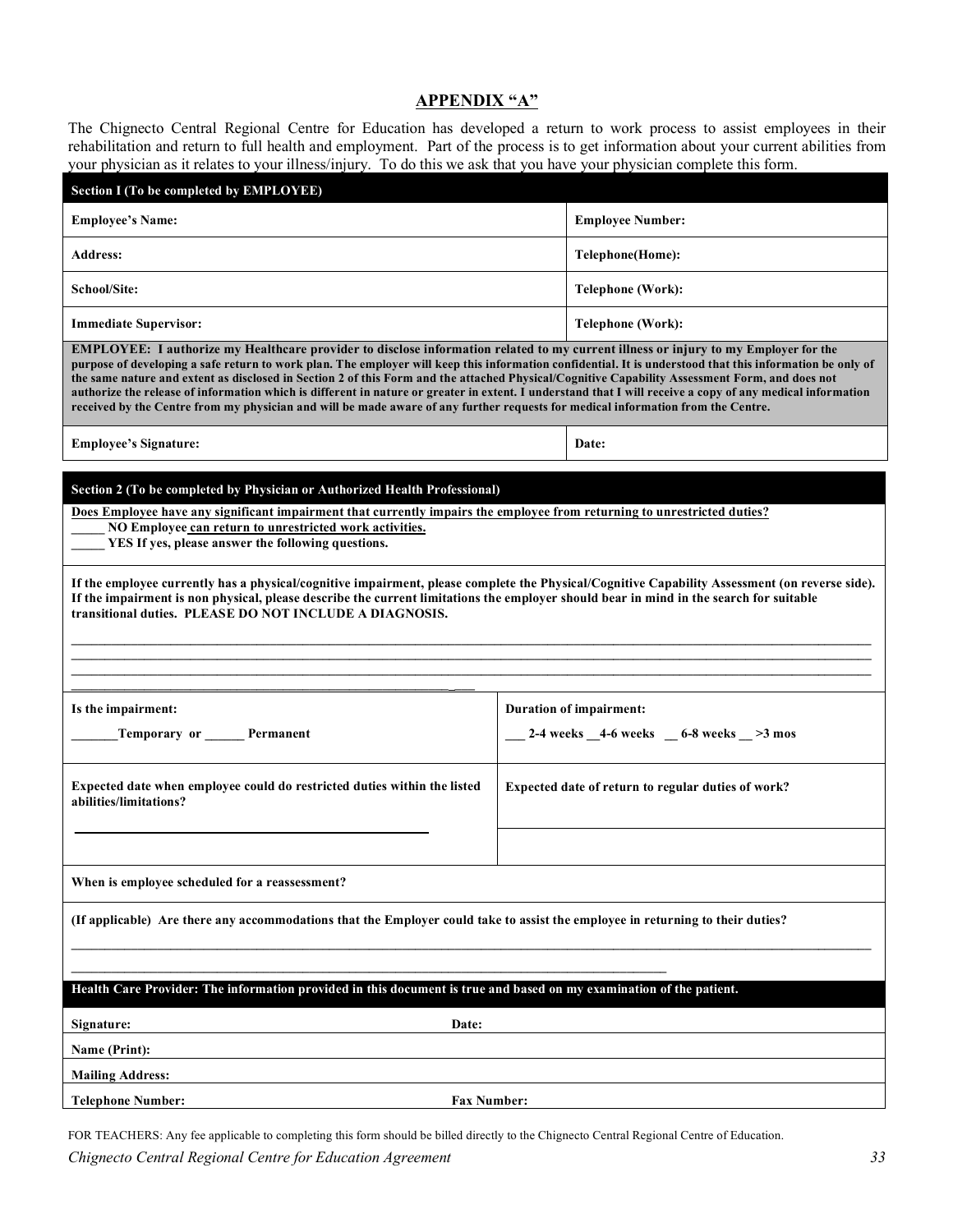## APPENDIX "A"

The Chignecto Central Regional Centre for Education has developed a return to work process to assist employees in their rehabilitation and return to full health and employment. Part of the process is to get information about your current abilities from your physician as it relates to your illness/injury. To do this we ask that you have your physician complete this form.

| Section I (To be completed by EMPLOYEE) | |
|---|---|
| **Employee's Name:** | **Employee Number:** |
| **Address:** | **Telephone(Home):** |
| **School/Site:** | **Telephone (Work):** |
| **Immediate Supervisor:** | **Telephone (Work):** |

**EMPLOYEE: I authorize my Healthcare provider to disclose information related to my current illness or injury to my Employer for the purpose of developing a safe return to work plan. The employer will keep this information confidential. It is understood that this information be only of the same nature and extent as disclosed in Section 2 of this Form and the attached Physical/Cognitive Capability Assessment Form, and does not authorize the release of information which is different in nature or greater in extent. I understand that I will receive a copy of any medical information received by the Centre from my physician and will be made aware of any further requests for medical information from the Centre.**

| **Employee's Signature:** | **Date:** |
|---|---|

**Section 2 (To be completed by Physician or Authorized Health Professional)**

**Does Employee have any significant impairment that currently impairs the employee from returning to unrestricted duties?**

**_____ NO Employee can return to unrestricted work activities.**

**_____ YES If yes, please answer the following questions.**

**If the employee currently has a physical/cognitive impairment, please complete the Physical/Cognitive Capability Assessment (on reverse side). If the impairment is non physical, please describe the current limitations the employer should bear in mind in the search for suitable transitional duties. PLEASE DO NOT INCLUDE A DIAGNOSIS.**

______________________________________________________________________________

______________________________________________________________________________

______________________________________________________________________________

______________________________________________________________________________

| **Is the impairment:** <br> **_______Temporary or ______ Permanent** | **Duration of impairment:** <br> **___ 2-4 weeks __4-6 weeks __ 6-8 weeks __ >3 mos** |
|---|---|
| **Expected date when employee could do restricted duties within the listed abilities/limitations?** <br> ____________________ | **Expected date of return to regular duties of work?** |

**When is employee scheduled for a reassessment?**

**(If applicable) Are there any accommodations that the Employer could take to assist the employee in returning to their duties?**

______________________________________________________________________________

______________________________________________________________________________

**Health Care Provider: The information provided in this document is true and based on my examination of the patient.**

| **Signature:** | **Date:** |
|---|---|
| **Name (Print):** | |
| **Mailing Address:** | |
| **Telephone Number:** | **Fax Number:** |

FOR TEACHERS: Any fee applicable to completing this form should be billed directly to the Chignecto Central Regional Centre of Education.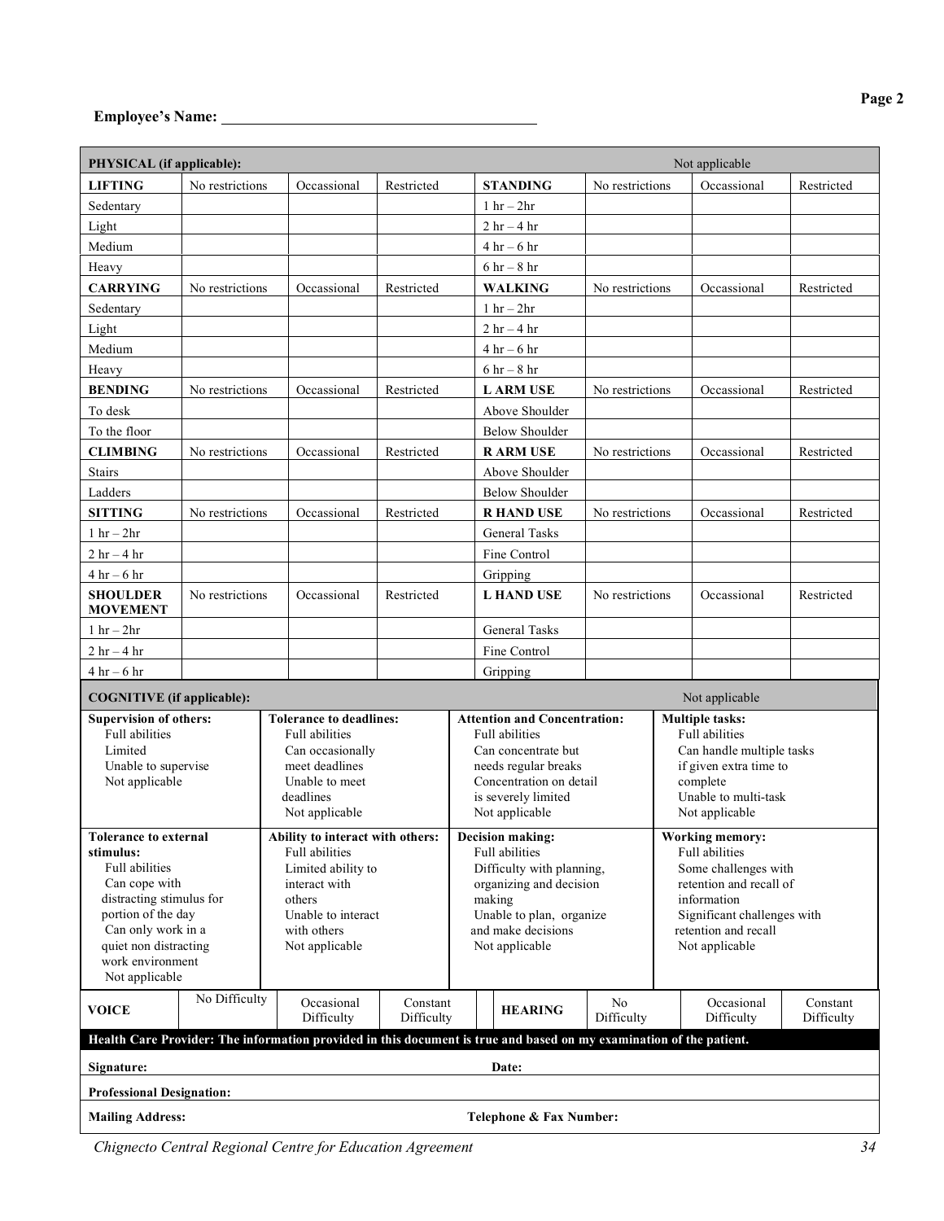**Employee's Name:** ______________________________

| PHYSICAL (if applicable): | | | | | | | Not applicable |
|---|---|---|---|---|---|---|---|
| **LIFTING** | No restrictions | Occassional | Restricted | **STANDING** | No restrictions | Occassional | Restricted |
| Sedentary | | | | 1 hr – 2hr | | | |
| Light | | | | 2 hr – 4 hr | | | |
| Medium | | | | 4 hr – 6 hr | | | |
| Heavy | | | | 6 hr – 8 hr | | | |
| **CARRYING** | No restrictions | Occassional | Restricted | **WALKING** | No restrictions | Occassional | Restricted |
| Sedentary | | | | 1 hr – 2hr | | | |
| Light | | | | 2 hr – 4 hr | | | |
| Medium | | | | 4 hr – 6 hr | | | |
| Heavy | | | | 6 hr – 8 hr | | | |
| **BENDING** | No restrictions | Occassional | Restricted | **L ARM USE** | No restrictions | Occassional | Restricted |
| To desk | | | | Above Shoulder | | | |
| To the floor | | | | Below Shoulder | | | |
| **CLIMBING** | No restrictions | Occassional | Restricted | **R ARM USE** | No restrictions | Occassional | Restricted |
| Stairs | | | | Above Shoulder | | | |
| Ladders | | | | Below Shoulder | | | |
| **SITTING** | No restrictions | Occassional | Restricted | **R HAND USE** | No restrictions | Occassional | Restricted |
| 1 hr – 2hr | | | | General Tasks | | | |
| 2 hr – 4 hr | | | | Fine Control | | | |
| 4 hr – 6 hr | | | | Gripping | | | |
| **SHOULDER MOVEMENT** | No restrictions | Occassional | Restricted | **L HAND USE** | No restrictions | Occassional | Restricted |
| 1 hr – 2hr | | | | General Tasks | | | |
| 2 hr – 4 hr | | | | Fine Control | | | |
| 4 hr – 6 hr | | | | Gripping | | | |

| COGNITIVE (if applicable): | | | Not applicable |
|---|---|---|---|
| **Supervision of others:** Full abilities; Limited; Unable to supervise; Not applicable | **Tolerance to deadlines:** Full abilities; Can occasionally meet deadlines; Unable to meet deadlines; Not applicable | **Attention and Concentration:** Full abilities; Can concentrate but needs regular breaks; Concentration on detail is severely limited; Not applicable | **Multiple tasks:** Full abilities; Can handle multiple tasks if given extra time to complete; Unable to multi-task; Not applicable |
| **Tolerance to external stimulus:** Full abilities; Can cope with distracting stimulus for portion of the day; Can only work in a quiet non distracting work environment; Not applicable | **Ability to interact with others:** Full abilities; Limited ability to interact with others; Unable to interact with others; Not applicable | **Decision making:** Full abilities; Difficulty with planning, organizing and decision making; Unable to plan, organize and make decisions; Not applicable | **Working memory:** Full abilities; Some challenges with retention and recall of information; Significant challenges with retention and recall; Not applicable |

| **VOICE** | No Difficulty | Occasional Difficulty | Constant Difficulty | **HEARING** | No Difficulty | Occasional Difficulty | Constant Difficulty |
|---|---|---|---|---|---|---|---|

**Health Care Provider: The information provided in this document is true and based on my examination of the patient.**

**Signature:** &nbsp;&nbsp;&nbsp;&nbsp;&nbsp;&nbsp;&nbsp;&nbsp;&nbsp;&nbsp;&nbsp;&nbsp;&nbsp;&nbsp;&nbsp;&nbsp;&nbsp;&nbsp;&nbsp;&nbsp; **Date:**

**Professional Designation:**

**Mailing Address:** &nbsp;&nbsp;&nbsp;&nbsp;&nbsp;&nbsp;&nbsp;&nbsp;&nbsp;&nbsp;&nbsp;&nbsp;&nbsp;&nbsp;&nbsp;&nbsp;&nbsp;&nbsp;&nbsp;&nbsp; **Telephone & Fax Number:**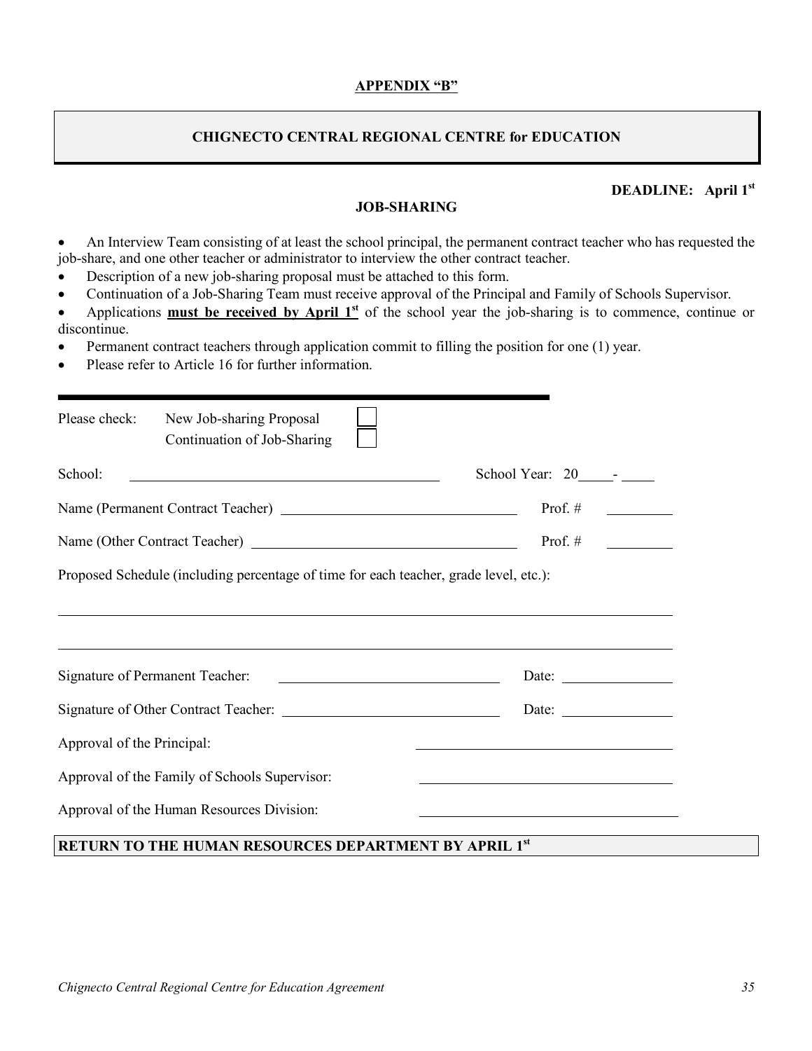**APPENDIX "B"**

## CHIGNECTO CENTRAL REGIONAL CENTRE for EDUCATION

**DEADLINE: April 1st**

### JOB-SHARING

- An Interview Team consisting of at least the school principal, the permanent contract teacher who has requested the job-share, and one other teacher or administrator to interview the other contract teacher.
- Description of a new job-sharing proposal must be attached to this form.
- Continuation of a Job-Sharing Team must receive approval of the Principal and Family of Schools Supervisor.
- Applications **must be received by April 1st** of the school year the job-sharing is to commence, continue or discontinue.
- Permanent contract teachers through application commit to filling the position for one (1) year.
- Please refer to Article 16 for further information.

---

Please check: New Job-sharing Proposal ☐
Continuation of Job-Sharing ☐

School: ______________________________ School Year: 20____- ____

Name (Permanent Contract Teacher) ______________________________ Prof. # ________

Name (Other Contract Teacher) ______________________________ Prof. # ________

Proposed Schedule (including percentage of time for each teacher, grade level, etc.):

______________________________________________________________________

______________________________________________________________________

Signature of Permanent Teacher: ______________________________ Date: ____________

Signature of Other Contract Teacher: ______________________________ Date: ____________

Approval of the Principal: ______________________________

Approval of the Family of Schools Supervisor: ______________________________

Approval of the Human Resources Division: ______________________________

**RETURN TO THE HUMAN RESOURCES DEPARTMENT BY APRIL 1st**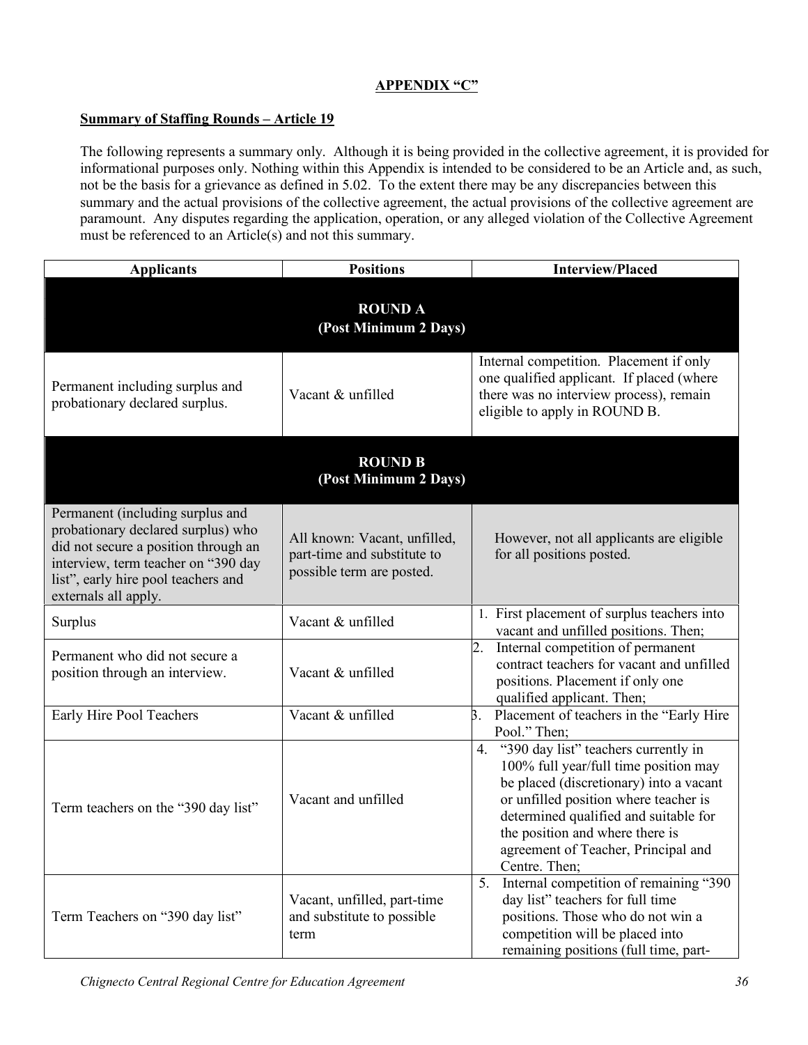## APPENDIX "C"

**Summary of Staffing Rounds – Article 19**

The following represents a summary only. Although it is being provided in the collective agreement, it is provided for informational purposes only. Nothing within this Appendix is intended to be considered to be an Article and, as such, not be the basis for a grievance as defined in 5.02. To the extent there may be any discrepancies between this summary and the actual provisions of the collective agreement, the actual provisions of the collective agreement are paramount. Any disputes regarding the application, operation, or any alleged violation of the Collective Agreement must be referenced to an Article(s) and not this summary.

| Applicants | Positions | Interview/Placed |
|---|---|---|
| **ROUND A (Post Minimum 2 Days)** | | |
| Permanent including surplus and probationary declared surplus. | Vacant & unfilled | Internal competition. Placement if only one qualified applicant. If placed (where there was no interview process), remain eligible to apply in ROUND B. |
| **ROUND B (Post Minimum 2 Days)** | | |
| Permanent (including surplus and probationary declared surplus) who did not secure a position through an interview, term teacher on "390 day list", early hire pool teachers and externals all apply. | All known: Vacant, unfilled, part-time and substitute to possible term are posted. | However, not all applicants are eligible for all positions posted. |
| Surplus | Vacant & unfilled | 1. First placement of surplus teachers into vacant and unfilled positions. Then; |
| Permanent who did not secure a position through an interview. | Vacant & unfilled | 2. Internal competition of permanent contract teachers for vacant and unfilled positions. Placement if only one qualified applicant. Then; |
| Early Hire Pool Teachers | Vacant & unfilled | 3. Placement of teachers in the "Early Hire Pool." Then; |
| Term teachers on the "390 day list" | Vacant and unfilled | 4. "390 day list" teachers currently in 100% full year/full time position may be placed (discretionary) into a vacant or unfilled position where teacher is determined qualified and suitable for the position and where there is agreement of Teacher, Principal and Centre. Then; |
| Term Teachers on "390 day list" | Vacant, unfilled, part-time and substitute to possible term | 5. Internal competition of remaining "390 day list" teachers for full time positions. Those who do not win a competition will be placed into remaining positions (full time, part- |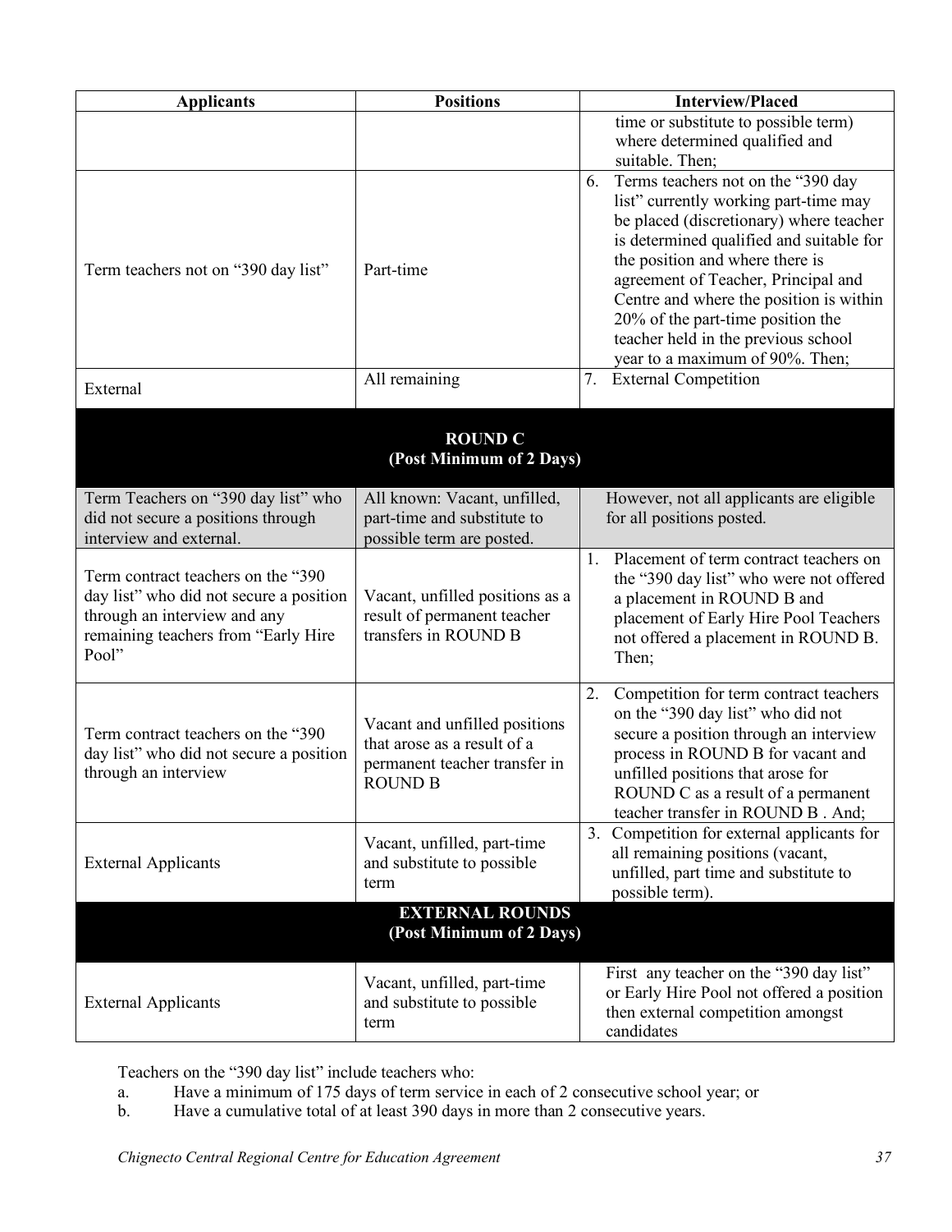| Applicants | Positions | Interview/Placed |
|---|---|---|
| | | time or substitute to possible term) where determined qualified and suitable. Then; |
| Term teachers not on "390 day list" | Part-time | 6. Terms teachers not on the "390 day list" currently working part-time may be placed (discretionary) where teacher is determined qualified and suitable for the position and where there is agreement of Teacher, Principal and Centre and where the position is within 20% of the part-time position the teacher held in the previous school year to a maximum of 90%. Then; |
| External | All remaining | 7. External Competition |
| **ROUND C (Post Minimum of 2 Days)** | | |
| Term Teachers on "390 day list" who did not secure a positions through interview and external. | All known: Vacant, unfilled, part-time and substitute to possible term are posted. | However, not all applicants are eligible for all positions posted. |
| Term contract teachers on the "390 day list" who did not secure a position through an interview and any remaining teachers from "Early Hire Pool" | Vacant, unfilled positions as a result of permanent teacher transfers in ROUND B | 1. Placement of term contract teachers on the "390 day list" who were not offered a placement in ROUND B and placement of Early Hire Pool Teachers not offered a placement in ROUND B. Then; |
| Term contract teachers on the "390 day list" who did not secure a position through an interview | Vacant and unfilled positions that arose as a result of a permanent teacher transfer in ROUND B | 2. Competition for term contract teachers on the "390 day list" who did not secure a position through an interview process in ROUND B for vacant and unfilled positions that arose for ROUND C as a result of a permanent teacher transfer in ROUND B . And; |
| External Applicants | Vacant, unfilled, part-time and substitute to possible term | 3. Competition for external applicants for all remaining positions (vacant, unfilled, part time and substitute to possible term). |
| **EXTERNAL ROUNDS (Post Minimum of 2 Days)** | | |
| External Applicants | Vacant, unfilled, part-time and substitute to possible term | First any teacher on the "390 day list" or Early Hire Pool not offered a position then external competition amongst candidates |

Teachers on the "390 day list" include teachers who:

a. Have a minimum of 175 days of term service in each of 2 consecutive school year; or

b. Have a cumulative total of at least 390 days in more than 2 consecutive years.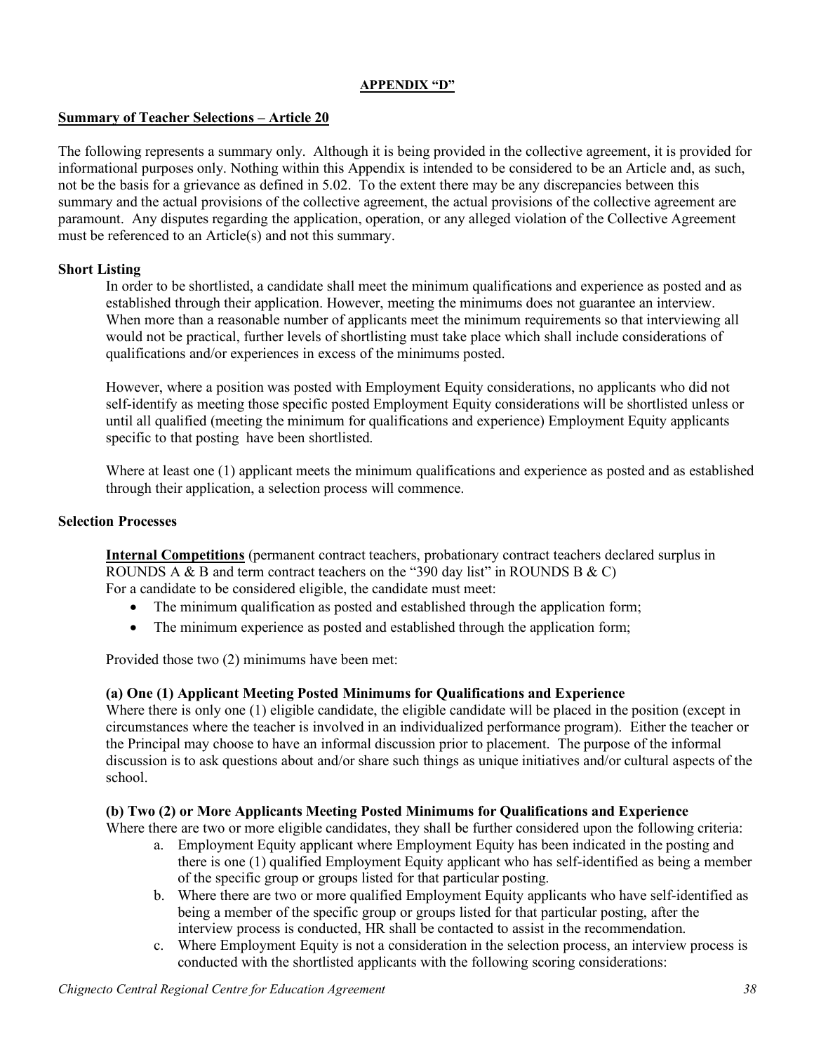**APPENDIX "D"**

**Summary of Teacher Selections – Article 20**

The following represents a summary only. Although it is being provided in the collective agreement, it is provided for informational purposes only. Nothing within this Appendix is intended to be considered to be an Article and, as such, not be the basis for a grievance as defined in 5.02. To the extent there may be any discrepancies between this summary and the actual provisions of the collective agreement, the actual provisions of the collective agreement are paramount. Any disputes regarding the application, operation, or any alleged violation of the Collective Agreement must be referenced to an Article(s) and not this summary.

**Short Listing**

In order to be shortlisted, a candidate shall meet the minimum qualifications and experience as posted and as established through their application. However, meeting the minimums does not guarantee an interview. When more than a reasonable number of applicants meet the minimum requirements so that interviewing all would not be practical, further levels of shortlisting must take place which shall include considerations of qualifications and/or experiences in excess of the minimums posted.

However, where a position was posted with Employment Equity considerations, no applicants who did not self-identify as meeting those specific posted Employment Equity considerations will be shortlisted unless or until all qualified (meeting the minimum for qualifications and experience) Employment Equity applicants specific to that posting have been shortlisted.

Where at least one (1) applicant meets the minimum qualifications and experience as posted and as established through their application, a selection process will commence.

**Selection Processes**

**Internal Competitions** (permanent contract teachers, probationary contract teachers declared surplus in ROUNDS A & B and term contract teachers on the "390 day list" in ROUNDS B & C)
For a candidate to be considered eligible, the candidate must meet:

- The minimum qualification as posted and established through the application form;
- The minimum experience as posted and established through the application form;

Provided those two (2) minimums have been met:

**(a) One (1) Applicant Meeting Posted Minimums for Qualifications and Experience**
Where there is only one (1) eligible candidate, the eligible candidate will be placed in the position (except in circumstances where the teacher is involved in an individualized performance program). Either the teacher or the Principal may choose to have an informal discussion prior to placement. The purpose of the informal discussion is to ask questions about and/or share such things as unique initiatives and/or cultural aspects of the school.

**(b) Two (2) or More Applicants Meeting Posted Minimums for Qualifications and Experience**
Where there are two or more eligible candidates, they shall be further considered upon the following criteria:

a. Employment Equity applicant where Employment Equity has been indicated in the posting and there is one (1) qualified Employment Equity applicant who has self-identified as being a member of the specific group or groups listed for that particular posting.
b. Where there are two or more qualified Employment Equity applicants who have self-identified as being a member of the specific group or groups listed for that particular posting, after the interview process is conducted, HR shall be contacted to assist in the recommendation.
c. Where Employment Equity is not a consideration in the selection process, an interview process is conducted with the shortlisted applicants with the following scoring considerations: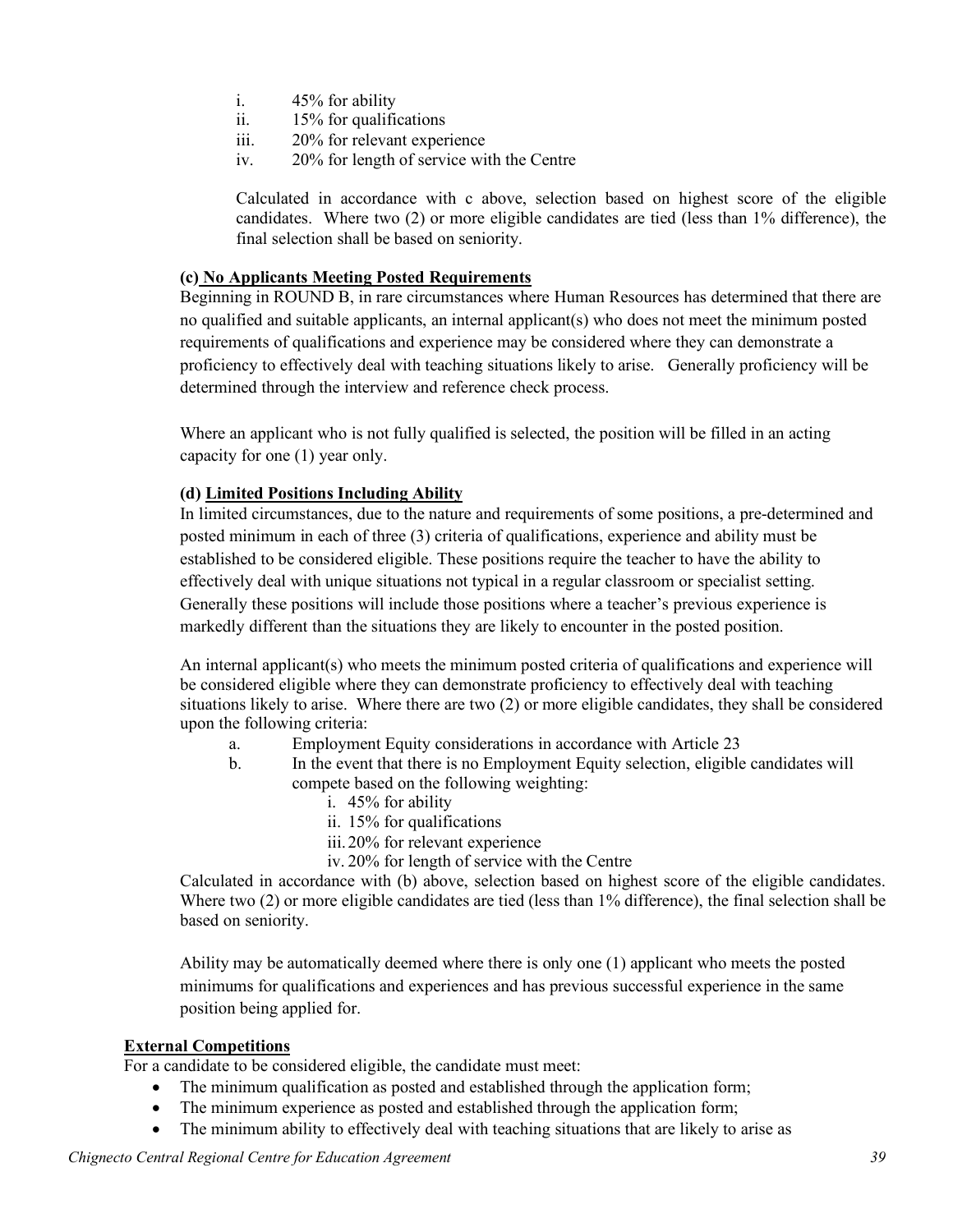i. 45% for ability
ii. 15% for qualifications
iii. 20% for relevant experience
iv. 20% for length of service with the Centre

Calculated in accordance with c above, selection based on highest score of the eligible candidates. Where two (2) or more eligible candidates are tied (less than 1% difference), the final selection shall be based on seniority.

**(c) No Applicants Meeting Posted Requirements**

Beginning in ROUND B, in rare circumstances where Human Resources has determined that there are no qualified and suitable applicants, an internal applicant(s) who does not meet the minimum posted requirements of qualifications and experience may be considered where they can demonstrate a proficiency to effectively deal with teaching situations likely to arise. Generally proficiency will be determined through the interview and reference check process.

Where an applicant who is not fully qualified is selected, the position will be filled in an acting capacity for one (1) year only.

**(d) Limited Positions Including Ability**

In limited circumstances, due to the nature and requirements of some positions, a pre-determined and posted minimum in each of three (3) criteria of qualifications, experience and ability must be established to be considered eligible. These positions require the teacher to have the ability to effectively deal with unique situations not typical in a regular classroom or specialist setting. Generally these positions will include those positions where a teacher's previous experience is markedly different than the situations they are likely to encounter in the posted position.

An internal applicant(s) who meets the minimum posted criteria of qualifications and experience will be considered eligible where they can demonstrate proficiency to effectively deal with teaching situations likely to arise. Where there are two (2) or more eligible candidates, they shall be considered upon the following criteria:

a. Employment Equity considerations in accordance with Article 23
b. In the event that there is no Employment Equity selection, eligible candidates will compete based on the following weighting:
   i. 45% for ability
   ii. 15% for qualifications
   iii. 20% for relevant experience
   iv. 20% for length of service with the Centre

Calculated in accordance with (b) above, selection based on highest score of the eligible candidates. Where two (2) or more eligible candidates are tied (less than 1% difference), the final selection shall be based on seniority.

Ability may be automatically deemed where there is only one (1) applicant who meets the posted minimums for qualifications and experiences and has previous successful experience in the same position being applied for.

**External Competitions**

For a candidate to be considered eligible, the candidate must meet:

- The minimum qualification as posted and established through the application form;
- The minimum experience as posted and established through the application form;
- The minimum ability to effectively deal with teaching situations that are likely to arise as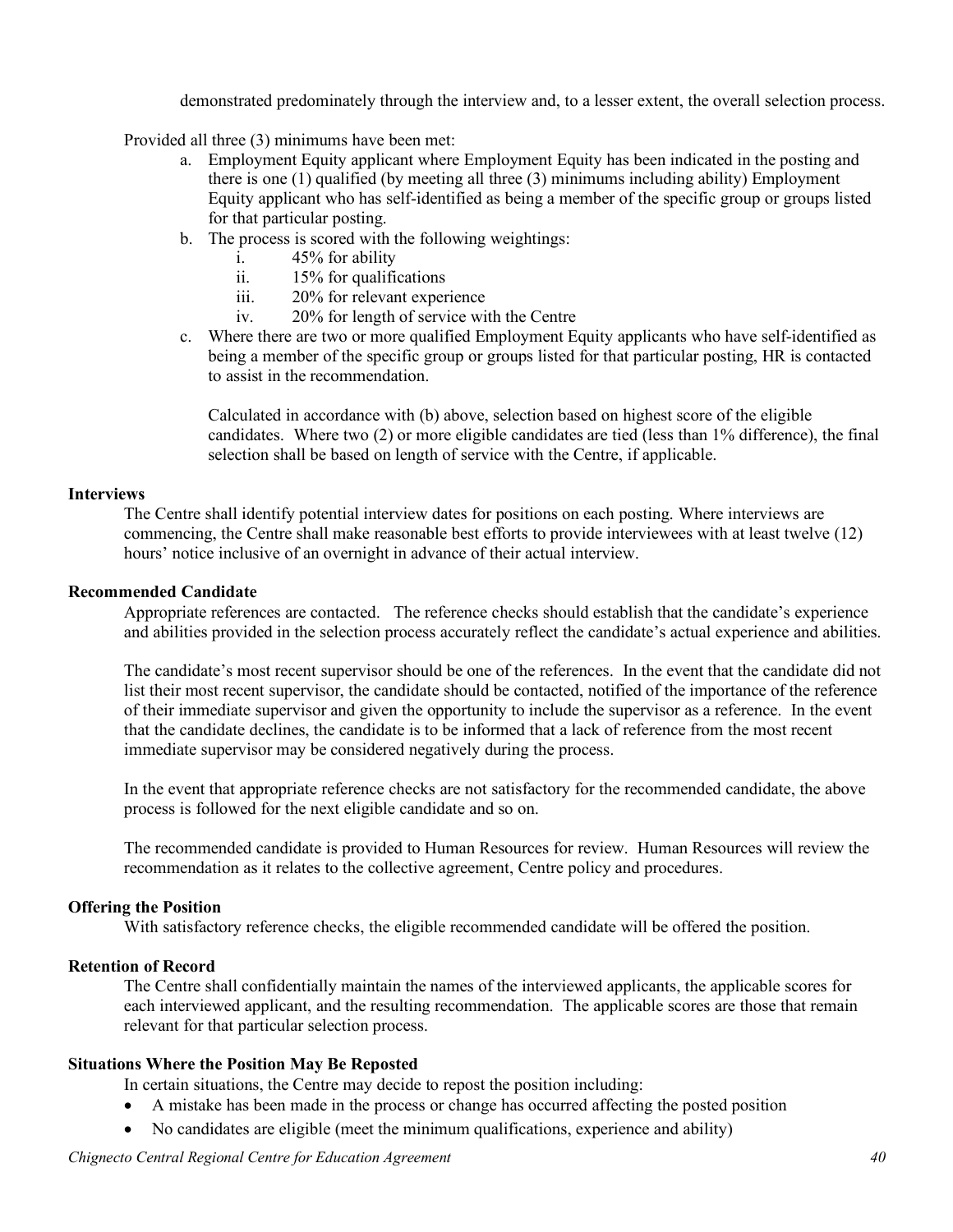demonstrated predominately through the interview and, to a lesser extent, the overall selection process.

Provided all three (3) minimums have been met:

a. Employment Equity applicant where Employment Equity has been indicated in the posting and there is one (1) qualified (by meeting all three (3) minimums including ability) Employment Equity applicant who has self-identified as being a member of the specific group or groups listed for that particular posting.
b. The process is scored with the following weightings:
    i. 45% for ability
    ii. 15% for qualifications
    iii. 20% for relevant experience
    iv. 20% for length of service with the Centre
c. Where there are two or more qualified Employment Equity applicants who have self-identified as being a member of the specific group or groups listed for that particular posting, HR is contacted to assist in the recommendation.

    Calculated in accordance with (b) above, selection based on highest score of the eligible candidates. Where two (2) or more eligible candidates are tied (less than 1% difference), the final selection shall be based on length of service with the Centre, if applicable.

**Interviews**

The Centre shall identify potential interview dates for positions on each posting. Where interviews are commencing, the Centre shall make reasonable best efforts to provide interviewees with at least twelve (12) hours' notice inclusive of an overnight in advance of their actual interview.

**Recommended Candidate**

Appropriate references are contacted. The reference checks should establish that the candidate's experience and abilities provided in the selection process accurately reflect the candidate's actual experience and abilities.

The candidate's most recent supervisor should be one of the references. In the event that the candidate did not list their most recent supervisor, the candidate should be contacted, notified of the importance of the reference of their immediate supervisor and given the opportunity to include the supervisor as a reference. In the event that the candidate declines, the candidate is to be informed that a lack of reference from the most recent immediate supervisor may be considered negatively during the process.

In the event that appropriate reference checks are not satisfactory for the recommended candidate, the above process is followed for the next eligible candidate and so on.

The recommended candidate is provided to Human Resources for review. Human Resources will review the recommendation as it relates to the collective agreement, Centre policy and procedures.

**Offering the Position**

With satisfactory reference checks, the eligible recommended candidate will be offered the position.

**Retention of Record**

The Centre shall confidentially maintain the names of the interviewed applicants, the applicable scores for each interviewed applicant, and the resulting recommendation. The applicable scores are those that remain relevant for that particular selection process.

**Situations Where the Position May Be Reposted**

In certain situations, the Centre may decide to repost the position including:

- A mistake has been made in the process or change has occurred affecting the posted position
- No candidates are eligible (meet the minimum qualifications, experience and ability)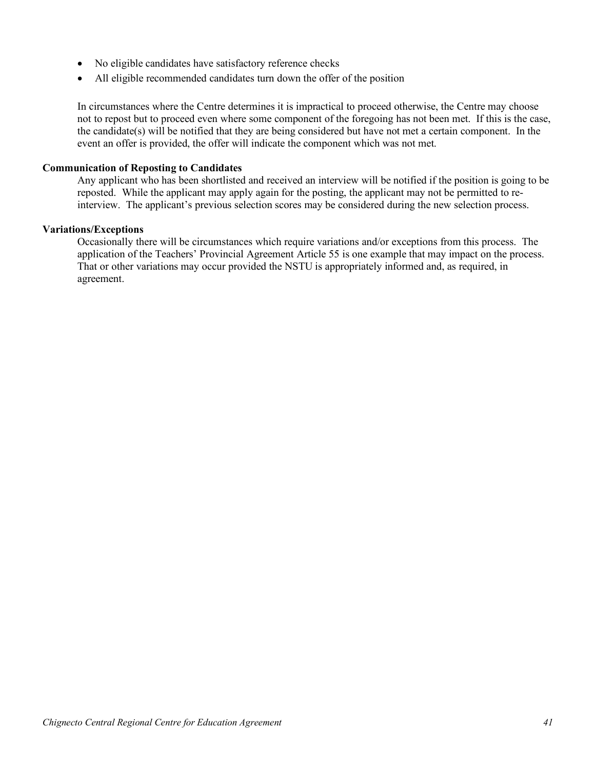- No eligible candidates have satisfactory reference checks
- All eligible recommended candidates turn down the offer of the position

In circumstances where the Centre determines it is impractical to proceed otherwise, the Centre may choose not to repost but to proceed even where some component of the foregoing has not been met. If this is the case, the candidate(s) will be notified that they are being considered but have not met a certain component. In the event an offer is provided, the offer will indicate the component which was not met.

**Communication of Reposting to Candidates**

Any applicant who has been shortlisted and received an interview will be notified if the position is going to be reposted. While the applicant may apply again for the posting, the applicant may not be permitted to re-interview. The applicant's previous selection scores may be considered during the new selection process.

**Variations/Exceptions**

Occasionally there will be circumstances which require variations and/or exceptions from this process. The application of the Teachers' Provincial Agreement Article 55 is one example that may impact on the process. That or other variations may occur provided the NSTU is appropriately informed and, as required, in agreement.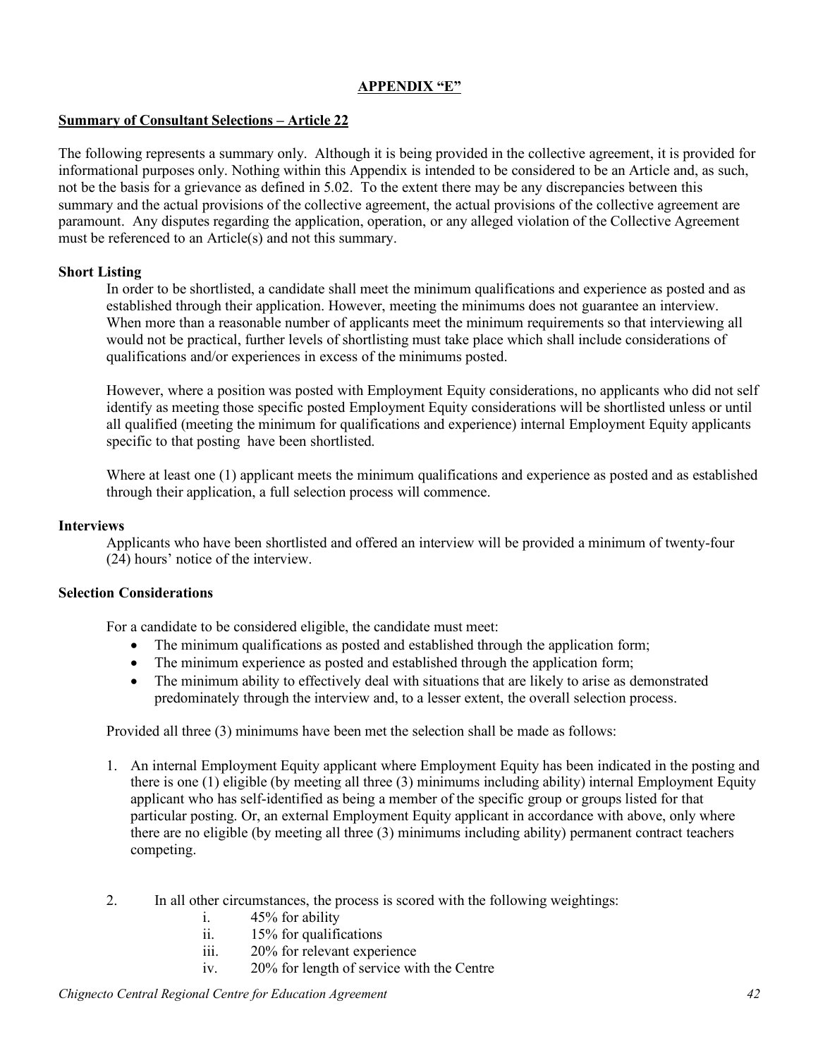## APPENDIX "E"

**Summary of Consultant Selections – Article 22**

The following represents a summary only. Although it is being provided in the collective agreement, it is provided for informational purposes only. Nothing within this Appendix is intended to be considered to be an Article and, as such, not be the basis for a grievance as defined in 5.02. To the extent there may be any discrepancies between this summary and the actual provisions of the collective agreement, the actual provisions of the collective agreement are paramount. Any disputes regarding the application, operation, or any alleged violation of the Collective Agreement must be referenced to an Article(s) and not this summary.

**Short Listing**

In order to be shortlisted, a candidate shall meet the minimum qualifications and experience as posted and as established through their application. However, meeting the minimums does not guarantee an interview. When more than a reasonable number of applicants meet the minimum requirements so that interviewing all would not be practical, further levels of shortlisting must take place which shall include considerations of qualifications and/or experiences in excess of the minimums posted.

However, where a position was posted with Employment Equity considerations, no applicants who did not self identify as meeting those specific posted Employment Equity considerations will be shortlisted unless or until all qualified (meeting the minimum for qualifications and experience) internal Employment Equity applicants specific to that posting have been shortlisted.

Where at least one (1) applicant meets the minimum qualifications and experience as posted and as established through their application, a full selection process will commence.

**Interviews**

Applicants who have been shortlisted and offered an interview will be provided a minimum of twenty-four (24) hours' notice of the interview.

**Selection Considerations**

For a candidate to be considered eligible, the candidate must meet:

- The minimum qualifications as posted and established through the application form;
- The minimum experience as posted and established through the application form;
- The minimum ability to effectively deal with situations that are likely to arise as demonstrated predominately through the interview and, to a lesser extent, the overall selection process.

Provided all three (3) minimums have been met the selection shall be made as follows:

1. An internal Employment Equity applicant where Employment Equity has been indicated in the posting and there is one (1) eligible (by meeting all three (3) minimums including ability) internal Employment Equity applicant who has self-identified as being a member of the specific group or groups listed for that particular posting. Or, an external Employment Equity applicant in accordance with above, only where there are no eligible (by meeting all three (3) minimums including ability) permanent contract teachers competing.

2. In all other circumstances, the process is scored with the following weightings:
   i. 45% for ability
   ii. 15% for qualifications
   iii. 20% for relevant experience
   iv. 20% for length of service with the Centre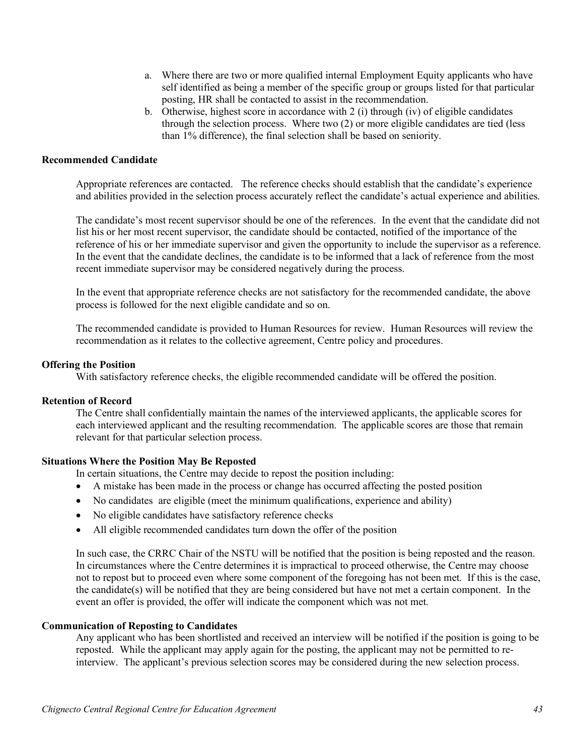a. Where there are two or more qualified internal Employment Equity applicants who have self identified as being a member of the specific group or groups listed for that particular posting, HR shall be contacted to assist in the recommendation.
b. Otherwise, highest score in accordance with 2 (i) through (iv) of eligible candidates through the selection process. Where two (2) or more eligible candidates are tied (less than 1% difference), the final selection shall be based on seniority.

**Recommended Candidate**

Appropriate references are contacted. The reference checks should establish that the candidate's experience and abilities provided in the selection process accurately reflect the candidate's actual experience and abilities.

The candidate's most recent supervisor should be one of the references. In the event that the candidate did not list his or her most recent supervisor, the candidate should be contacted, notified of the importance of the reference of his or her immediate supervisor and given the opportunity to include the supervisor as a reference. In the event that the candidate declines, the candidate is to be informed that a lack of reference from the most recent immediate supervisor may be considered negatively during the process.

In the event that appropriate reference checks are not satisfactory for the recommended candidate, the above process is followed for the next eligible candidate and so on.

The recommended candidate is provided to Human Resources for review. Human Resources will review the recommendation as it relates to the collective agreement, Centre policy and procedures.

**Offering the Position**

With satisfactory reference checks, the eligible recommended candidate will be offered the position.

**Retention of Record**

The Centre shall confidentially maintain the names of the interviewed applicants, the applicable scores for each interviewed applicant and the resulting recommendation. The applicable scores are those that remain relevant for that particular selection process.

**Situations Where the Position May Be Reposted**

In certain situations, the Centre may decide to repost the position including:

- A mistake has been made in the process or change has occurred affecting the posted position
- No candidates are eligible (meet the minimum qualifications, experience and ability)
- No eligible candidates have satisfactory reference checks
- All eligible recommended candidates turn down the offer of the position

In such case, the CRRC Chair of the NSTU will be notified that the position is being reposted and the reason. In circumstances where the Centre determines it is impractical to proceed otherwise, the Centre may choose not to repost but to proceed even where some component of the foregoing has not been met. If this is the case, the candidate(s) will be notified that they are being considered but have not met a certain component. In the event an offer is provided, the offer will indicate the component which was not met.

**Communication of Reposting to Candidates**

Any applicant who has been shortlisted and received an interview will be notified if the position is going to be reposted. While the applicant may apply again for the posting, the applicant may not be permitted to re-interview. The applicant's previous selection scores may be considered during the new selection process.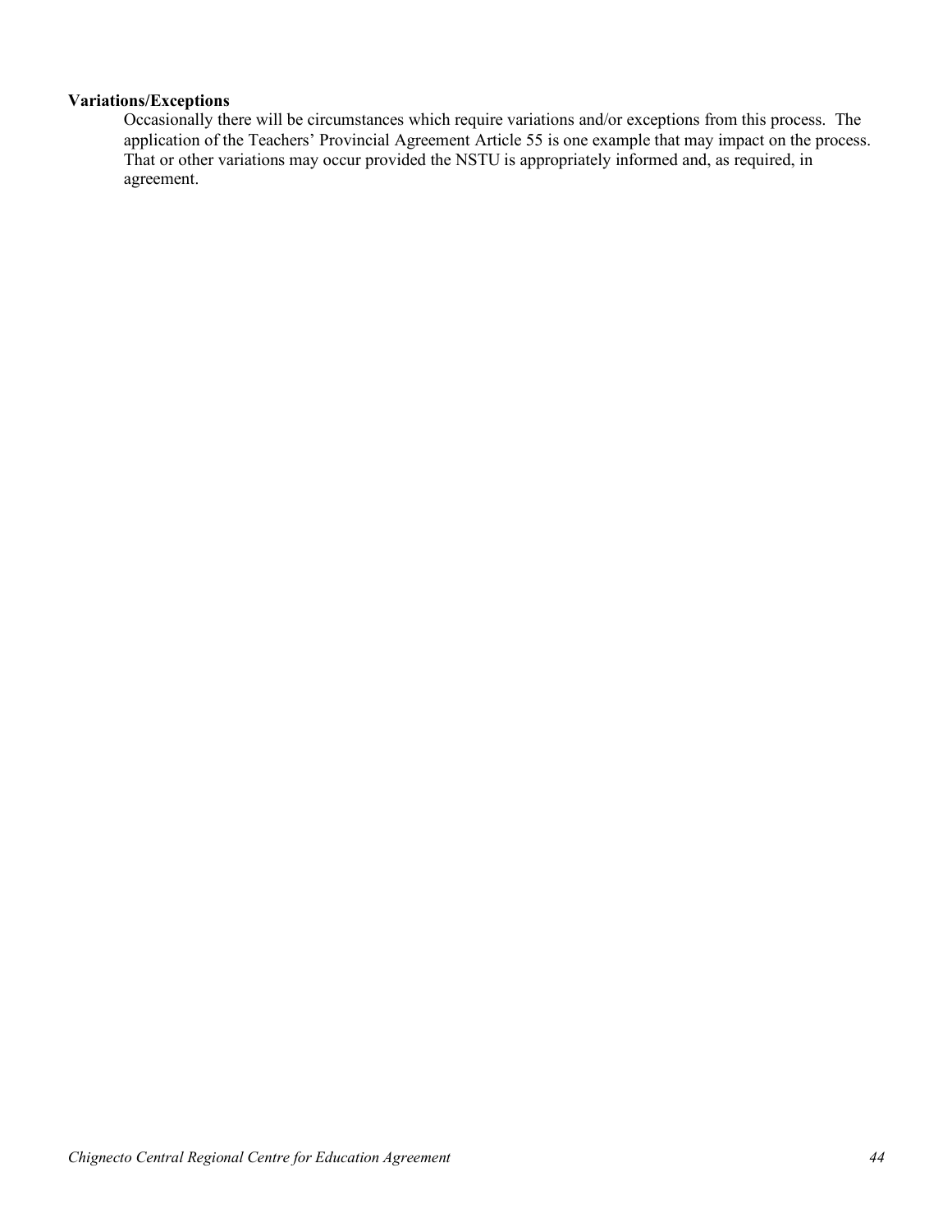**Variations/Exceptions**

Occasionally there will be circumstances which require variations and/or exceptions from this process. The application of the Teachers' Provincial Agreement Article 55 is one example that may impact on the process. That or other variations may occur provided the NSTU is appropriately informed and, as required, in agreement.